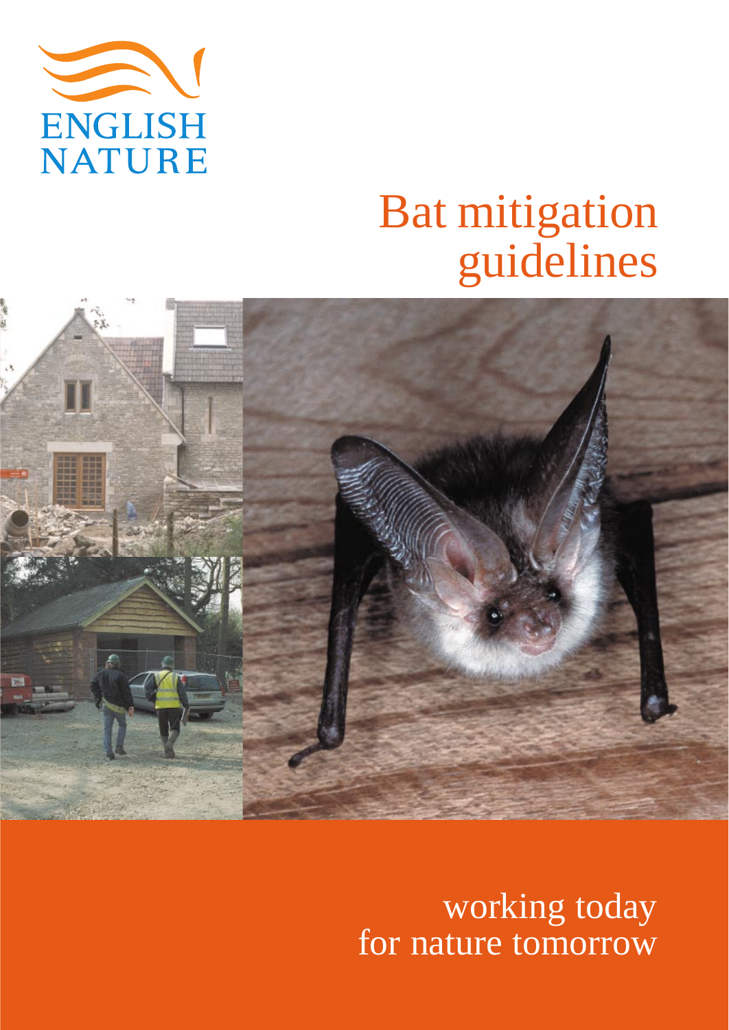ENGLISH NATURE

# Bat mitigation guidelines

working today
for nature tomorrow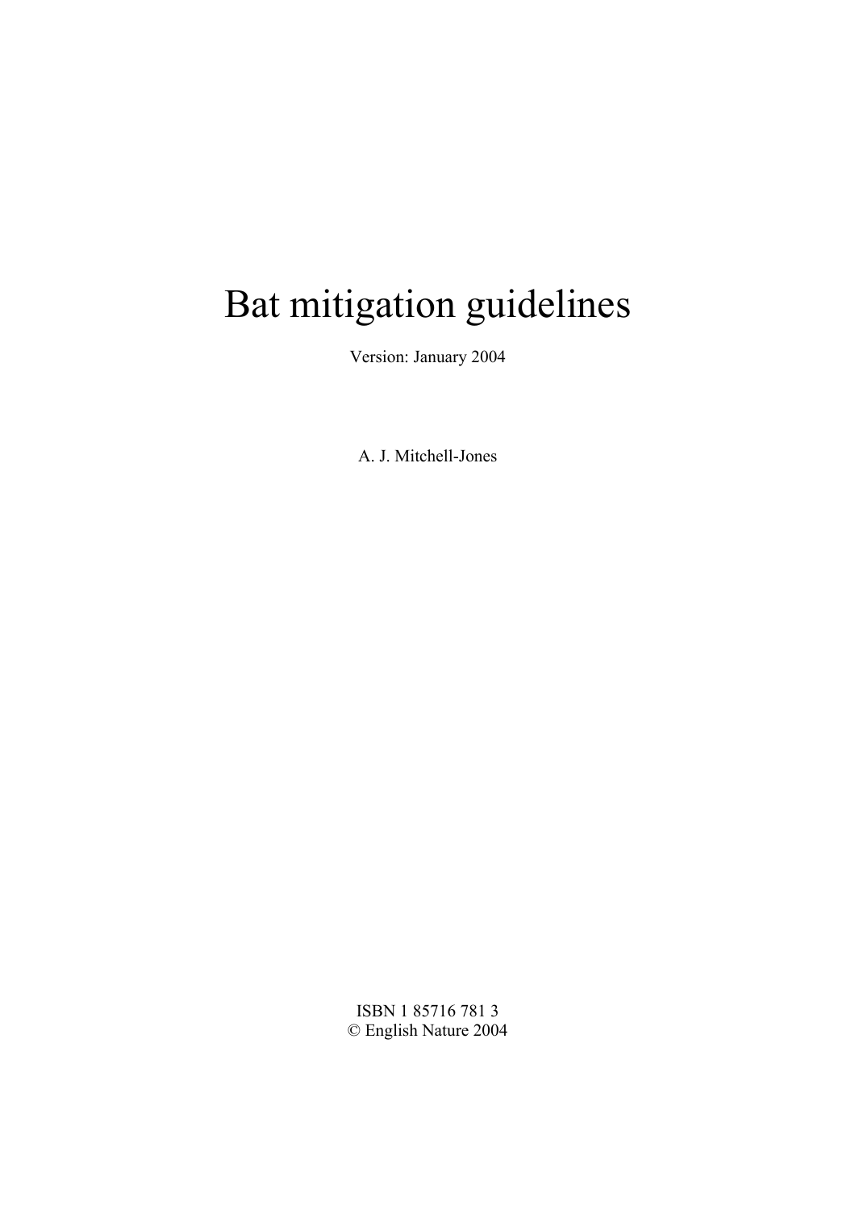# Bat mitigation guidelines

Version: January 2004

A. J. Mitchell-Jones

ISBN 1 85716 781 3
© English Nature 2004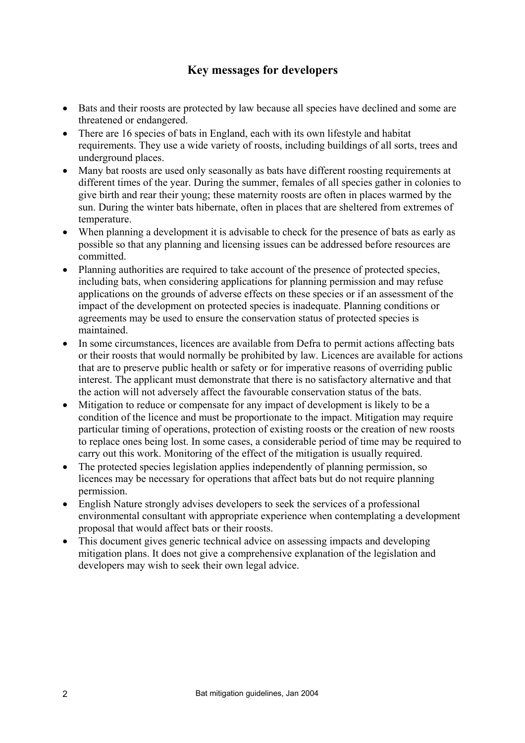## Key messages for developers

- Bats and their roosts are protected by law because all species have declined and some are threatened or endangered.
- There are 16 species of bats in England, each with its own lifestyle and habitat requirements. They use a wide variety of roosts, including buildings of all sorts, trees and underground places.
- Many bat roosts are used only seasonally as bats have different roosting requirements at different times of the year. During the summer, females of all species gather in colonies to give birth and rear their young; these maternity roosts are often in places warmed by the sun. During the winter bats hibernate, often in places that are sheltered from extremes of temperature.
- When planning a development it is advisable to check for the presence of bats as early as possible so that any planning and licensing issues can be addressed before resources are committed.
- Planning authorities are required to take account of the presence of protected species, including bats, when considering applications for planning permission and may refuse applications on the grounds of adverse effects on these species or if an assessment of the impact of the development on protected species is inadequate. Planning conditions or agreements may be used to ensure the conservation status of protected species is maintained.
- In some circumstances, licences are available from Defra to permit actions affecting bats or their roosts that would normally be prohibited by law. Licences are available for actions that are to preserve public health or safety or for imperative reasons of overriding public interest. The applicant must demonstrate that there is no satisfactory alternative and that the action will not adversely affect the favourable conservation status of the bats.
- Mitigation to reduce or compensate for any impact of development is likely to be a condition of the licence and must be proportionate to the impact. Mitigation may require particular timing of operations, protection of existing roosts or the creation of new roosts to replace ones being lost. In some cases, a considerable period of time may be required to carry out this work. Monitoring of the effect of the mitigation is usually required.
- The protected species legislation applies independently of planning permission, so licences may be necessary for operations that affect bats but do not require planning permission.
- English Nature strongly advises developers to seek the services of a professional environmental consultant with appropriate experience when contemplating a development proposal that would affect bats or their roosts.
- This document gives generic technical advice on assessing impacts and developing mitigation plans. It does not give a comprehensive explanation of the legislation and developers may wish to seek their own legal advice.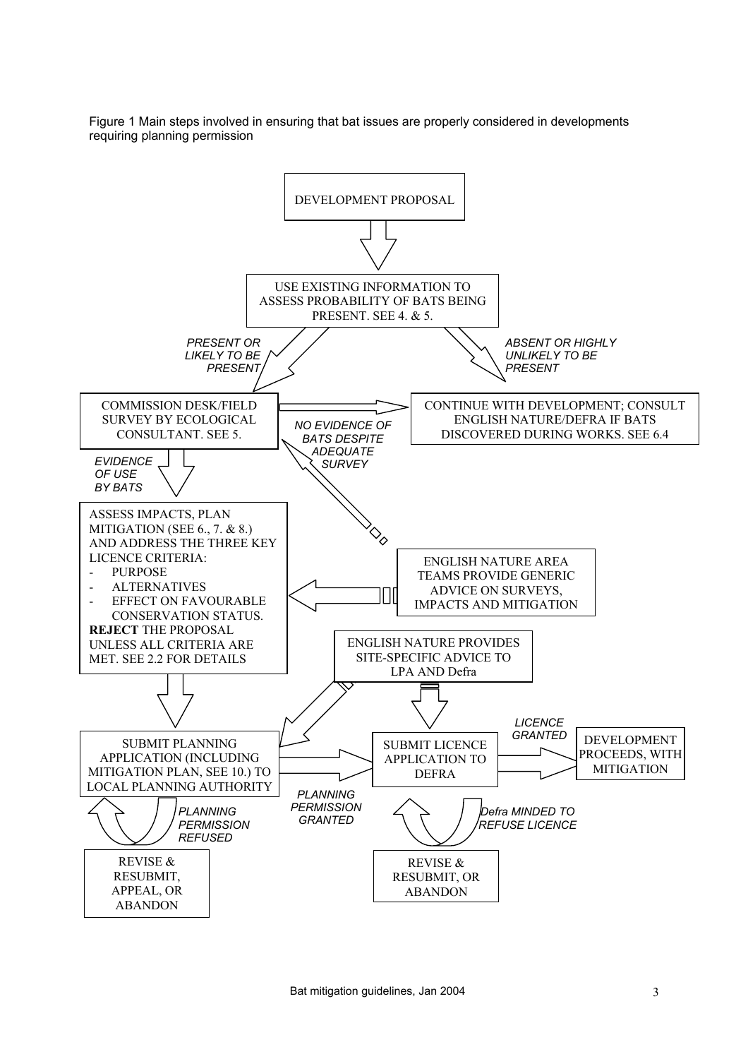Figure 1 Main steps involved in ensuring that bat issues are properly considered in developments requiring planning permission

DEVELOPMENT PROPOSAL

USE EXISTING INFORMATION TO ASSESS PROBABILITY OF BATS BEING PRESENT. SEE 4. & 5.

*PRESENT OR LIKELY TO BE PRESENT*

*ABSENT OR HIGHLY UNLIKELY TO BE PRESENT*

COMMISSION DESK/FIELD SURVEY BY ECOLOGICAL CONSULTANT. SEE 5.

CONTINUE WITH DEVELOPMENT; CONSULT ENGLISH NATURE/DEFRA IF BATS DISCOVERED DURING WORKS. SEE 6.4

*NO EVIDENCE OF BATS DESPITE ADEQUATE SURVEY*

*EVIDENCE OF USE BY BATS*

ASSESS IMPACTS, PLAN MITIGATION (SEE 6., 7. & 8.) AND ADDRESS THE THREE KEY LICENCE CRITERIA:

- PURPOSE
- ALTERNATIVES
- EFFECT ON FAVOURABLE CONSERVATION STATUS.

**REJECT** THE PROPOSAL UNLESS ALL CRITERIA ARE MET. SEE 2.2 FOR DETAILS

ENGLISH NATURE AREA TEAMS PROVIDE GENERIC ADVICE ON SURVEYS, IMPACTS AND MITIGATION

ENGLISH NATURE PROVIDES SITE-SPECIFIC ADVICE TO LPA AND Defra

SUBMIT PLANNING APPLICATION (INCLUDING MITIGATION PLAN, SEE 10.) TO LOCAL PLANNING AUTHORITY

*PLANNING PERMISSION GRANTED*

SUBMIT LICENCE APPLICATION TO DEFRA

*LICENCE GRANTED*

DEVELOPMENT PROCEEDS, WITH MITIGATION

*PLANNING PERMISSION REFUSED*

REVISE & RESUBMIT, APPEAL, OR ABANDON

*Defra MINDED TO REFUSE LICENCE*

REVISE & RESUBMIT, OR ABANDON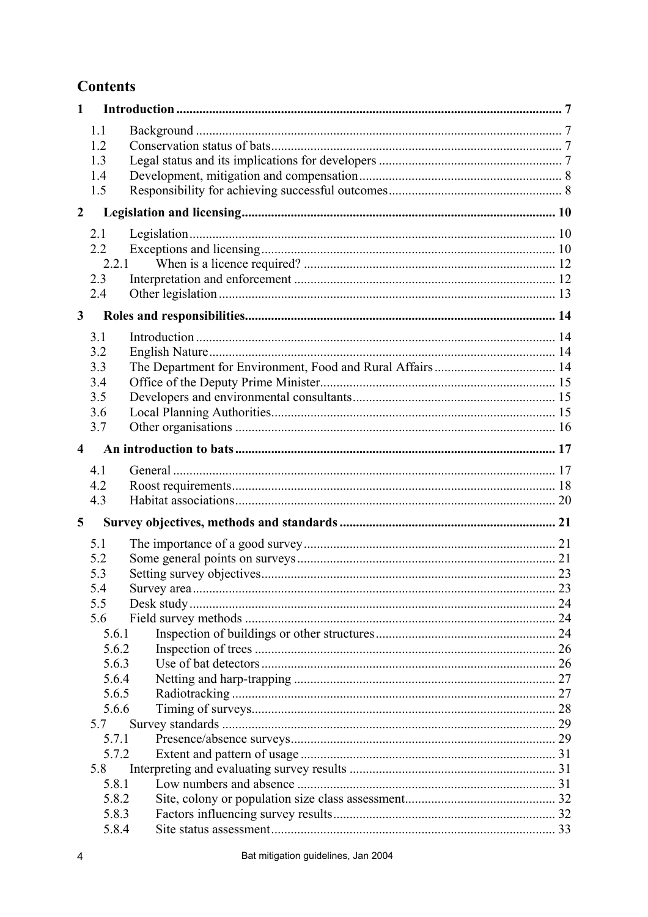## Contents

**1 Introduction** ..... 7

- 1.1 Background ..... 7
- 1.2 Conservation status of bats ..... 7
- 1.3 Legal status and its implications for developers ..... 7
- 1.4 Development, mitigation and compensation ..... 8
- 1.5 Responsibility for achieving successful outcomes ..... 8

**2 Legislation and licensing** ..... 10

- 2.1 Legislation ..... 10
- 2.2 Exceptions and licensing ..... 10
  - 2.2.1 When is a licence required? ..... 12
- 2.3 Interpretation and enforcement ..... 12
- 2.4 Other legislation ..... 13

**3 Roles and responsibilities** ..... 14

- 3.1 Introduction ..... 14
- 3.2 English Nature ..... 14
- 3.3 The Department for Environment, Food and Rural Affairs ..... 14
- 3.4 Office of the Deputy Prime Minister ..... 15
- 3.5 Developers and environmental consultants ..... 15
- 3.6 Local Planning Authorities ..... 15
- 3.7 Other organisations ..... 16

**4 An introduction to bats** ..... 17

- 4.1 General ..... 17
- 4.2 Roost requirements ..... 18
- 4.3 Habitat associations ..... 20

**5 Survey objectives, methods and standards** ..... 21

- 5.1 The importance of a good survey ..... 21
- 5.2 Some general points on surveys ..... 21
- 5.3 Setting survey objectives ..... 23
- 5.4 Survey area ..... 23
- 5.5 Desk study ..... 24
- 5.6 Field survey methods ..... 24
  - 5.6.1 Inspection of buildings or other structures ..... 24
  - 5.6.2 Inspection of trees ..... 26
  - 5.6.3 Use of bat detectors ..... 26
  - 5.6.4 Netting and harp-trapping ..... 27
  - 5.6.5 Radiotracking ..... 27
  - 5.6.6 Timing of surveys ..... 28
- 5.7 Survey standards ..... 29
  - 5.7.1 Presence/absence surveys ..... 29
  - 5.7.2 Extent and pattern of usage ..... 31
- 5.8 Interpreting and evaluating survey results ..... 31
  - 5.8.1 Low numbers and absence ..... 31
  - 5.8.2 Site, colony or population size class assessment ..... 32
  - 5.8.3 Factors influencing survey results ..... 32
  - 5.8.4 Site status assessment ..... 33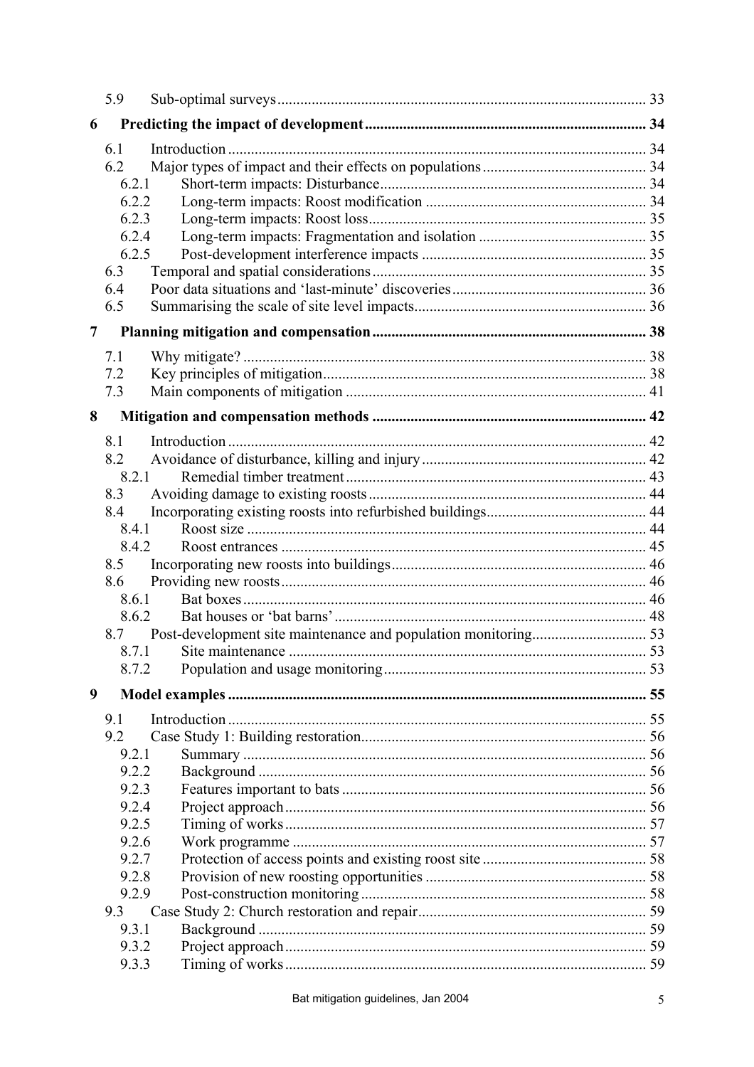5.9 Sub-optimal surveys ... 33

**6 Predicting the impact of development ... 34**

6.1 Introduction ... 34
6.2 Major types of impact and their effects on populations ... 34
6.2.1 Short-term impacts: Disturbance ... 34
6.2.2 Long-term impacts: Roost modification ... 34
6.2.3 Long-term impacts: Roost loss ... 35
6.2.4 Long-term impacts: Fragmentation and isolation ... 35
6.2.5 Post-development interference impacts ... 35
6.3 Temporal and spatial considerations ... 35
6.4 Poor data situations and 'last-minute' discoveries ... 36
6.5 Summarising the scale of site level impacts ... 36

**7 Planning mitigation and compensation ... 38**

7.1 Why mitigate? ... 38
7.2 Key principles of mitigation ... 38
7.3 Main components of mitigation ... 41

**8 Mitigation and compensation methods ... 42**

8.1 Introduction ... 42
8.2 Avoidance of disturbance, killing and injury ... 42
8.2.1 Remedial timber treatment ... 43
8.3 Avoiding damage to existing roosts ... 44
8.4 Incorporating existing roosts into refurbished buildings ... 44
8.4.1 Roost size ... 44
8.4.2 Roost entrances ... 45
8.5 Incorporating new roosts into buildings ... 46
8.6 Providing new roosts ... 46
8.6.1 Bat boxes ... 46
8.6.2 Bat houses or 'bat barns' ... 48
8.7 Post-development site maintenance and population monitoring ... 53
8.7.1 Site maintenance ... 53
8.7.2 Population and usage monitoring ... 53

**9 Model examples ... 55**

9.1 Introduction ... 55
9.2 Case Study 1: Building restoration ... 56
9.2.1 Summary ... 56
9.2.2 Background ... 56
9.2.3 Features important to bats ... 56
9.2.4 Project approach ... 56
9.2.5 Timing of works ... 57
9.2.6 Work programme ... 57
9.2.7 Protection of access points and existing roost site ... 58
9.2.8 Provision of new roosting opportunities ... 58
9.2.9 Post-construction monitoring ... 58
9.3 Case Study 2: Church restoration and repair ... 59
9.3.1 Background ... 59
9.3.2 Project approach ... 59
9.3.3 Timing of works ... 59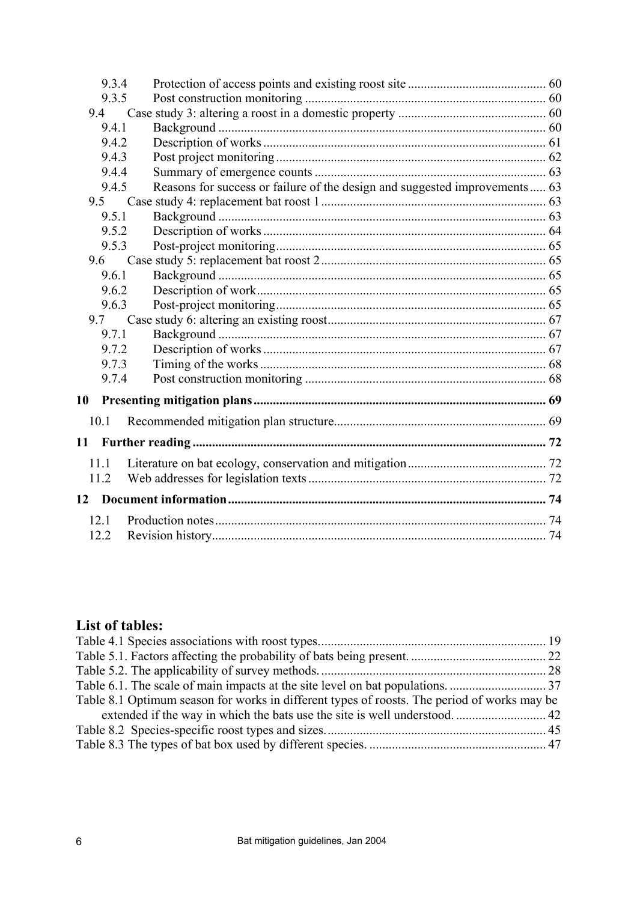9.3.4 Protection of access points and existing roost site ........................................... 60
9.3.5 Post construction monitoring ........................................................................... 60
9.4 Case study 3: altering a roost in a domestic property .............................................. 60
9.4.1 Background ..................................................................................................... 60
9.4.2 Description of works ....................................................................................... 61
9.4.3 Post project monitoring ................................................................................... 62
9.4.4 Summary of emergence counts ........................................................................ 63
9.4.5 Reasons for success or failure of the design and suggested improvements ..... 63
9.5 Case study 4: replacement bat roost 1 ..................................................................... 63
9.5.1 Background ..................................................................................................... 63
9.5.2 Description of works ....................................................................................... 64
9.5.3 Post-project monitoring ................................................................................... 65
9.6 Case study 5: replacement bat roost 2 ..................................................................... 65
9.6.1 Background ..................................................................................................... 65
9.6.2 Description of work ......................................................................................... 65
9.6.3 Post-project monitoring ................................................................................... 65
9.7 Case study 6: altering an existing roost ................................................................... 67
9.7.1 Background ..................................................................................................... 67
9.7.2 Description of works ....................................................................................... 67
9.7.3 Timing of the works ........................................................................................ 68
9.7.4 Post construction monitoring ........................................................................... 68

**10 Presenting mitigation plans ........................................................................................... 69**

10.1 Recommended mitigation plan structure ................................................................. 69

**11 Further reading ............................................................................................................. 72**

11.1 Literature on bat ecology, conservation and mitigation ........................................... 72
11.2 Web addresses for legislation texts ......................................................................... 72

**12 Document information ................................................................................................... 74**

12.1 Production notes ...................................................................................................... 74
12.2 Revision history ....................................................................................................... 74

## List of tables:

Table 4.1 Species associations with roost types ...................................................................... 19
Table 5.1. Factors affecting the probability of bats being present. .......................................... 22
Table 5.2. The applicability of survey methods. ..................................................................... 28
Table 6.1. The scale of main impacts at the site level on bat populations. ............................. 37
Table 8.1 Optimum season for works in different types of roosts. The period of works may be extended if the way in which the bats use the site is well understood. ............................ 42
Table 8.2 Species-specific roost types and sizes. ................................................................... 45
Table 8.3 The types of bat box used by different species. ....................................................... 47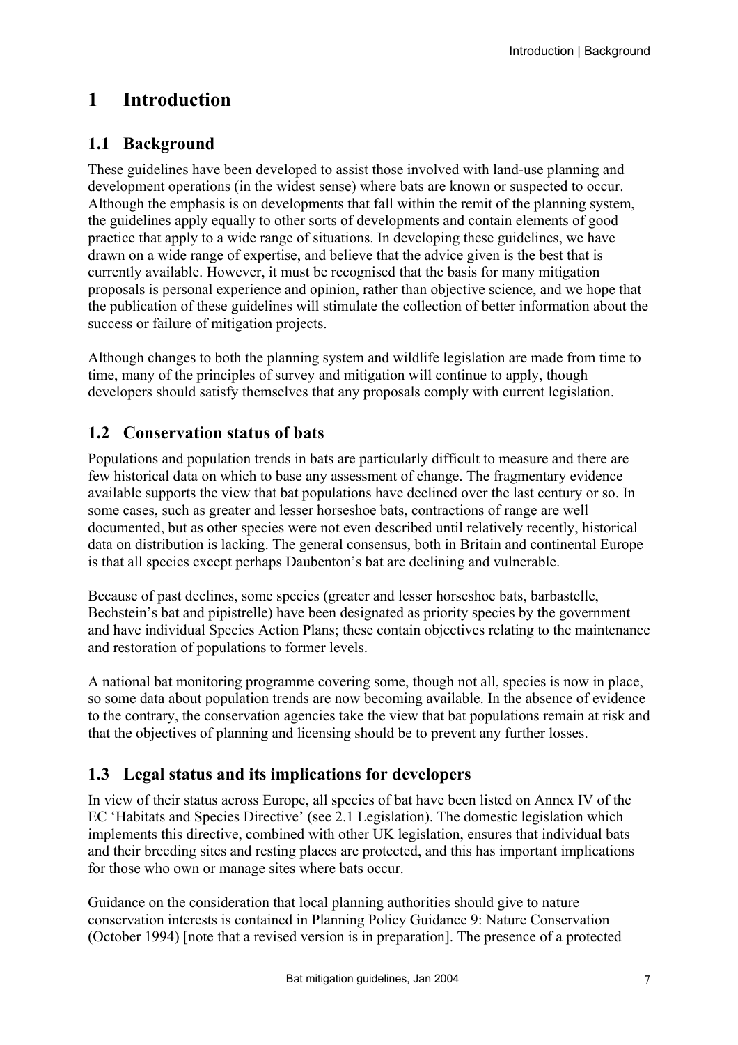# 1 Introduction

## 1.1 Background

These guidelines have been developed to assist those involved with land-use planning and development operations (in the widest sense) where bats are known or suspected to occur. Although the emphasis is on developments that fall within the remit of the planning system, the guidelines apply equally to other sorts of developments and contain elements of good practice that apply to a wide range of situations. In developing these guidelines, we have drawn on a wide range of expertise, and believe that the advice given is the best that is currently available. However, it must be recognised that the basis for many mitigation proposals is personal experience and opinion, rather than objective science, and we hope that the publication of these guidelines will stimulate the collection of better information about the success or failure of mitigation projects.

Although changes to both the planning system and wildlife legislation are made from time to time, many of the principles of survey and mitigation will continue to apply, though developers should satisfy themselves that any proposals comply with current legislation.

## 1.2 Conservation status of bats

Populations and population trends in bats are particularly difficult to measure and there are few historical data on which to base any assessment of change. The fragmentary evidence available supports the view that bat populations have declined over the last century or so. In some cases, such as greater and lesser horseshoe bats, contractions of range are well documented, but as other species were not even described until relatively recently, historical data on distribution is lacking. The general consensus, both in Britain and continental Europe is that all species except perhaps Daubenton's bat are declining and vulnerable.

Because of past declines, some species (greater and lesser horseshoe bats, barbastelle, Bechstein's bat and pipistrelle) have been designated as priority species by the government and have individual Species Action Plans; these contain objectives relating to the maintenance and restoration of populations to former levels.

A national bat monitoring programme covering some, though not all, species is now in place, so some data about population trends are now becoming available. In the absence of evidence to the contrary, the conservation agencies take the view that bat populations remain at risk and that the objectives of planning and licensing should be to prevent any further losses.

## 1.3 Legal status and its implications for developers

In view of their status across Europe, all species of bat have been listed on Annex IV of the EC 'Habitats and Species Directive' (see 2.1 Legislation). The domestic legislation which implements this directive, combined with other UK legislation, ensures that individual bats and their breeding sites and resting places are protected, and this has important implications for those who own or manage sites where bats occur.

Guidance on the consideration that local planning authorities should give to nature conservation interests is contained in Planning Policy Guidance 9: Nature Conservation (October 1994) [note that a revised version is in preparation]. The presence of a protected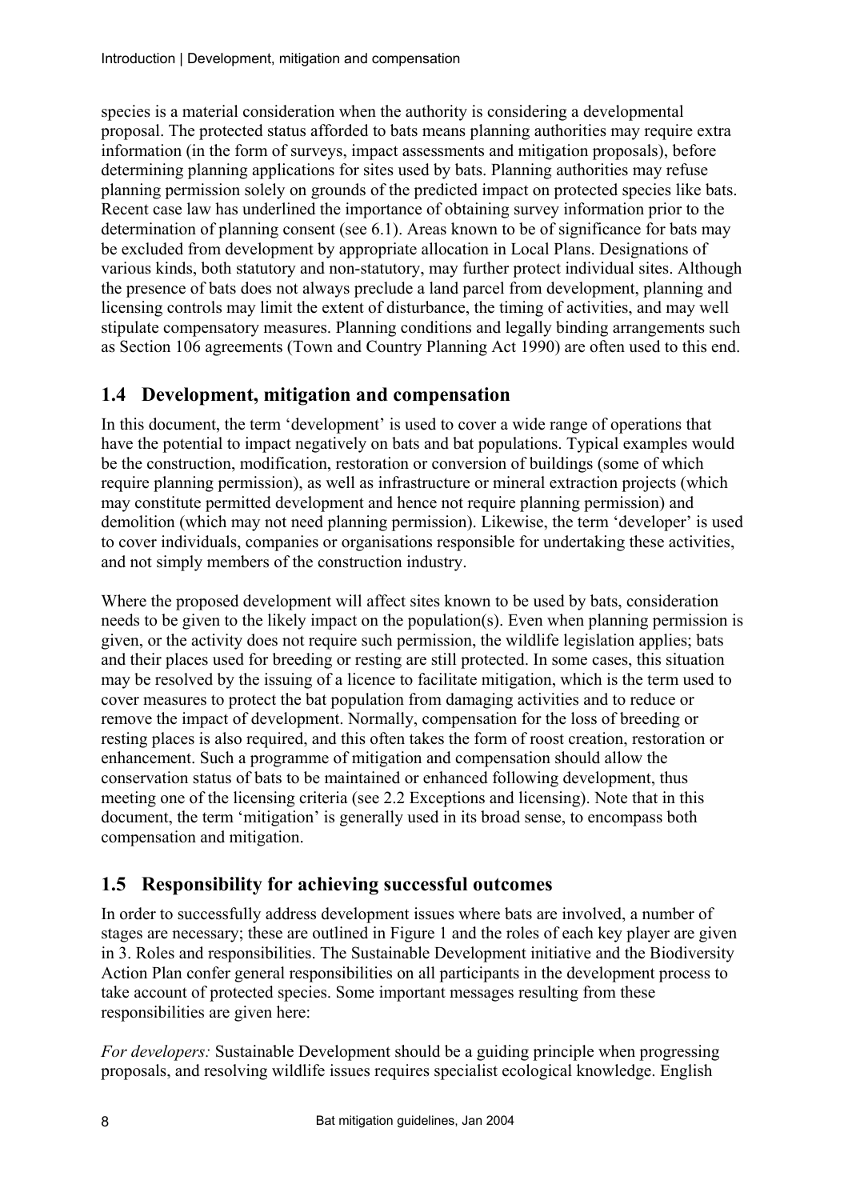species is a material consideration when the authority is considering a developmental proposal. The protected status afforded to bats means planning authorities may require extra information (in the form of surveys, impact assessments and mitigation proposals), before determining planning applications for sites used by bats. Planning authorities may refuse planning permission solely on grounds of the predicted impact on protected species like bats. Recent case law has underlined the importance of obtaining survey information prior to the determination of planning consent (see 6.1). Areas known to be of significance for bats may be excluded from development by appropriate allocation in Local Plans. Designations of various kinds, both statutory and non-statutory, may further protect individual sites. Although the presence of bats does not always preclude a land parcel from development, planning and licensing controls may limit the extent of disturbance, the timing of activities, and may well stipulate compensatory measures. Planning conditions and legally binding arrangements such as Section 106 agreements (Town and Country Planning Act 1990) are often used to this end.

## 1.4 Development, mitigation and compensation

In this document, the term 'development' is used to cover a wide range of operations that have the potential to impact negatively on bats and bat populations. Typical examples would be the construction, modification, restoration or conversion of buildings (some of which require planning permission), as well as infrastructure or mineral extraction projects (which may constitute permitted development and hence not require planning permission) and demolition (which may not need planning permission). Likewise, the term 'developer' is used to cover individuals, companies or organisations responsible for undertaking these activities, and not simply members of the construction industry.

Where the proposed development will affect sites known to be used by bats, consideration needs to be given to the likely impact on the population(s). Even when planning permission is given, or the activity does not require such permission, the wildlife legislation applies; bats and their places used for breeding or resting are still protected. In some cases, this situation may be resolved by the issuing of a licence to facilitate mitigation, which is the term used to cover measures to protect the bat population from damaging activities and to reduce or remove the impact of development. Normally, compensation for the loss of breeding or resting places is also required, and this often takes the form of roost creation, restoration or enhancement. Such a programme of mitigation and compensation should allow the conservation status of bats to be maintained or enhanced following development, thus meeting one of the licensing criteria (see 2.2 Exceptions and licensing). Note that in this document, the term 'mitigation' is generally used in its broad sense, to encompass both compensation and mitigation.

## 1.5 Responsibility for achieving successful outcomes

In order to successfully address development issues where bats are involved, a number of stages are necessary; these are outlined in Figure 1 and the roles of each key player are given in 3. Roles and responsibilities. The Sustainable Development initiative and the Biodiversity Action Plan confer general responsibilities on all participants in the development process to take account of protected species. Some important messages resulting from these responsibilities are given here:

*For developers:* Sustainable Development should be a guiding principle when progressing proposals, and resolving wildlife issues requires specialist ecological knowledge. English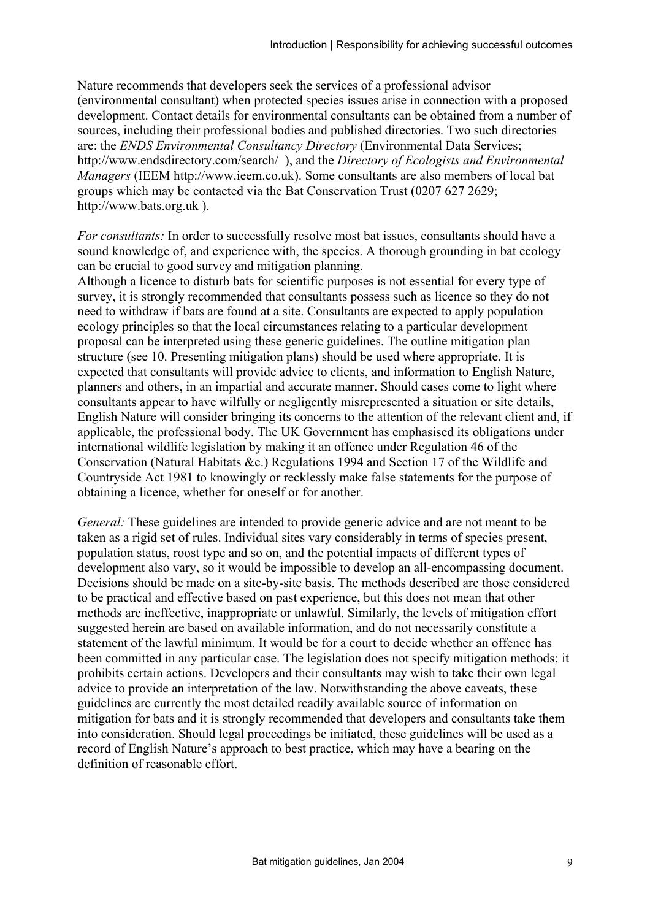Nature recommends that developers seek the services of a professional advisor (environmental consultant) when protected species issues arise in connection with a proposed development. Contact details for environmental consultants can be obtained from a number of sources, including their professional bodies and published directories. Two such directories are: the *ENDS Environmental Consultancy Directory* (Environmental Data Services; http://www.endsdirectory.com/search/ ), and the *Directory of Ecologists and Environmental Managers* (IEEM http://www.ieem.co.uk). Some consultants are also members of local bat groups which may be contacted via the Bat Conservation Trust (0207 627 2629; http://www.bats.org.uk ).

*For consultants:* In order to successfully resolve most bat issues, consultants should have a sound knowledge of, and experience with, the species. A thorough grounding in bat ecology can be crucial to good survey and mitigation planning.

Although a licence to disturb bats for scientific purposes is not essential for every type of survey, it is strongly recommended that consultants possess such as licence so they do not need to withdraw if bats are found at a site. Consultants are expected to apply population ecology principles so that the local circumstances relating to a particular development proposal can be interpreted using these generic guidelines. The outline mitigation plan structure (see 10. Presenting mitigation plans) should be used where appropriate. It is expected that consultants will provide advice to clients, and information to English Nature, planners and others, in an impartial and accurate manner. Should cases come to light where consultants appear to have wilfully or negligently misrepresented a situation or site details, English Nature will consider bringing its concerns to the attention of the relevant client and, if applicable, the professional body. The UK Government has emphasised its obligations under international wildlife legislation by making it an offence under Regulation 46 of the Conservation (Natural Habitats &c.) Regulations 1994 and Section 17 of the Wildlife and Countryside Act 1981 to knowingly or recklessly make false statements for the purpose of obtaining a licence, whether for oneself or for another.

*General:* These guidelines are intended to provide generic advice and are not meant to be taken as a rigid set of rules. Individual sites vary considerably in terms of species present, population status, roost type and so on, and the potential impacts of different types of development also vary, so it would be impossible to develop an all-encompassing document. Decisions should be made on a site-by-site basis. The methods described are those considered to be practical and effective based on past experience, but this does not mean that other methods are ineffective, inappropriate or unlawful. Similarly, the levels of mitigation effort suggested herein are based on available information, and do not necessarily constitute a statement of the lawful minimum. It would be for a court to decide whether an offence has been committed in any particular case. The legislation does not specify mitigation methods; it prohibits certain actions. Developers and their consultants may wish to take their own legal advice to provide an interpretation of the law. Notwithstanding the above caveats, these guidelines are currently the most detailed readily available source of information on mitigation for bats and it is strongly recommended that developers and consultants take them into consideration. Should legal proceedings be initiated, these guidelines will be used as a record of English Nature's approach to best practice, which may have a bearing on the definition of reasonable effort.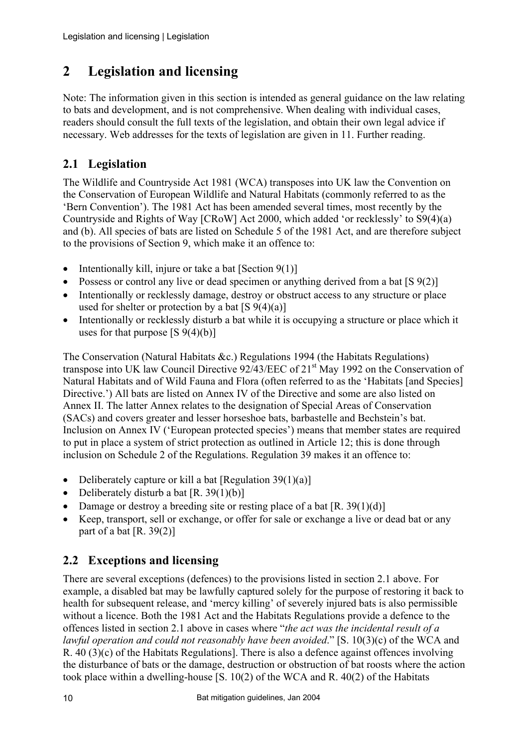# 2 Legislation and licensing

Note: The information given in this section is intended as general guidance on the law relating to bats and development, and is not comprehensive. When dealing with individual cases, readers should consult the full texts of the legislation, and obtain their own legal advice if necessary. Web addresses for the texts of legislation are given in 11. Further reading.

## 2.1 Legislation

The Wildlife and Countryside Act 1981 (WCA) transposes into UK law the Convention on the Conservation of European Wildlife and Natural Habitats (commonly referred to as the 'Bern Convention'). The 1981 Act has been amended several times, most recently by the Countryside and Rights of Way [CRoW] Act 2000, which added 'or recklessly' to S9(4)(a) and (b). All species of bats are listed on Schedule 5 of the 1981 Act, and are therefore subject to the provisions of Section 9, which make it an offence to:

- Intentionally kill, injure or take a bat [Section 9(1)]
- Possess or control any live or dead specimen or anything derived from a bat [S 9(2)]
- Intentionally or recklessly damage, destroy or obstruct access to any structure or place used for shelter or protection by a bat [S 9(4)(a)]
- Intentionally or recklessly disturb a bat while it is occupying a structure or place which it uses for that purpose [S 9(4)(b)]

The Conservation (Natural Habitats &c.) Regulations 1994 (the Habitats Regulations) transpose into UK law Council Directive 92/43/EEC of 21st May 1992 on the Conservation of Natural Habitats and of Wild Fauna and Flora (often referred to as the 'Habitats [and Species] Directive.') All bats are listed on Annex IV of the Directive and some are also listed on Annex II. The latter Annex relates to the designation of Special Areas of Conservation (SACs) and covers greater and lesser horseshoe bats, barbastelle and Bechstein's bat. Inclusion on Annex IV ('European protected species') means that member states are required to put in place a system of strict protection as outlined in Article 12; this is done through inclusion on Schedule 2 of the Regulations. Regulation 39 makes it an offence to:

- Deliberately capture or kill a bat [Regulation 39(1)(a)]
- Deliberately disturb a bat [R. 39(1)(b)]
- Damage or destroy a breeding site or resting place of a bat [R. 39(1)(d)]
- Keep, transport, sell or exchange, or offer for sale or exchange a live or dead bat or any part of a bat [R. 39(2)]

## 2.2 Exceptions and licensing

There are several exceptions (defences) to the provisions listed in section 2.1 above. For example, a disabled bat may be lawfully captured solely for the purpose of restoring it back to health for subsequent release, and 'mercy killing' of severely injured bats is also permissible without a licence. Both the 1981 Act and the Habitats Regulations provide a defence to the offences listed in section 2.1 above in cases where "*the act was the incidental result of a lawful operation and could not reasonably have been avoided*." [S. 10(3)(c) of the WCA and R. 40 (3)(c) of the Habitats Regulations]. There is also a defence against offences involving the disturbance of bats or the damage, destruction or obstruction of bat roosts where the action took place within a dwelling-house [S. 10(2) of the WCA and R. 40(2) of the Habitats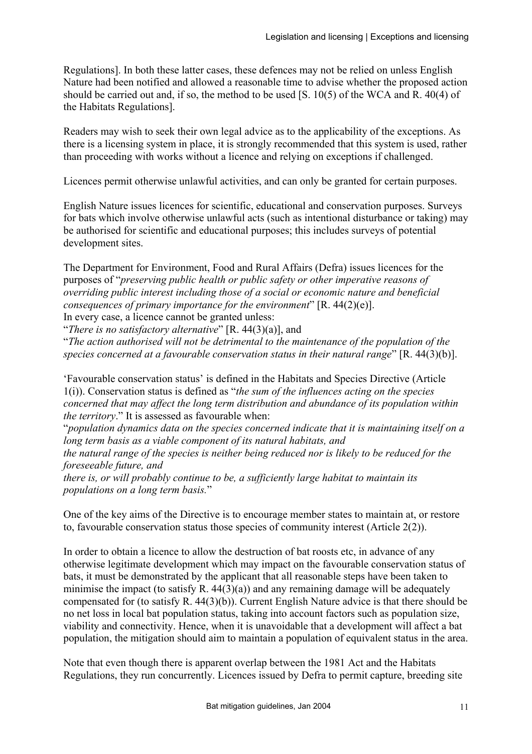Regulations]. In both these latter cases, these defences may not be relied on unless English Nature had been notified and allowed a reasonable time to advise whether the proposed action should be carried out and, if so, the method to be used [S. 10(5) of the WCA and R. 40(4) of the Habitats Regulations].

Readers may wish to seek their own legal advice as to the applicability of the exceptions. As there is a licensing system in place, it is strongly recommended that this system is used, rather than proceeding with works without a licence and relying on exceptions if challenged.

Licences permit otherwise unlawful activities, and can only be granted for certain purposes.

English Nature issues licences for scientific, educational and conservation purposes. Surveys for bats which involve otherwise unlawful acts (such as intentional disturbance or taking) may be authorised for scientific and educational purposes; this includes surveys of potential development sites.

The Department for Environment, Food and Rural Affairs (Defra) issues licences for the purposes of "*preserving public health or public safety or other imperative reasons of overriding public interest including those of a social or economic nature and beneficial consequences of primary importance for the environment*" [R. 44(2)(e)].
In every case, a licence cannot be granted unless:
"*There is no satisfactory alternative*" [R. 44(3)(a)], and
"*The action authorised will not be detrimental to the maintenance of the population of the species concerned at a favourable conservation status in their natural range*" [R. 44(3)(b)].

'Favourable conservation status' is defined in the Habitats and Species Directive (Article 1(i)). Conservation status is defined as "*the sum of the influences acting on the species concerned that may affect the long term distribution and abundance of its population within the territory*." It is assessed as favourable when:
"*population dynamics data on the species concerned indicate that it is maintaining itself on a long term basis as a viable component of its natural habitats, and*
*the natural range of the species is neither being reduced nor is likely to be reduced for the foreseeable future, and*
*there is, or will probably continue to be, a sufficiently large habitat to maintain its populations on a long term basis.*"

One of the key aims of the Directive is to encourage member states to maintain at, or restore to, favourable conservation status those species of community interest (Article 2(2)).

In order to obtain a licence to allow the destruction of bat roosts etc, in advance of any otherwise legitimate development which may impact on the favourable conservation status of bats, it must be demonstrated by the applicant that all reasonable steps have been taken to minimise the impact (to satisfy R. 44(3)(a)) and any remaining damage will be adequately compensated for (to satisfy R. 44(3)(b)). Current English Nature advice is that there should be no net loss in local bat population status, taking into account factors such as population size, viability and connectivity. Hence, when it is unavoidable that a development will affect a bat population, the mitigation should aim to maintain a population of equivalent status in the area.

Note that even though there is apparent overlap between the 1981 Act and the Habitats Regulations, they run concurrently. Licences issued by Defra to permit capture, breeding site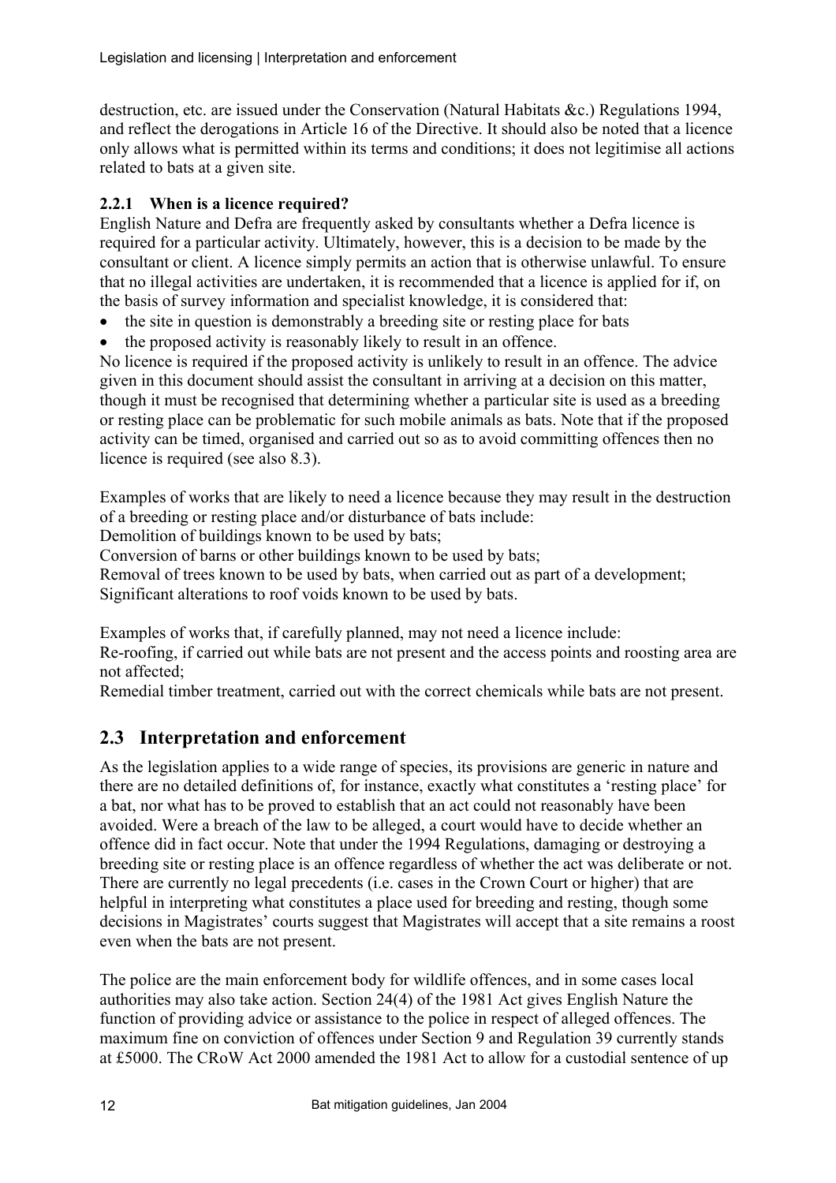destruction, etc. are issued under the Conservation (Natural Habitats &c.) Regulations 1994, and reflect the derogations in Article 16 of the Directive. It should also be noted that a licence only allows what is permitted within its terms and conditions; it does not legitimise all actions related to bats at a given site.

### 2.2.1 When is a licence required?

English Nature and Defra are frequently asked by consultants whether a Defra licence is required for a particular activity. Ultimately, however, this is a decision to be made by the consultant or client. A licence simply permits an action that is otherwise unlawful. To ensure that no illegal activities are undertaken, it is recommended that a licence is applied for if, on the basis of survey information and specialist knowledge, it is considered that:

- the site in question is demonstrably a breeding site or resting place for bats
- the proposed activity is reasonably likely to result in an offence.

No licence is required if the proposed activity is unlikely to result in an offence. The advice given in this document should assist the consultant in arriving at a decision on this matter, though it must be recognised that determining whether a particular site is used as a breeding or resting place can be problematic for such mobile animals as bats. Note that if the proposed activity can be timed, organised and carried out so as to avoid committing offences then no licence is required (see also 8.3).

Examples of works that are likely to need a licence because they may result in the destruction of a breeding or resting place and/or disturbance of bats include:
Demolition of buildings known to be used by bats;
Conversion of barns or other buildings known to be used by bats;
Removal of trees known to be used by bats, when carried out as part of a development;
Significant alterations to roof voids known to be used by bats.

Examples of works that, if carefully planned, may not need a licence include:
Re-roofing, if carried out while bats are not present and the access points and roosting area are not affected;
Remedial timber treatment, carried out with the correct chemicals while bats are not present.

## 2.3 Interpretation and enforcement

As the legislation applies to a wide range of species, its provisions are generic in nature and there are no detailed definitions of, for instance, exactly what constitutes a 'resting place' for a bat, nor what has to be proved to establish that an act could not reasonably have been avoided. Were a breach of the law to be alleged, a court would have to decide whether an offence did in fact occur. Note that under the 1994 Regulations, damaging or destroying a breeding site or resting place is an offence regardless of whether the act was deliberate or not. There are currently no legal precedents (i.e. cases in the Crown Court or higher) that are helpful in interpreting what constitutes a place used for breeding and resting, though some decisions in Magistrates' courts suggest that Magistrates will accept that a site remains a roost even when the bats are not present.

The police are the main enforcement body for wildlife offences, and in some cases local authorities may also take action. Section 24(4) of the 1981 Act gives English Nature the function of providing advice or assistance to the police in respect of alleged offences. The maximum fine on conviction of offences under Section 9 and Regulation 39 currently stands at £5000. The CRoW Act 2000 amended the 1981 Act to allow for a custodial sentence of up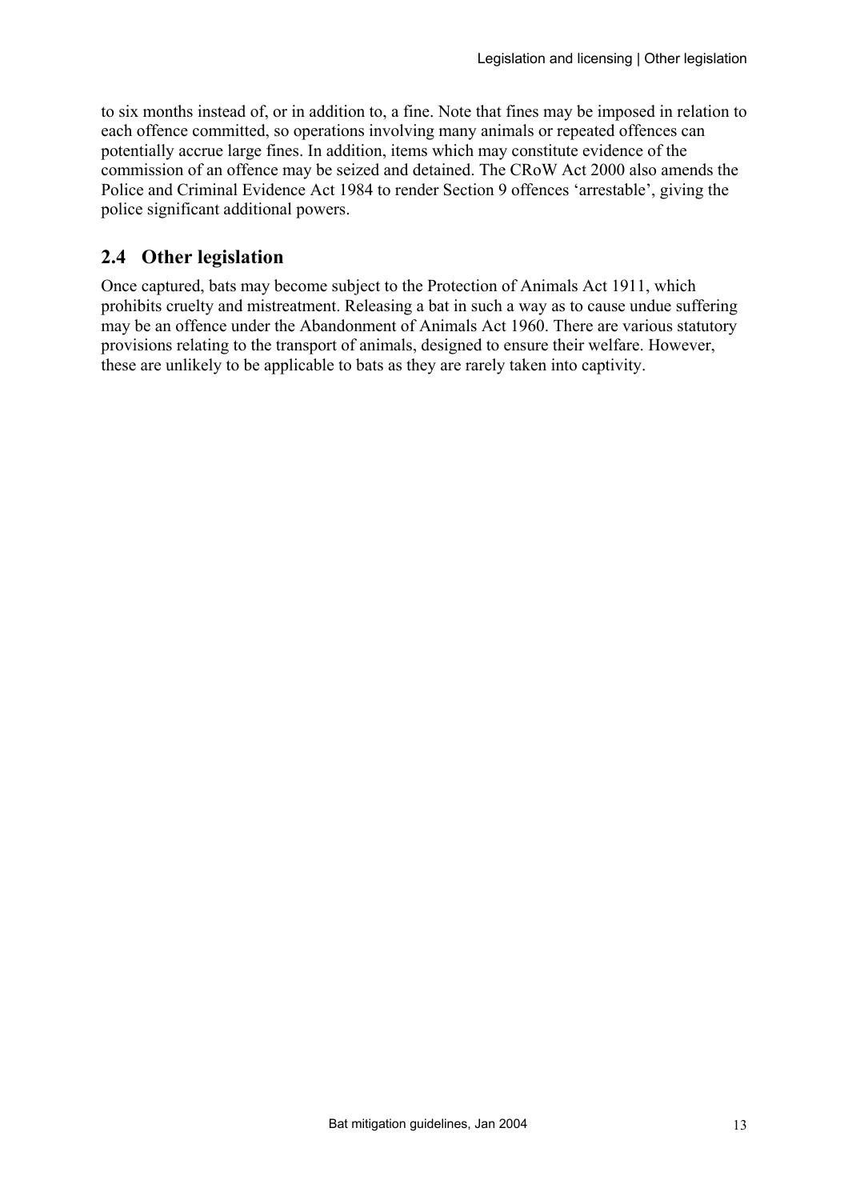to six months instead of, or in addition to, a fine. Note that fines may be imposed in relation to each offence committed, so operations involving many animals or repeated offences can potentially accrue large fines. In addition, items which may constitute evidence of the commission of an offence may be seized and detained. The CRoW Act 2000 also amends the Police and Criminal Evidence Act 1984 to render Section 9 offences 'arrestable', giving the police significant additional powers.

## 2.4 Other legislation

Once captured, bats may become subject to the Protection of Animals Act 1911, which prohibits cruelty and mistreatment. Releasing a bat in such a way as to cause undue suffering may be an offence under the Abandonment of Animals Act 1960. There are various statutory provisions relating to the transport of animals, designed to ensure their welfare. However, these are unlikely to be applicable to bats as they are rarely taken into captivity.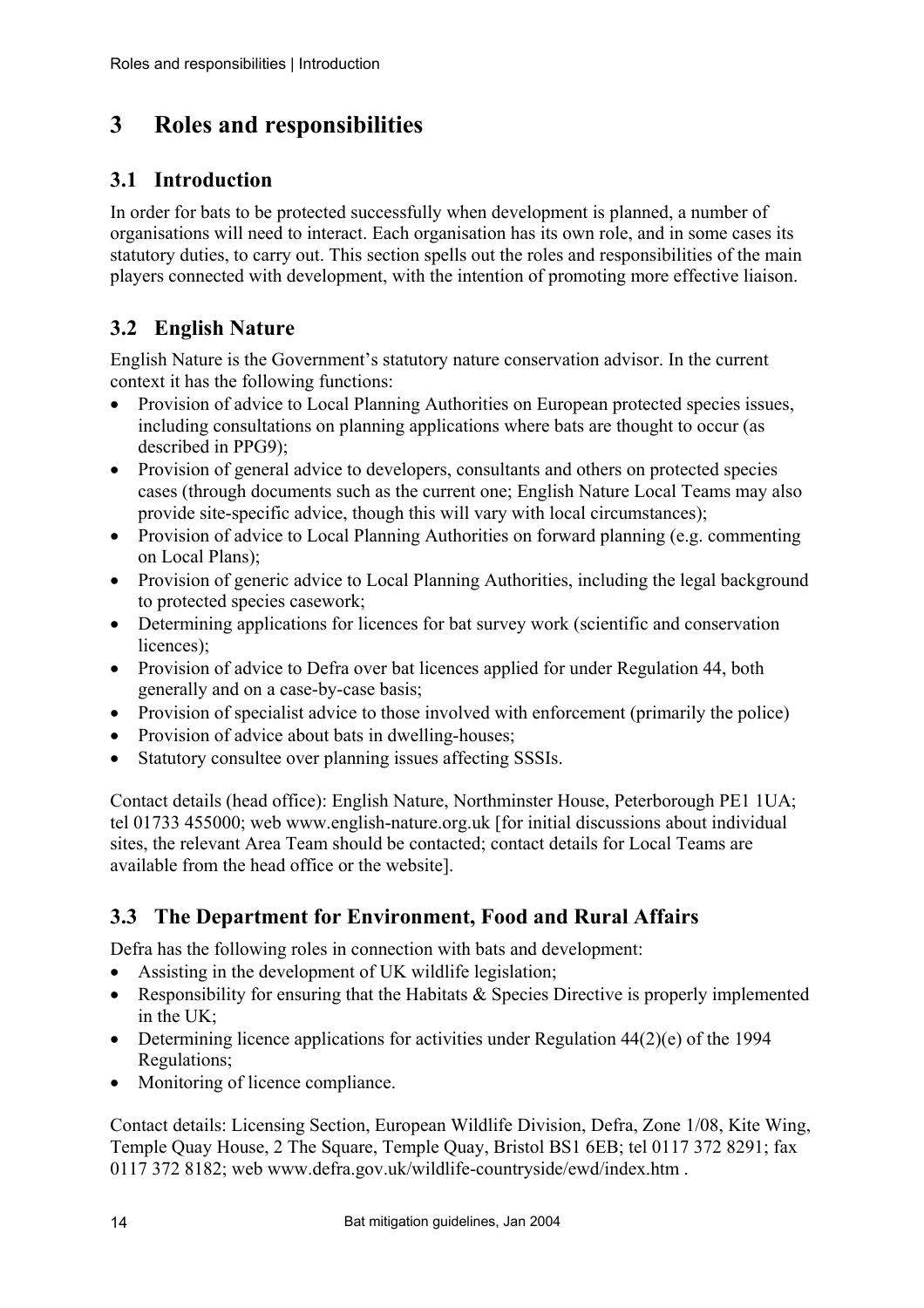# 3 Roles and responsibilities

## 3.1 Introduction

In order for bats to be protected successfully when development is planned, a number of organisations will need to interact. Each organisation has its own role, and in some cases its statutory duties, to carry out. This section spells out the roles and responsibilities of the main players connected with development, with the intention of promoting more effective liaison.

## 3.2 English Nature

English Nature is the Government's statutory nature conservation advisor. In the current context it has the following functions:

- Provision of advice to Local Planning Authorities on European protected species issues, including consultations on planning applications where bats are thought to occur (as described in PPG9);
- Provision of general advice to developers, consultants and others on protected species cases (through documents such as the current one; English Nature Local Teams may also provide site-specific advice, though this will vary with local circumstances);
- Provision of advice to Local Planning Authorities on forward planning (e.g. commenting on Local Plans);
- Provision of generic advice to Local Planning Authorities, including the legal background to protected species casework;
- Determining applications for licences for bat survey work (scientific and conservation licences);
- Provision of advice to Defra over bat licences applied for under Regulation 44, both generally and on a case-by-case basis;
- Provision of specialist advice to those involved with enforcement (primarily the police)
- Provision of advice about bats in dwelling-houses;
- Statutory consultee over planning issues affecting SSSIs.

Contact details (head office): English Nature, Northminster House, Peterborough PE1 1UA; tel 01733 455000; web www.english-nature.org.uk [for initial discussions about individual sites, the relevant Area Team should be contacted; contact details for Local Teams are available from the head office or the website].

## 3.3 The Department for Environment, Food and Rural Affairs

Defra has the following roles in connection with bats and development:

- Assisting in the development of UK wildlife legislation;
- Responsibility for ensuring that the Habitats & Species Directive is properly implemented in the UK;
- Determining licence applications for activities under Regulation 44(2)(e) of the 1994 Regulations;
- Monitoring of licence compliance.

Contact details: Licensing Section, European Wildlife Division, Defra, Zone 1/08, Kite Wing, Temple Quay House, 2 The Square, Temple Quay, Bristol BS1 6EB; tel 0117 372 8291; fax 0117 372 8182; web www.defra.gov.uk/wildlife-countryside/ewd/index.htm .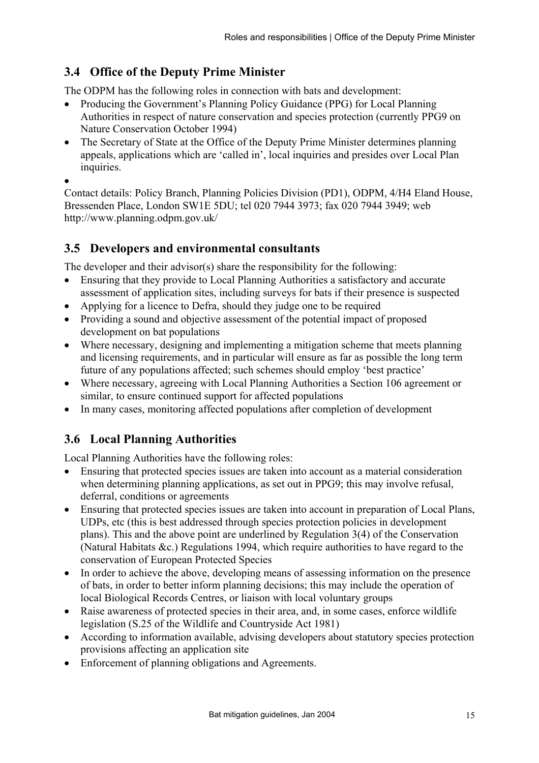## 3.4 Office of the Deputy Prime Minister

The ODPM has the following roles in connection with bats and development:

- Producing the Government's Planning Policy Guidance (PPG) for Local Planning Authorities in respect of nature conservation and species protection (currently PPG9 on Nature Conservation October 1994)
- The Secretary of State at the Office of the Deputy Prime Minister determines planning appeals, applications which are 'called in', local inquiries and presides over Local Plan inquiries.
- 

Contact details: Policy Branch, Planning Policies Division (PD1), ODPM, 4/H4 Eland House, Bressenden Place, London SW1E 5DU; tel 020 7944 3973; fax 020 7944 3949; web http://www.planning.odpm.gov.uk/

## 3.5 Developers and environmental consultants

The developer and their advisor(s) share the responsibility for the following:

- Ensuring that they provide to Local Planning Authorities a satisfactory and accurate assessment of application sites, including surveys for bats if their presence is suspected
- Applying for a licence to Defra, should they judge one to be required
- Providing a sound and objective assessment of the potential impact of proposed development on bat populations
- Where necessary, designing and implementing a mitigation scheme that meets planning and licensing requirements, and in particular will ensure as far as possible the long term future of any populations affected; such schemes should employ 'best practice'
- Where necessary, agreeing with Local Planning Authorities a Section 106 agreement or similar, to ensure continued support for affected populations
- In many cases, monitoring affected populations after completion of development

## 3.6 Local Planning Authorities

Local Planning Authorities have the following roles:

- Ensuring that protected species issues are taken into account as a material consideration when determining planning applications, as set out in PPG9; this may involve refusal, deferral, conditions or agreements
- Ensuring that protected species issues are taken into account in preparation of Local Plans, UDPs, etc (this is best addressed through species protection policies in development plans). This and the above point are underlined by Regulation 3(4) of the Conservation (Natural Habitats &c.) Regulations 1994, which require authorities to have regard to the conservation of European Protected Species
- In order to achieve the above, developing means of assessing information on the presence of bats, in order to better inform planning decisions; this may include the operation of local Biological Records Centres, or liaison with local voluntary groups
- Raise awareness of protected species in their area, and, in some cases, enforce wildlife legislation (S.25 of the Wildlife and Countryside Act 1981)
- According to information available, advising developers about statutory species protection provisions affecting an application site
- Enforcement of planning obligations and Agreements.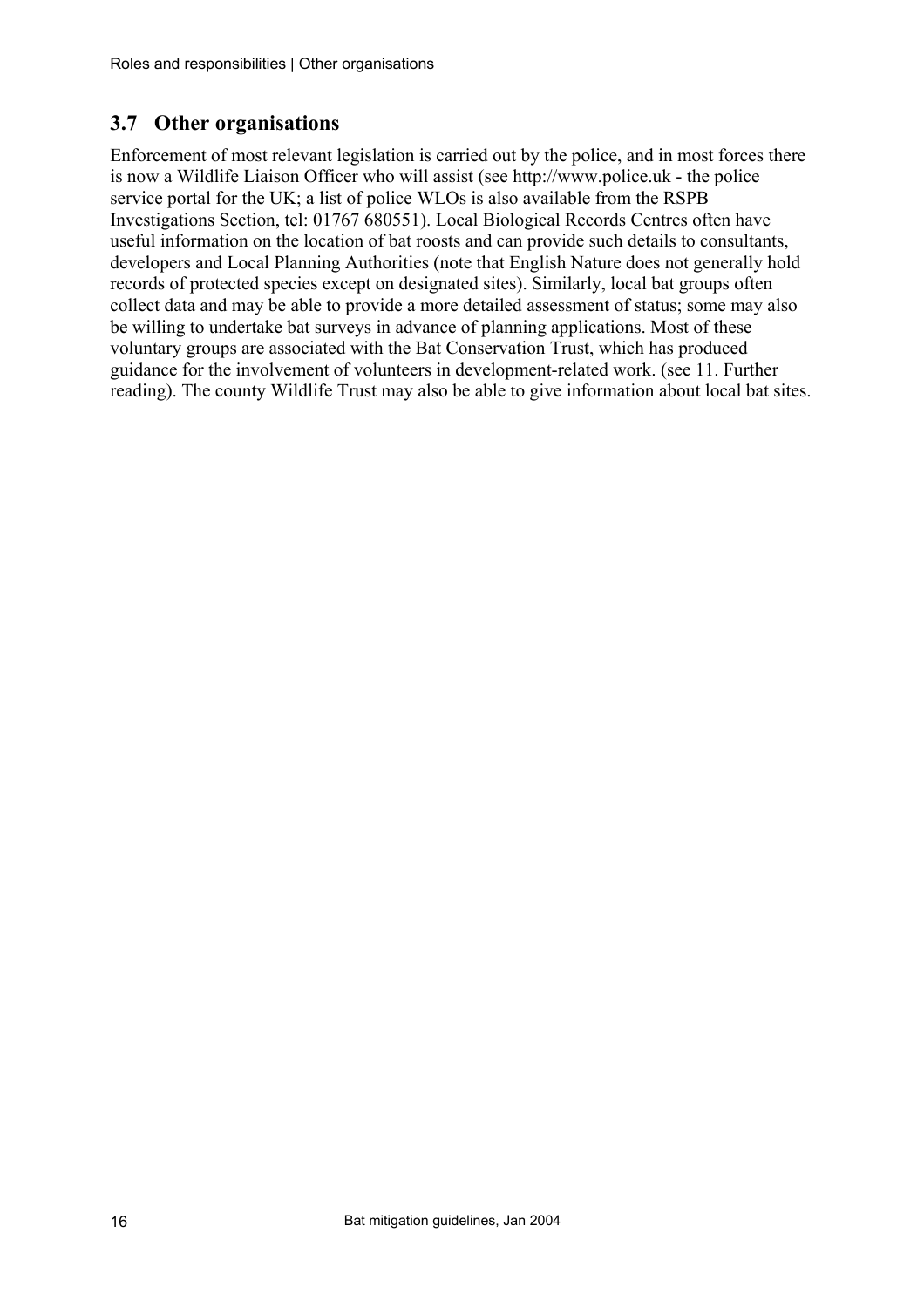## 3.7 Other organisations

Enforcement of most relevant legislation is carried out by the police, and in most forces there is now a Wildlife Liaison Officer who will assist (see http://www.police.uk - the police service portal for the UK; a list of police WLOs is also available from the RSPB Investigations Section, tel: 01767 680551). Local Biological Records Centres often have useful information on the location of bat roosts and can provide such details to consultants, developers and Local Planning Authorities (note that English Nature does not generally hold records of protected species except on designated sites). Similarly, local bat groups often collect data and may be able to provide a more detailed assessment of status; some may also be willing to undertake bat surveys in advance of planning applications. Most of these voluntary groups are associated with the Bat Conservation Trust, which has produced guidance for the involvement of volunteers in development-related work. (see 11. Further reading). The county Wildlife Trust may also be able to give information about local bat sites.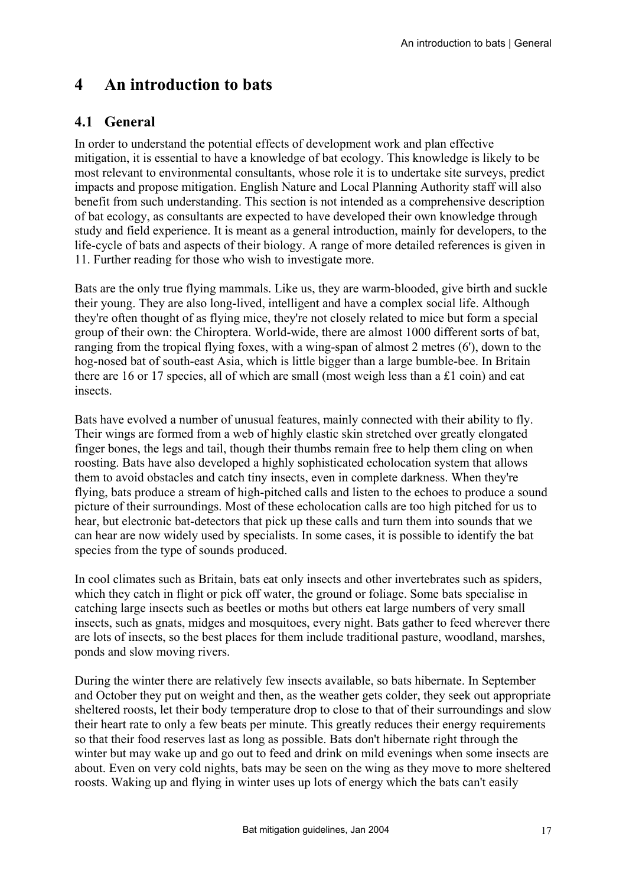# 4 An introduction to bats

## 4.1 General

In order to understand the potential effects of development work and plan effective mitigation, it is essential to have a knowledge of bat ecology. This knowledge is likely to be most relevant to environmental consultants, whose role it is to undertake site surveys, predict impacts and propose mitigation. English Nature and Local Planning Authority staff will also benefit from such understanding. This section is not intended as a comprehensive description of bat ecology, as consultants are expected to have developed their own knowledge through study and field experience. It is meant as a general introduction, mainly for developers, to the life-cycle of bats and aspects of their biology. A range of more detailed references is given in 11. Further reading for those who wish to investigate more.

Bats are the only true flying mammals. Like us, they are warm-blooded, give birth and suckle their young. They are also long-lived, intelligent and have a complex social life. Although they're often thought of as flying mice, they're not closely related to mice but form a special group of their own: the Chiroptera. World-wide, there are almost 1000 different sorts of bat, ranging from the tropical flying foxes, with a wing-span of almost 2 metres (6'), down to the hog-nosed bat of south-east Asia, which is little bigger than a large bumble-bee. In Britain there are 16 or 17 species, all of which are small (most weigh less than a £1 coin) and eat insects.

Bats have evolved a number of unusual features, mainly connected with their ability to fly. Their wings are formed from a web of highly elastic skin stretched over greatly elongated finger bones, the legs and tail, though their thumbs remain free to help them cling on when roosting. Bats have also developed a highly sophisticated echolocation system that allows them to avoid obstacles and catch tiny insects, even in complete darkness. When they're flying, bats produce a stream of high-pitched calls and listen to the echoes to produce a sound picture of their surroundings. Most of these echolocation calls are too high pitched for us to hear, but electronic bat-detectors that pick up these calls and turn them into sounds that we can hear are now widely used by specialists. In some cases, it is possible to identify the bat species from the type of sounds produced.

In cool climates such as Britain, bats eat only insects and other invertebrates such as spiders, which they catch in flight or pick off water, the ground or foliage. Some bats specialise in catching large insects such as beetles or moths but others eat large numbers of very small insects, such as gnats, midges and mosquitoes, every night. Bats gather to feed wherever there are lots of insects, so the best places for them include traditional pasture, woodland, marshes, ponds and slow moving rivers.

During the winter there are relatively few insects available, so bats hibernate. In September and October they put on weight and then, as the weather gets colder, they seek out appropriate sheltered roosts, let their body temperature drop to close to that of their surroundings and slow their heart rate to only a few beats per minute. This greatly reduces their energy requirements so that their food reserves last as long as possible. Bats don't hibernate right through the winter but may wake up and go out to feed and drink on mild evenings when some insects are about. Even on very cold nights, bats may be seen on the wing as they move to more sheltered roosts. Waking up and flying in winter uses up lots of energy which the bats can't easily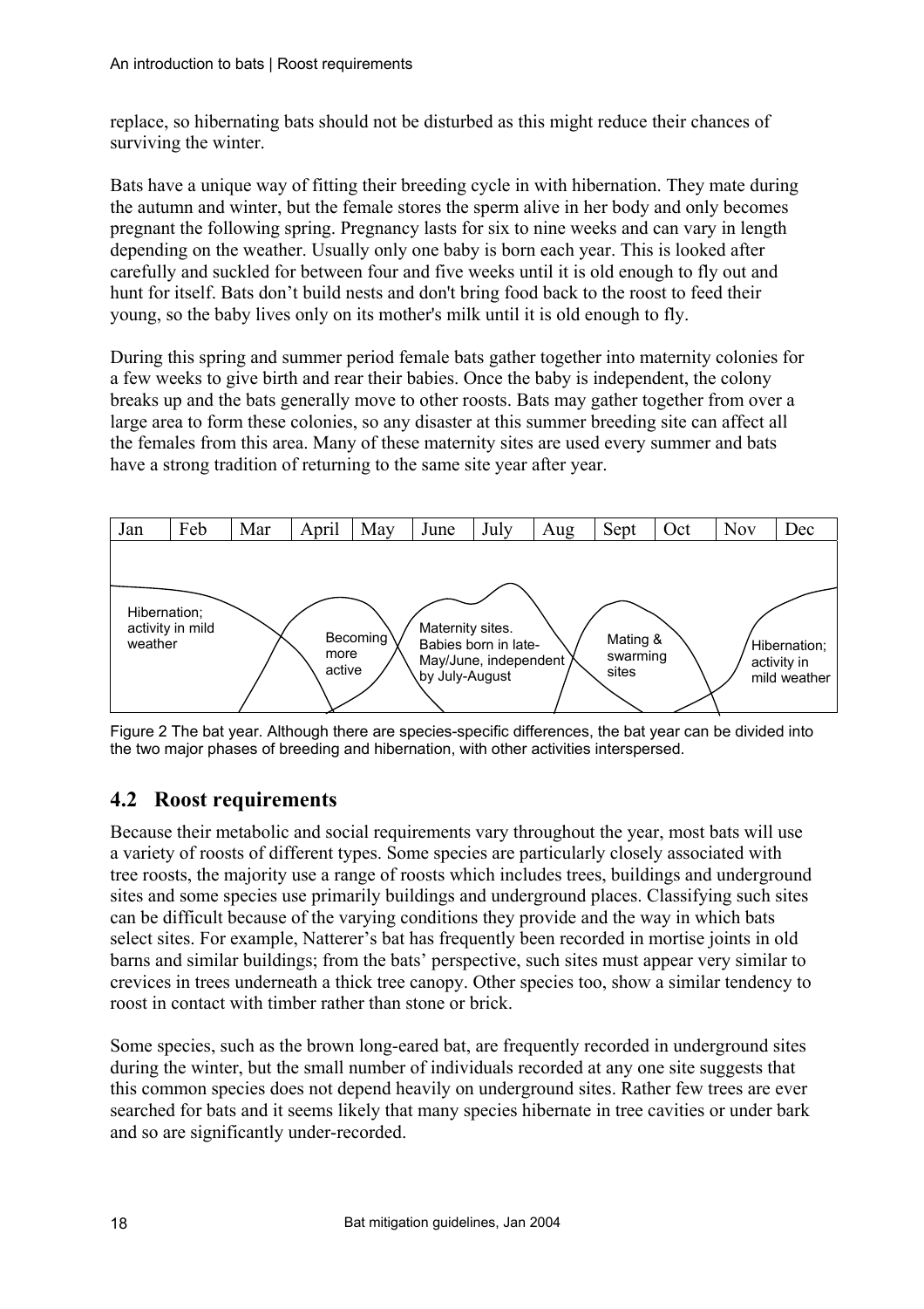replace, so hibernating bats should not be disturbed as this might reduce their chances of surviving the winter.

Bats have a unique way of fitting their breeding cycle in with hibernation. They mate during the autumn and winter, but the female stores the sperm alive in her body and only becomes pregnant the following spring. Pregnancy lasts for six to nine weeks and can vary in length depending on the weather. Usually only one baby is born each year. This is looked after carefully and suckled for between four and five weeks until it is old enough to fly out and hunt for itself. Bats don't build nests and don't bring food back to the roost to feed their young, so the baby lives only on its mother's milk until it is old enough to fly.

During this spring and summer period female bats gather together into maternity colonies for a few weeks to give birth and rear their babies. Once the baby is independent, the colony breaks up and the bats generally move to other roosts. Bats may gather together from over a large area to form these colonies, so any disaster at this summer breeding site can affect all the females from this area. Many of these maternity sites are used every summer and bats have a strong tradition of returning to the same site year after year.

| Jan | Feb | Mar | April | May | June | July | Aug | Sept | Oct | Nov | Dec |
|---|---|---|---|---|---|---|---|---|---|---|---|

Hibernation; activity in mild weather

Becoming more active

Maternity sites. Babies born in late-May/June, independent by July-August

Mating & swarming sites

Hibernation; activity in mild weather

Figure 2 The bat year. Although there are species-specific differences, the bat year can be divided into the two major phases of breeding and hibernation, with other activities interspersed.

## 4.2 Roost requirements

Because their metabolic and social requirements vary throughout the year, most bats will use a variety of roosts of different types. Some species are particularly closely associated with tree roosts, the majority use a range of roosts which includes trees, buildings and underground sites and some species use primarily buildings and underground places. Classifying such sites can be difficult because of the varying conditions they provide and the way in which bats select sites. For example, Natterer's bat has frequently been recorded in mortise joints in old barns and similar buildings; from the bats' perspective, such sites must appear very similar to crevices in trees underneath a thick tree canopy. Other species too, show a similar tendency to roost in contact with timber rather than stone or brick.

Some species, such as the brown long-eared bat, are frequently recorded in underground sites during the winter, but the small number of individuals recorded at any one site suggests that this common species does not depend heavily on underground sites. Rather few trees are ever searched for bats and it seems likely that many species hibernate in tree cavities or under bark and so are significantly under-recorded.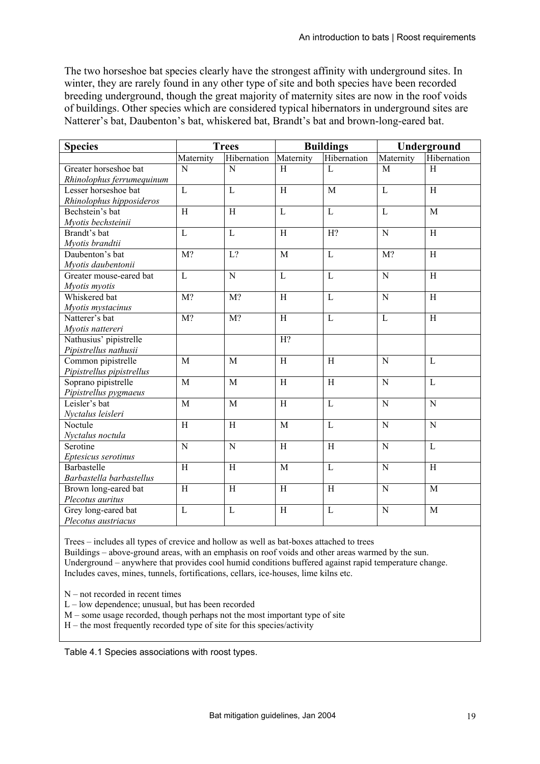The two horseshoe bat species clearly have the strongest affinity with underground sites. In winter, they are rarely found in any other type of site and both species have been recorded breeding underground, though the great majority of maternity sites are now in the roof voids of buildings. Other species which are considered typical hibernators in underground sites are Natterer's bat, Daubenton's bat, whiskered bat, Brandt's bat and brown-long-eared bat.

| Species | Trees | | Buildings | | Underground | |
|---|---|---|---|---|---|---|
| | Maternity | Hibernation | Maternity | Hibernation | Maternity | Hibernation |
| Greater horseshoe bat *Rhinolophus ferrumequinum* | N | N | H | L | M | H |
| Lesser horseshoe bat *Rhinolophus hipposideros* | L | L | H | M | L | H |
| Bechstein's bat *Myotis bechsteinii* | H | H | L | L | L | M |
| Brandt's bat *Myotis brandtii* | L | L | H | H? | N | H |
| Daubenton's bat *Myotis daubentonii* | M? | L? | M | L | M? | H |
| Greater mouse-eared bat *Myotis myotis* | L | N | L | L | N | H |
| Whiskered bat *Myotis mystacinus* | M? | M? | H | L | N | H |
| Natterer's bat *Myotis nattereri* | M? | M? | H | L | L | H |
| Nathusius' pipistrelle *Pipistrellus nathusii* | | | H? | | | |
| Common pipistrelle *Pipistrellus pipistrellus* | M | M | H | H | N | L |
| Soprano pipistrelle *Pipistrellus pygmaeus* | M | M | H | H | N | L |
| Leisler's bat *Nyctalus leisleri* | M | M | H | L | N | N |
| Noctule *Nyctalus noctula* | H | H | M | L | N | N |
| Serotine *Eptesicus serotinus* | N | N | H | H | N | L |
| Barbastelle *Barbastella barbastellus* | H | H | M | L | N | H |
| Brown long-eared bat *Plecotus auritus* | H | H | H | H | N | M |
| Grey long-eared bat *Plecotus austriacus* | L | L | H | L | N | M |

Trees – includes all types of crevice and hollow as well as bat-boxes attached to trees
Buildings – above-ground areas, with an emphasis on roof voids and other areas warmed by the sun.
Underground – anywhere that provides cool humid conditions buffered against rapid temperature change. Includes caves, mines, tunnels, fortifications, cellars, ice-houses, lime kilns etc.

N – not recorded in recent times
L – low dependence; unusual, but has been recorded
M – some usage recorded, though perhaps not the most important type of site
H – the most frequently recorded type of site for this species/activity

Table 4.1 Species associations with roost types.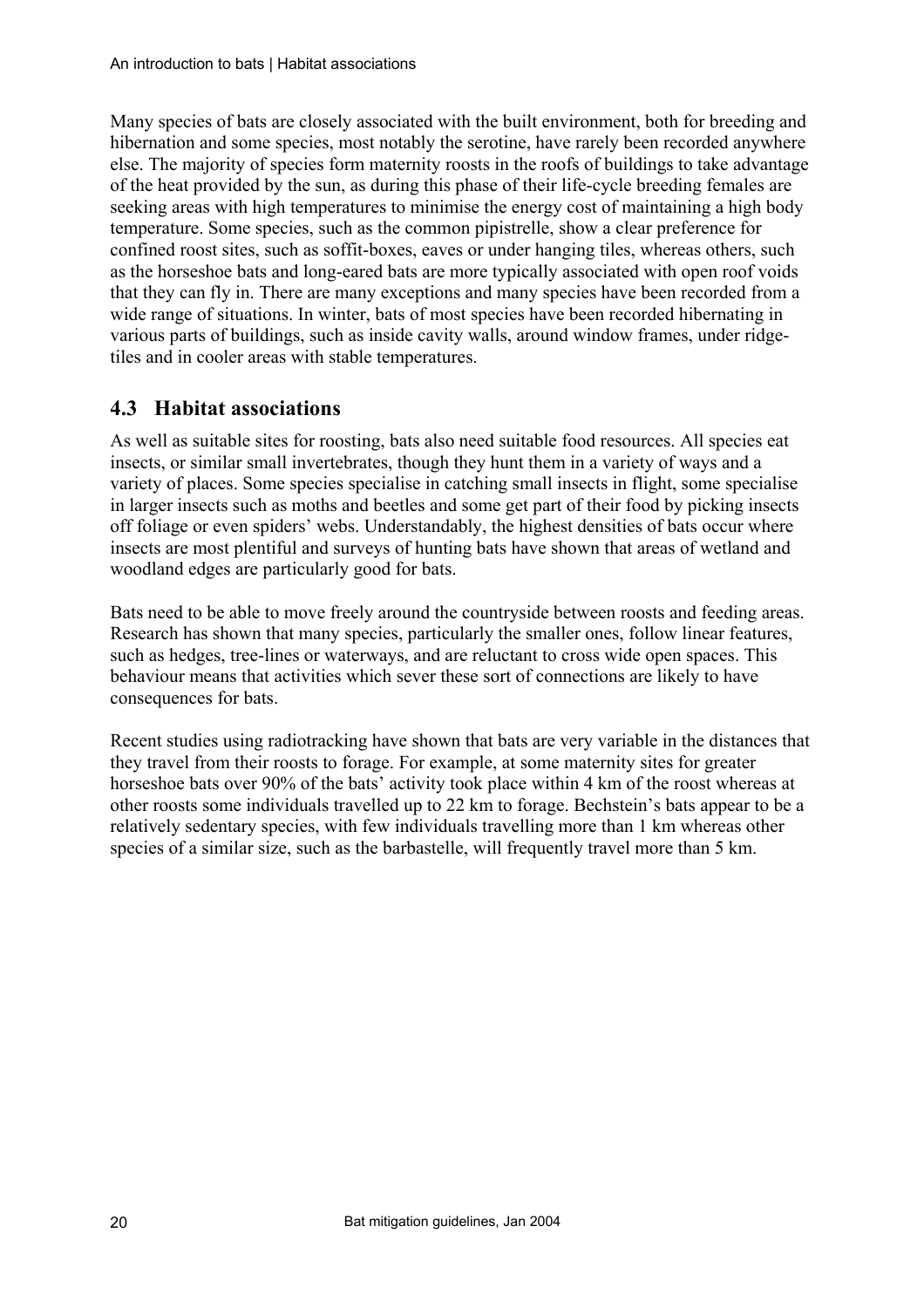Many species of bats are closely associated with the built environment, both for breeding and hibernation and some species, most notably the serotine, have rarely been recorded anywhere else. The majority of species form maternity roosts in the roofs of buildings to take advantage of the heat provided by the sun, as during this phase of their life-cycle breeding females are seeking areas with high temperatures to minimise the energy cost of maintaining a high body temperature. Some species, such as the common pipistrelle, show a clear preference for confined roost sites, such as soffit-boxes, eaves or under hanging tiles, whereas others, such as the horseshoe bats and long-eared bats are more typically associated with open roof voids that they can fly in. There are many exceptions and many species have been recorded from a wide range of situations. In winter, bats of most species have been recorded hibernating in various parts of buildings, such as inside cavity walls, around window frames, under ridge-tiles and in cooler areas with stable temperatures.

## 4.3 Habitat associations

As well as suitable sites for roosting, bats also need suitable food resources. All species eat insects, or similar small invertebrates, though they hunt them in a variety of ways and a variety of places. Some species specialise in catching small insects in flight, some specialise in larger insects such as moths and beetles and some get part of their food by picking insects off foliage or even spiders' webs. Understandably, the highest densities of bats occur where insects are most plentiful and surveys of hunting bats have shown that areas of wetland and woodland edges are particularly good for bats.

Bats need to be able to move freely around the countryside between roosts and feeding areas. Research has shown that many species, particularly the smaller ones, follow linear features, such as hedges, tree-lines or waterways, and are reluctant to cross wide open spaces. This behaviour means that activities which sever these sort of connections are likely to have consequences for bats.

Recent studies using radiotracking have shown that bats are very variable in the distances that they travel from their roosts to forage. For example, at some maternity sites for greater horseshoe bats over 90% of the bats' activity took place within 4 km of the roost whereas at other roosts some individuals travelled up to 22 km to forage. Bechstein's bats appear to be a relatively sedentary species, with few individuals travelling more than 1 km whereas other species of a similar size, such as the barbastelle, will frequently travel more than 5 km.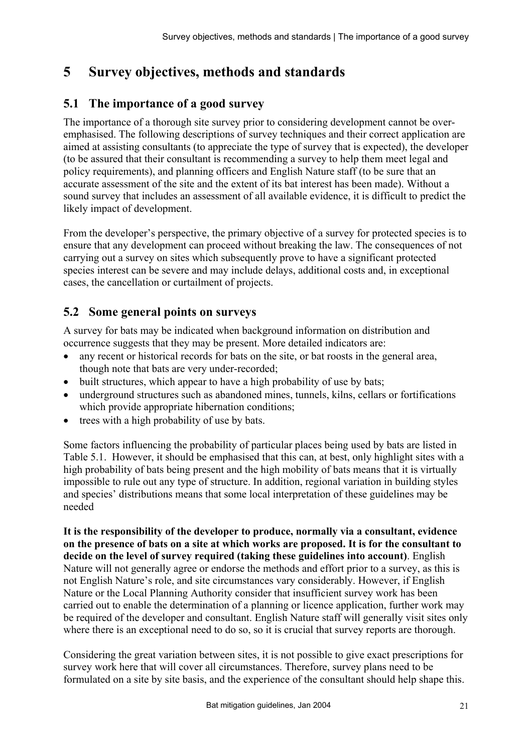# 5 Survey objectives, methods and standards

## 5.1 The importance of a good survey

The importance of a thorough site survey prior to considering development cannot be over-emphasised. The following descriptions of survey techniques and their correct application are aimed at assisting consultants (to appreciate the type of survey that is expected), the developer (to be assured that their consultant is recommending a survey to help them meet legal and policy requirements), and planning officers and English Nature staff (to be sure that an accurate assessment of the site and the extent of its bat interest has been made). Without a sound survey that includes an assessment of all available evidence, it is difficult to predict the likely impact of development.

From the developer's perspective, the primary objective of a survey for protected species is to ensure that any development can proceed without breaking the law. The consequences of not carrying out a survey on sites which subsequently prove to have a significant protected species interest can be severe and may include delays, additional costs and, in exceptional cases, the cancellation or curtailment of projects.

## 5.2 Some general points on surveys

A survey for bats may be indicated when background information on distribution and occurrence suggests that they may be present. More detailed indicators are:

- any recent or historical records for bats on the site, or bat roosts in the general area, though note that bats are very under-recorded;
- built structures, which appear to have a high probability of use by bats;
- underground structures such as abandoned mines, tunnels, kilns, cellars or fortifications which provide appropriate hibernation conditions;
- trees with a high probability of use by bats.

Some factors influencing the probability of particular places being used by bats are listed in Table 5.1. However, it should be emphasised that this can, at best, only highlight sites with a high probability of bats being present and the high mobility of bats means that it is virtually impossible to rule out any type of structure. In addition, regional variation in building styles and species' distributions means that some local interpretation of these guidelines may be needed

**It is the responsibility of the developer to produce, normally via a consultant, evidence on the presence of bats on a site at which works are proposed. It is for the consultant to decide on the level of survey required (taking these guidelines into account)**. English Nature will not generally agree or endorse the methods and effort prior to a survey, as this is not English Nature's role, and site circumstances vary considerably. However, if English Nature or the Local Planning Authority consider that insufficient survey work has been carried out to enable the determination of a planning or licence application, further work may be required of the developer and consultant. English Nature staff will generally visit sites only where there is an exceptional need to do so, so it is crucial that survey reports are thorough.

Considering the great variation between sites, it is not possible to give exact prescriptions for survey work here that will cover all circumstances. Therefore, survey plans need to be formulated on a site by site basis, and the experience of the consultant should help shape this.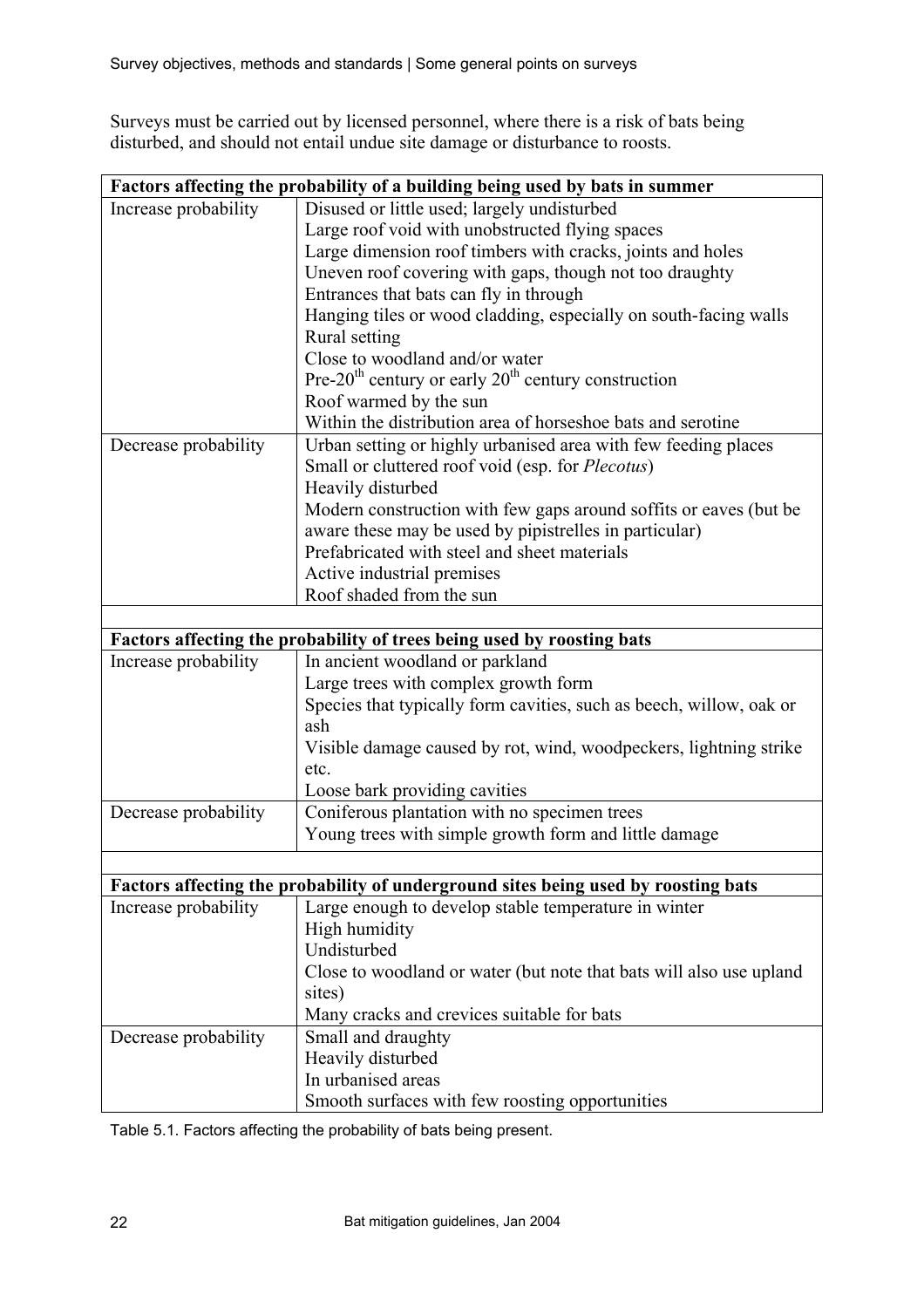Surveys must be carried out by licensed personnel, where there is a risk of bats being disturbed, and should not entail undue site damage or disturbance to roosts.

| **Factors affecting the probability of a building being used by bats in summer** | |
|---|---|
| Increase probability | Disused or little used; largely undisturbed<br>Large roof void with unobstructed flying spaces<br>Large dimension roof timbers with cracks, joints and holes<br>Uneven roof covering with gaps, though not too draughty<br>Entrances that bats can fly in through<br>Hanging tiles or wood cladding, especially on south-facing walls<br>Rural setting<br>Close to woodland and/or water<br>Pre-20$^{th}$ century or early 20$^{th}$ century construction<br>Roof warmed by the sun<br>Within the distribution area of horseshoe bats and serotine |
| Decrease probability | Urban setting or highly urbanised area with few feeding places<br>Small or cluttered roof void (esp. for *Plecotus*)<br>Heavily disturbed<br>Modern construction with few gaps around soffits or eaves (but be aware these may be used by pipistrelles in particular)<br>Prefabricated with steel and sheet materials<br>Active industrial premises<br>Roof shaded from the sun |
| | |
| **Factors affecting the probability of trees being used by roosting bats** | |
| Increase probability | In ancient woodland or parkland<br>Large trees with complex growth form<br>Species that typically form cavities, such as beech, willow, oak or ash<br>Visible damage caused by rot, wind, woodpeckers, lightning strike etc.<br>Loose bark providing cavities |
| Decrease probability | Coniferous plantation with no specimen trees<br>Young trees with simple growth form and little damage |
| | |
| **Factors affecting the probability of underground sites being used by roosting bats** | |
| Increase probability | Large enough to develop stable temperature in winter<br>High humidity<br>Undisturbed<br>Close to woodland or water (but note that bats will also use upland sites)<br>Many cracks and crevices suitable for bats |
| Decrease probability | Small and draughty<br>Heavily disturbed<br>In urbanised areas<br>Smooth surfaces with few roosting opportunities |

Table 5.1. Factors affecting the probability of bats being present.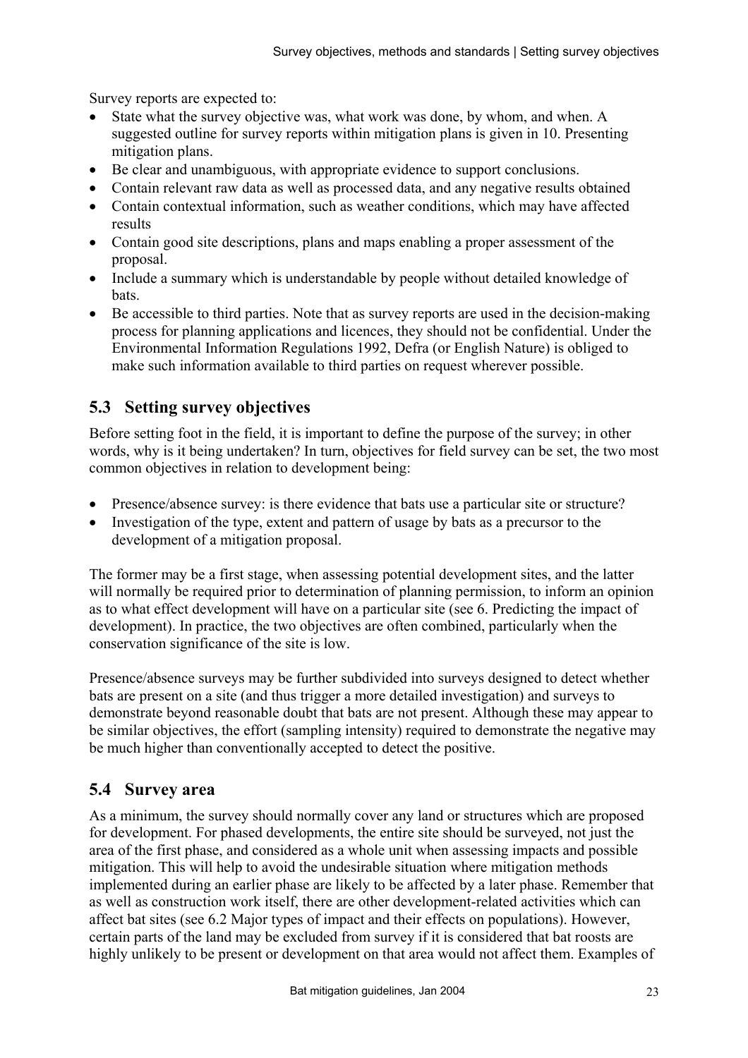Survey reports are expected to:

- State what the survey objective was, what work was done, by whom, and when. A suggested outline for survey reports within mitigation plans is given in 10. Presenting mitigation plans.
- Be clear and unambiguous, with appropriate evidence to support conclusions.
- Contain relevant raw data as well as processed data, and any negative results obtained
- Contain contextual information, such as weather conditions, which may have affected results
- Contain good site descriptions, plans and maps enabling a proper assessment of the proposal.
- Include a summary which is understandable by people without detailed knowledge of bats.
- Be accessible to third parties. Note that as survey reports are used in the decision-making process for planning applications and licences, they should not be confidential. Under the Environmental Information Regulations 1992, Defra (or English Nature) is obliged to make such information available to third parties on request wherever possible.

## 5.3 Setting survey objectives

Before setting foot in the field, it is important to define the purpose of the survey; in other words, why is it being undertaken? In turn, objectives for field survey can be set, the two most common objectives in relation to development being:

- Presence/absence survey: is there evidence that bats use a particular site or structure?
- Investigation of the type, extent and pattern of usage by bats as a precursor to the development of a mitigation proposal.

The former may be a first stage, when assessing potential development sites, and the latter will normally be required prior to determination of planning permission, to inform an opinion as to what effect development will have on a particular site (see 6. Predicting the impact of development). In practice, the two objectives are often combined, particularly when the conservation significance of the site is low.

Presence/absence surveys may be further subdivided into surveys designed to detect whether bats are present on a site (and thus trigger a more detailed investigation) and surveys to demonstrate beyond reasonable doubt that bats are not present. Although these may appear to be similar objectives, the effort (sampling intensity) required to demonstrate the negative may be much higher than conventionally accepted to detect the positive.

## 5.4 Survey area

As a minimum, the survey should normally cover any land or structures which are proposed for development. For phased developments, the entire site should be surveyed, not just the area of the first phase, and considered as a whole unit when assessing impacts and possible mitigation. This will help to avoid the undesirable situation where mitigation methods implemented during an earlier phase are likely to be affected by a later phase. Remember that as well as construction work itself, there are other development-related activities which can affect bat sites (see 6.2 Major types of impact and their effects on populations). However, certain parts of the land may be excluded from survey if it is considered that bat roosts are highly unlikely to be present or development on that area would not affect them. Examples of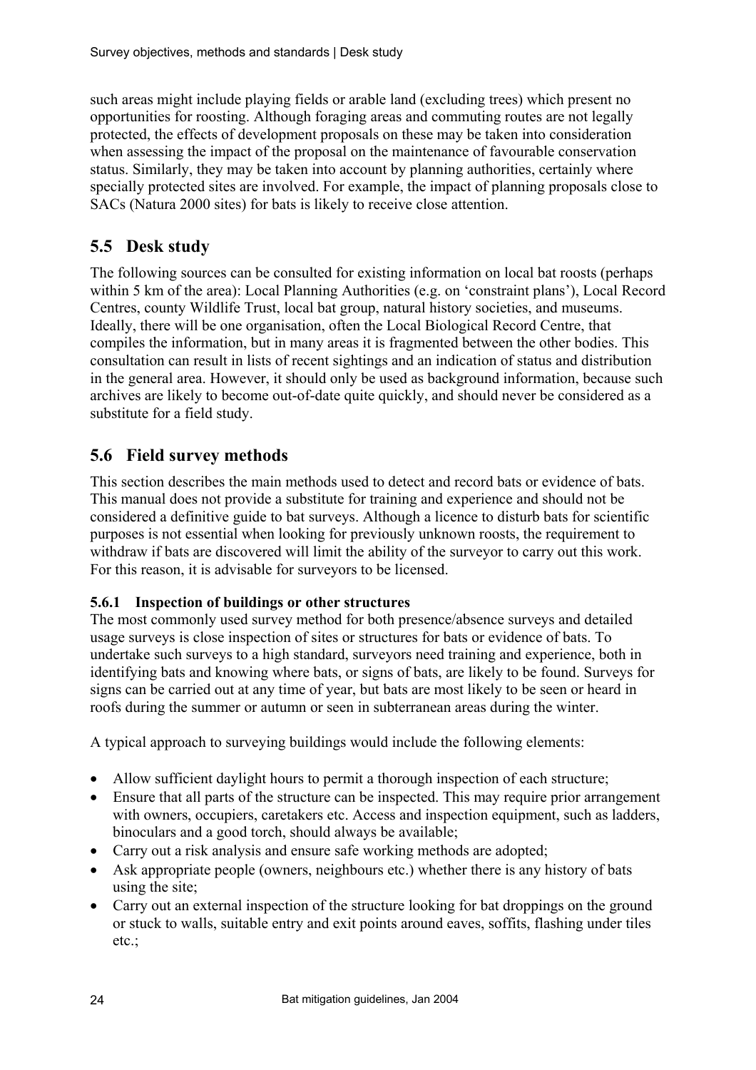such areas might include playing fields or arable land (excluding trees) which present no opportunities for roosting. Although foraging areas and commuting routes are not legally protected, the effects of development proposals on these may be taken into consideration when assessing the impact of the proposal on the maintenance of favourable conservation status. Similarly, they may be taken into account by planning authorities, certainly where specially protected sites are involved. For example, the impact of planning proposals close to SACs (Natura 2000 sites) for bats is likely to receive close attention.

## 5.5 Desk study

The following sources can be consulted for existing information on local bat roosts (perhaps within 5 km of the area): Local Planning Authorities (e.g. on 'constraint plans'), Local Record Centres, county Wildlife Trust, local bat group, natural history societies, and museums. Ideally, there will be one organisation, often the Local Biological Record Centre, that compiles the information, but in many areas it is fragmented between the other bodies. This consultation can result in lists of recent sightings and an indication of status and distribution in the general area. However, it should only be used as background information, because such archives are likely to become out-of-date quite quickly, and should never be considered as a substitute for a field study.

## 5.6 Field survey methods

This section describes the main methods used to detect and record bats or evidence of bats. This manual does not provide a substitute for training and experience and should not be considered a definitive guide to bat surveys. Although a licence to disturb bats for scientific purposes is not essential when looking for previously unknown roosts, the requirement to withdraw if bats are discovered will limit the ability of the surveyor to carry out this work. For this reason, it is advisable for surveyors to be licensed.

### 5.6.1 Inspection of buildings or other structures

The most commonly used survey method for both presence/absence surveys and detailed usage surveys is close inspection of sites or structures for bats or evidence of bats. To undertake such surveys to a high standard, surveyors need training and experience, both in identifying bats and knowing where bats, or signs of bats, are likely to be found. Surveys for signs can be carried out at any time of year, but bats are most likely to be seen or heard in roofs during the summer or autumn or seen in subterranean areas during the winter.

A typical approach to surveying buildings would include the following elements:

- Allow sufficient daylight hours to permit a thorough inspection of each structure;
- Ensure that all parts of the structure can be inspected. This may require prior arrangement with owners, occupiers, caretakers etc. Access and inspection equipment, such as ladders, binoculars and a good torch, should always be available;
- Carry out a risk analysis and ensure safe working methods are adopted;
- Ask appropriate people (owners, neighbours etc.) whether there is any history of bats using the site;
- Carry out an external inspection of the structure looking for bat droppings on the ground or stuck to walls, suitable entry and exit points around eaves, soffits, flashing under tiles etc.;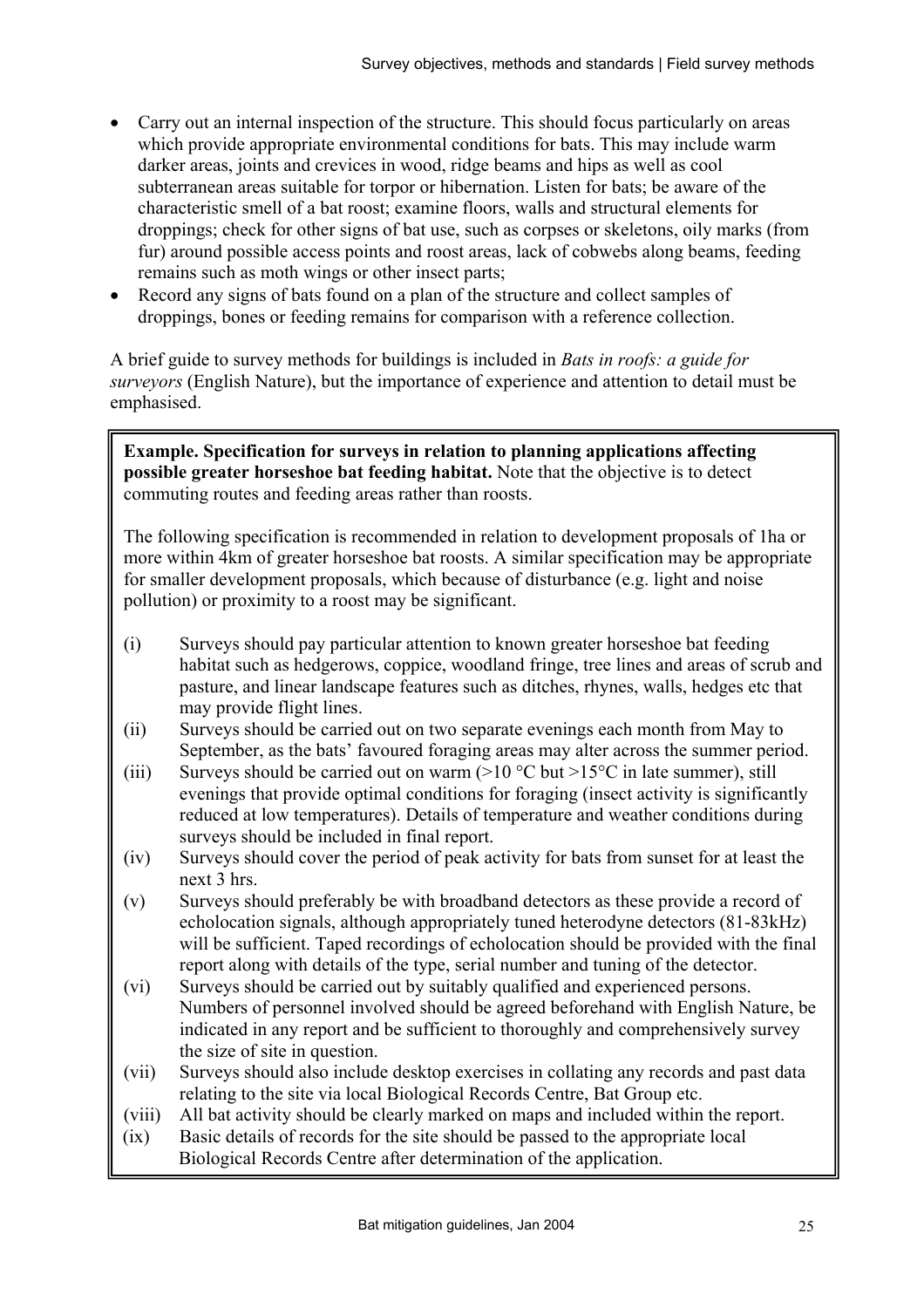- Carry out an internal inspection of the structure. This should focus particularly on areas which provide appropriate environmental conditions for bats. This may include warm darker areas, joints and crevices in wood, ridge beams and hips as well as cool subterranean areas suitable for torpor or hibernation. Listen for bats; be aware of the characteristic smell of a bat roost; examine floors, walls and structural elements for droppings; check for other signs of bat use, such as corpses or skeletons, oily marks (from fur) around possible access points and roost areas, lack of cobwebs along beams, feeding remains such as moth wings or other insect parts;
- Record any signs of bats found on a plan of the structure and collect samples of droppings, bones or feeding remains for comparison with a reference collection.

A brief guide to survey methods for buildings is included in *Bats in roofs: a guide for surveyors* (English Nature), but the importance of experience and attention to detail must be emphasised.

> **Example. Specification for surveys in relation to planning applications affecting possible greater horseshoe bat feeding habitat.** Note that the objective is to detect commuting routes and feeding areas rather than roosts.
>
> The following specification is recommended in relation to development proposals of 1ha or more within 4km of greater horseshoe bat roosts. A similar specification may be appropriate for smaller development proposals, which because of disturbance (e.g. light and noise pollution) or proximity to a roost may be significant.
>
> (i) Surveys should pay particular attention to known greater horseshoe bat feeding habitat such as hedgerows, coppice, woodland fringe, tree lines and areas of scrub and pasture, and linear landscape features such as ditches, rhynes, walls, hedges etc that may provide flight lines.
>
> (ii) Surveys should be carried out on two separate evenings each month from May to September, as the bats' favoured foraging areas may alter across the summer period.
>
> (iii) Surveys should be carried out on warm (>10 °C but >15°C in late summer), still evenings that provide optimal conditions for foraging (insect activity is significantly reduced at low temperatures). Details of temperature and weather conditions during surveys should be included in final report.
>
> (iv) Surveys should cover the period of peak activity for bats from sunset for at least the next 3 hrs.
>
> (v) Surveys should preferably be with broadband detectors as these provide a record of echolocation signals, although appropriately tuned heterodyne detectors (81-83kHz) will be sufficient. Taped recordings of echolocation should be provided with the final report along with details of the type, serial number and tuning of the detector.
>
> (vi) Surveys should be carried out by suitably qualified and experienced persons. Numbers of personnel involved should be agreed beforehand with English Nature, be indicated in any report and be sufficient to thoroughly and comprehensively survey the size of site in question.
>
> (vii) Surveys should also include desktop exercises in collating any records and past data relating to the site via local Biological Records Centre, Bat Group etc.
>
> (viii) All bat activity should be clearly marked on maps and included within the report.
>
> (ix) Basic details of records for the site should be passed to the appropriate local Biological Records Centre after determination of the application.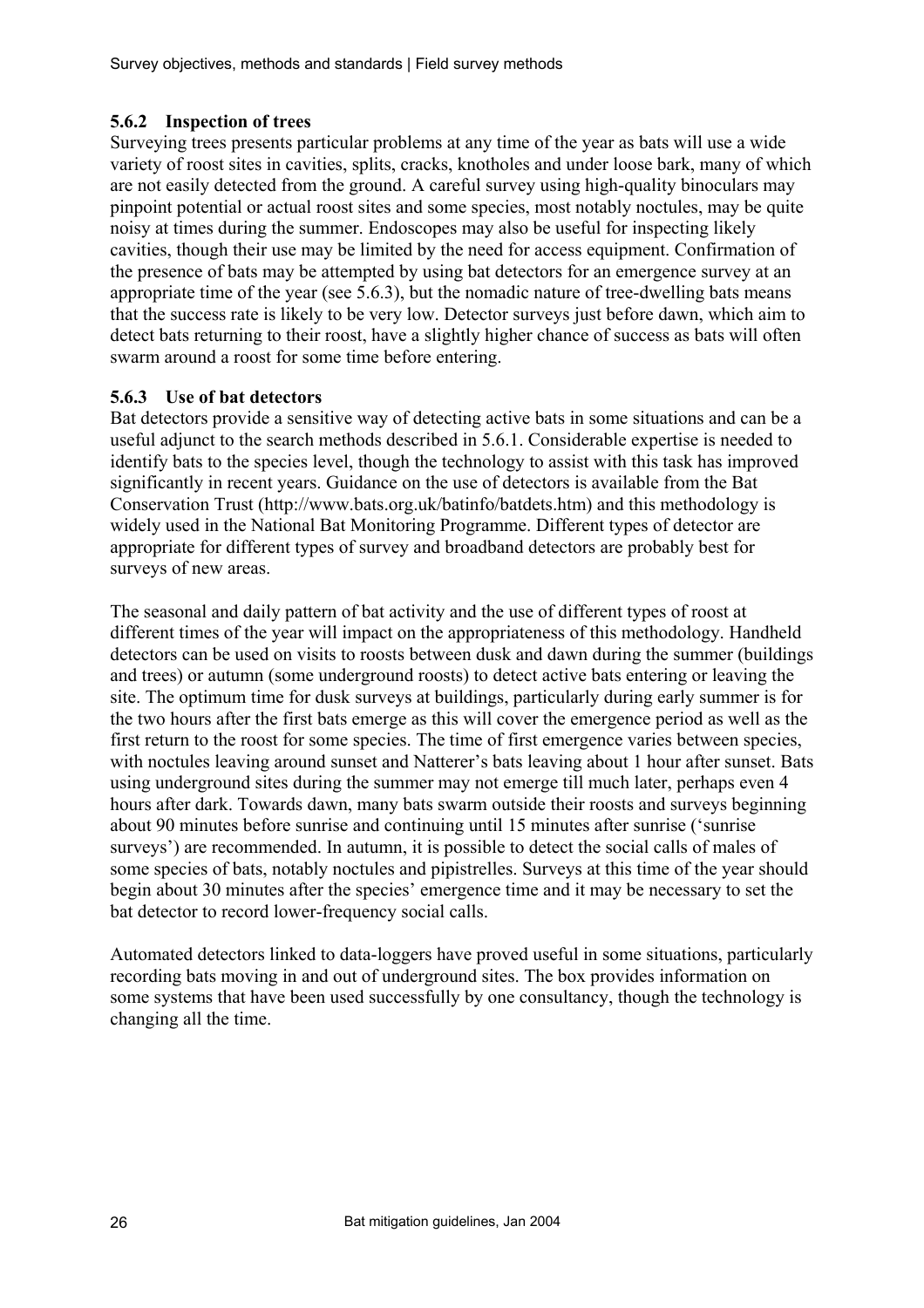### 5.6.2 Inspection of trees

Surveying trees presents particular problems at any time of the year as bats will use a wide variety of roost sites in cavities, splits, cracks, knotholes and under loose bark, many of which are not easily detected from the ground. A careful survey using high-quality binoculars may pinpoint potential or actual roost sites and some species, most notably noctules, may be quite noisy at times during the summer. Endoscopes may also be useful for inspecting likely cavities, though their use may be limited by the need for access equipment. Confirmation of the presence of bats may be attempted by using bat detectors for an emergence survey at an appropriate time of the year (see 5.6.3), but the nomadic nature of tree-dwelling bats means that the success rate is likely to be very low. Detector surveys just before dawn, which aim to detect bats returning to their roost, have a slightly higher chance of success as bats will often swarm around a roost for some time before entering.

### 5.6.3 Use of bat detectors

Bat detectors provide a sensitive way of detecting active bats in some situations and can be a useful adjunct to the search methods described in 5.6.1. Considerable expertise is needed to identify bats to the species level, though the technology to assist with this task has improved significantly in recent years. Guidance on the use of detectors is available from the Bat Conservation Trust (http://www.bats.org.uk/batinfo/batdets.htm) and this methodology is widely used in the National Bat Monitoring Programme. Different types of detector are appropriate for different types of survey and broadband detectors are probably best for surveys of new areas.

The seasonal and daily pattern of bat activity and the use of different types of roost at different times of the year will impact on the appropriateness of this methodology. Handheld detectors can be used on visits to roosts between dusk and dawn during the summer (buildings and trees) or autumn (some underground roosts) to detect active bats entering or leaving the site. The optimum time for dusk surveys at buildings, particularly during early summer is for the two hours after the first bats emerge as this will cover the emergence period as well as the first return to the roost for some species. The time of first emergence varies between species, with noctules leaving around sunset and Natterer's bats leaving about 1 hour after sunset. Bats using underground sites during the summer may not emerge till much later, perhaps even 4 hours after dark. Towards dawn, many bats swarm outside their roosts and surveys beginning about 90 minutes before sunrise and continuing until 15 minutes after sunrise ('sunrise surveys') are recommended. In autumn, it is possible to detect the social calls of males of some species of bats, notably noctules and pipistrelles. Surveys at this time of the year should begin about 30 minutes after the species' emergence time and it may be necessary to set the bat detector to record lower-frequency social calls.

Automated detectors linked to data-loggers have proved useful in some situations, particularly recording bats moving in and out of underground sites. The box provides information on some systems that have been used successfully by one consultancy, though the technology is changing all the time.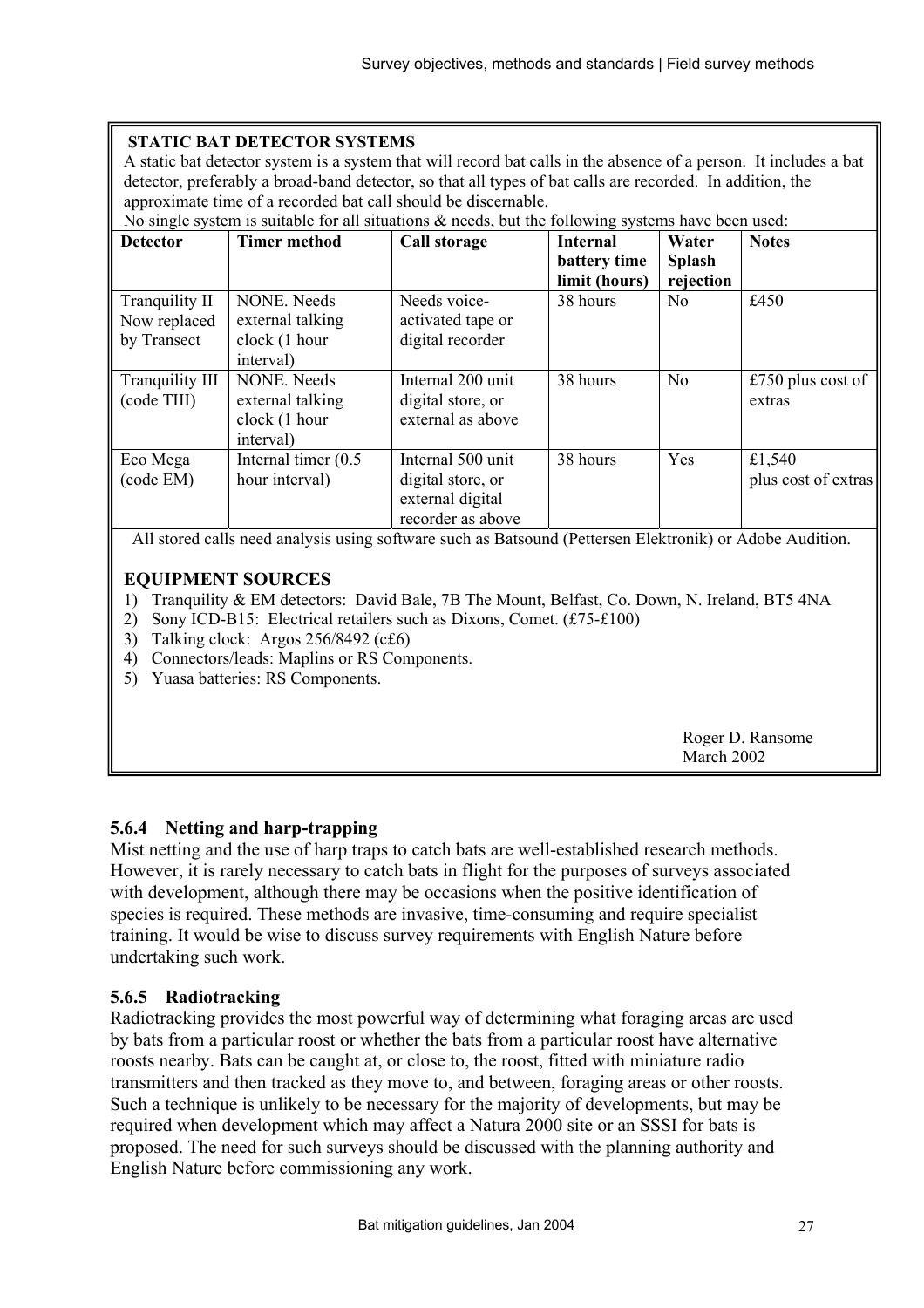**STATIC BAT DETECTOR SYSTEMS**

A static bat detector system is a system that will record bat calls in the absence of a person. It includes a bat detector, preferably a broad-band detector, so that all types of bat calls are recorded. In addition, the approximate time of a recorded bat call should be discernable.

No single system is suitable for all situations & needs, but the following systems have been used:

| Detector | Timer method | Call storage | Internal battery time limit (hours) | Water Splash rejection | Notes |
|---|---|---|---|---|---|
| Tranquility II Now replaced by Transect | NONE. Needs external talking clock (1 hour interval) | Needs voice-activated tape or digital recorder | 38 hours | No | £450 |
| Tranquility III (code TIII) | NONE. Needs external talking clock (1 hour interval) | Internal 200 unit digital store, or external as above | 38 hours | No | £750 plus cost of extras |
| Eco Mega (code EM) | Internal timer (0.5 hour interval) | Internal 500 unit digital store, or external digital recorder as above | 38 hours | Yes | £1,540 plus cost of extras |

All stored calls need analysis using software such as Batsound (Pettersen Elektronik) or Adobe Audition.

**EQUIPMENT SOURCES**

1) Tranquility & EM detectors: David Bale, 7B The Mount, Belfast, Co. Down, N. Ireland, BT5 4NA
2) Sony ICD-B15: Electrical retailers such as Dixons, Comet. (£75-£100)
3) Talking clock: Argos 256/8492 (c£6)
4) Connectors/leads: Maplins or RS Components.
5) Yuasa batteries: RS Components.

Roger D. Ransome
March 2002

### 5.6.4 Netting and harp-trapping

Mist netting and the use of harp traps to catch bats are well-established research methods. However, it is rarely necessary to catch bats in flight for the purposes of surveys associated with development, although there may be occasions when the positive identification of species is required. These methods are invasive, time-consuming and require specialist training. It would be wise to discuss survey requirements with English Nature before undertaking such work.

### 5.6.5 Radiotracking

Radiotracking provides the most powerful way of determining what foraging areas are used by bats from a particular roost or whether the bats from a particular roost have alternative roosts nearby. Bats can be caught at, or close to, the roost, fitted with miniature radio transmitters and then tracked as they move to, and between, foraging areas or other roosts. Such a technique is unlikely to be necessary for the majority of developments, but may be required when development which may affect a Natura 2000 site or an SSSI for bats is proposed. The need for such surveys should be discussed with the planning authority and English Nature before commissioning any work.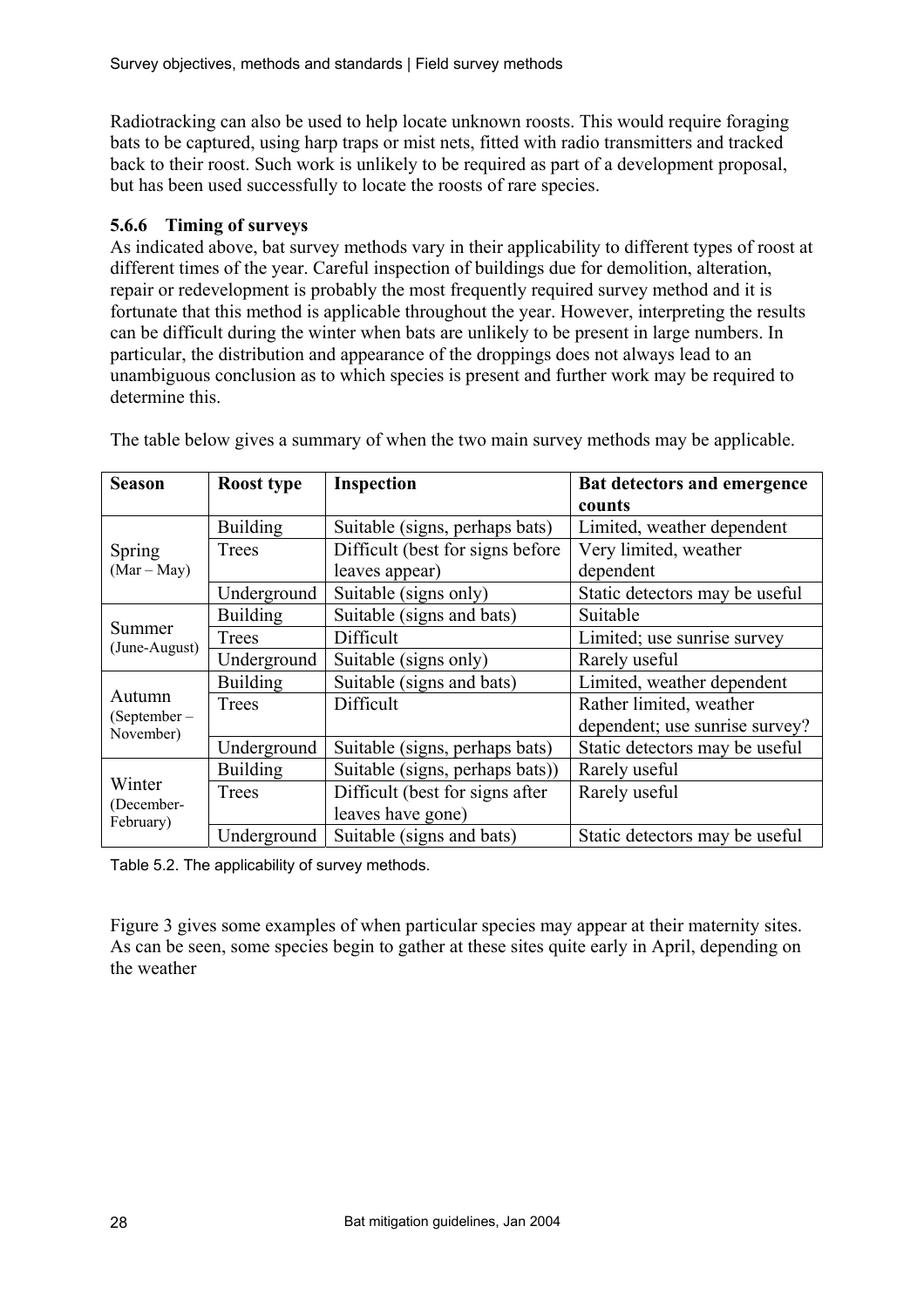Radiotracking can also be used to help locate unknown roosts. This would require foraging bats to be captured, using harp traps or mist nets, fitted with radio transmitters and tracked back to their roost. Such work is unlikely to be required as part of a development proposal, but has been used successfully to locate the roosts of rare species.

### 5.6.6 Timing of surveys

As indicated above, bat survey methods vary in their applicability to different types of roost at different times of the year. Careful inspection of buildings due for demolition, alteration, repair or redevelopment is probably the most frequently required survey method and it is fortunate that this method is applicable throughout the year. However, interpreting the results can be difficult during the winter when bats are unlikely to be present in large numbers. In particular, the distribution and appearance of the droppings does not always lead to an unambiguous conclusion as to which species is present and further work may be required to determine this.

The table below gives a summary of when the two main survey methods may be applicable.

| Season | Roost type | Inspection | Bat detectors and emergence counts |
|---|---|---|---|
| Spring (Mar – May) | Building | Suitable (signs, perhaps bats) | Limited, weather dependent |
| | Trees | Difficult (best for signs before leaves appear) | Very limited, weather dependent |
| | Underground | Suitable (signs only) | Static detectors may be useful |
| Summer (June-August) | Building | Suitable (signs and bats) | Suitable |
| | Trees | Difficult | Limited; use sunrise survey |
| | Underground | Suitable (signs only) | Rarely useful |
| Autumn (September – November) | Building | Suitable (signs and bats) | Limited, weather dependent |
| | Trees | Difficult | Rather limited, weather dependent; use sunrise survey? |
| | Underground | Suitable (signs, perhaps bats) | Static detectors may be useful |
| Winter (December-February) | Building | Suitable (signs, perhaps bats)) | Rarely useful |
| | Trees | Difficult (best for signs after leaves have gone) | Rarely useful |
| | Underground | Suitable (signs and bats) | Static detectors may be useful |

Table 5.2. The applicability of survey methods.

Figure 3 gives some examples of when particular species may appear at their maternity sites. As can be seen, some species begin to gather at these sites quite early in April, depending on the weather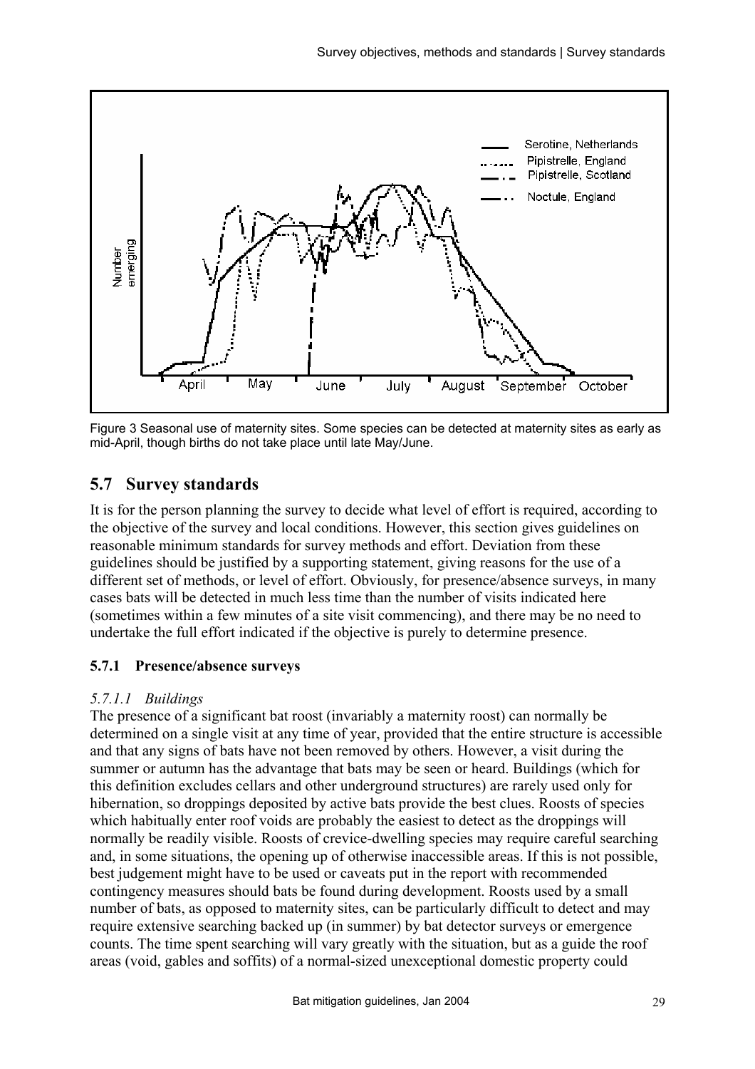Figure 3 Seasonal use of maternity sites. Some species can be detected at maternity sites as early as mid-April, though births do not take place until late May/June.

## 5.7 Survey standards

It is for the person planning the survey to decide what level of effort is required, according to the objective of the survey and local conditions. However, this section gives guidelines on reasonable minimum standards for survey methods and effort. Deviation from these guidelines should be justified by a supporting statement, giving reasons for the use of a different set of methods, or level of effort. Obviously, for presence/absence surveys, in many cases bats will be detected in much less time than the number of visits indicated here (sometimes within a few minutes of a site visit commencing), and there may be no need to undertake the full effort indicated if the objective is purely to determine presence.

### 5.7.1 Presence/absence surveys

#### *5.7.1.1 Buildings*

The presence of a significant bat roost (invariably a maternity roost) can normally be determined on a single visit at any time of year, provided that the entire structure is accessible and that any signs of bats have not been removed by others. However, a visit during the summer or autumn has the advantage that bats may be seen or heard. Buildings (which for this definition excludes cellars and other underground structures) are rarely used only for hibernation, so droppings deposited by active bats provide the best clues. Roosts of species which habitually enter roof voids are probably the easiest to detect as the droppings will normally be readily visible. Roosts of crevice-dwelling species may require careful searching and, in some situations, the opening up of otherwise inaccessible areas. If this is not possible, best judgement might have to be used or caveats put in the report with recommended contingency measures should bats be found during development. Roosts used by a small number of bats, as opposed to maternity sites, can be particularly difficult to detect and may require extensive searching backed up (in summer) by bat detector surveys or emergence counts. The time spent searching will vary greatly with the situation, but as a guide the roof areas (void, gables and soffits) of a normal-sized unexceptional domestic property could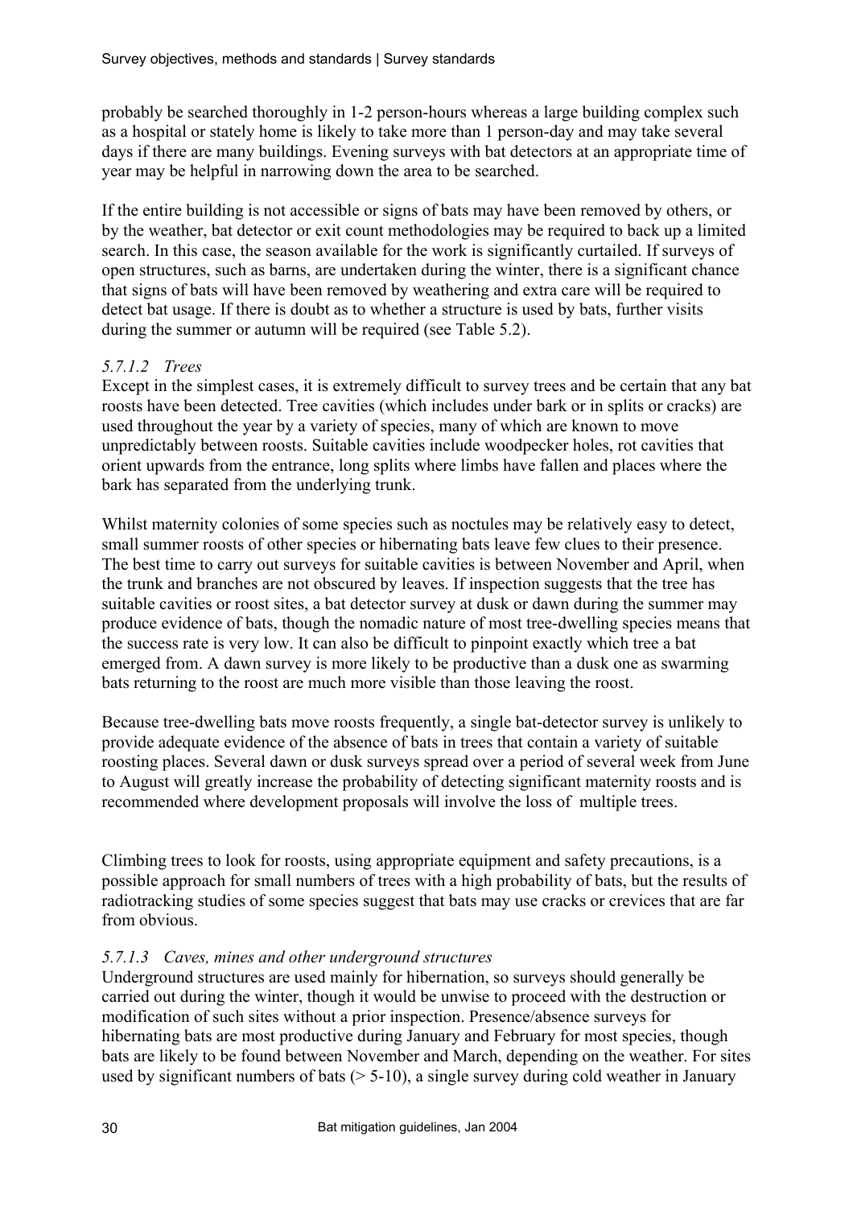probably be searched thoroughly in 1-2 person-hours whereas a large building complex such as a hospital or stately home is likely to take more than 1 person-day and may take several days if there are many buildings. Evening surveys with bat detectors at an appropriate time of year may be helpful in narrowing down the area to be searched.

If the entire building is not accessible or signs of bats may have been removed by others, or by the weather, bat detector or exit count methodologies may be required to back up a limited search. In this case, the season available for the work is significantly curtailed. If surveys of open structures, such as barns, are undertaken during the winter, there is a significant chance that signs of bats will have been removed by weathering and extra care will be required to detect bat usage. If there is doubt as to whether a structure is used by bats, further visits during the summer or autumn will be required (see Table 5.2).

#### *5.7.1.2 Trees*

Except in the simplest cases, it is extremely difficult to survey trees and be certain that any bat roosts have been detected. Tree cavities (which includes under bark or in splits or cracks) are used throughout the year by a variety of species, many of which are known to move unpredictably between roosts. Suitable cavities include woodpecker holes, rot cavities that orient upwards from the entrance, long splits where limbs have fallen and places where the bark has separated from the underlying trunk.

Whilst maternity colonies of some species such as noctules may be relatively easy to detect, small summer roosts of other species or hibernating bats leave few clues to their presence. The best time to carry out surveys for suitable cavities is between November and April, when the trunk and branches are not obscured by leaves. If inspection suggests that the tree has suitable cavities or roost sites, a bat detector survey at dusk or dawn during the summer may produce evidence of bats, though the nomadic nature of most tree-dwelling species means that the success rate is very low. It can also be difficult to pinpoint exactly which tree a bat emerged from. A dawn survey is more likely to be productive than a dusk one as swarming bats returning to the roost are much more visible than those leaving the roost.

Because tree-dwelling bats move roosts frequently, a single bat-detector survey is unlikely to provide adequate evidence of the absence of bats in trees that contain a variety of suitable roosting places. Several dawn or dusk surveys spread over a period of several week from June to August will greatly increase the probability of detecting significant maternity roosts and is recommended where development proposals will involve the loss of multiple trees.

Climbing trees to look for roosts, using appropriate equipment and safety precautions, is a possible approach for small numbers of trees with a high probability of bats, but the results of radiotracking studies of some species suggest that bats may use cracks or crevices that are far from obvious.

#### *5.7.1.3 Caves, mines and other underground structures*

Underground structures are used mainly for hibernation, so surveys should generally be carried out during the winter, though it would be unwise to proceed with the destruction or modification of such sites without a prior inspection. Presence/absence surveys for hibernating bats are most productive during January and February for most species, though bats are likely to be found between November and March, depending on the weather. For sites used by significant numbers of bats (> 5-10), a single survey during cold weather in January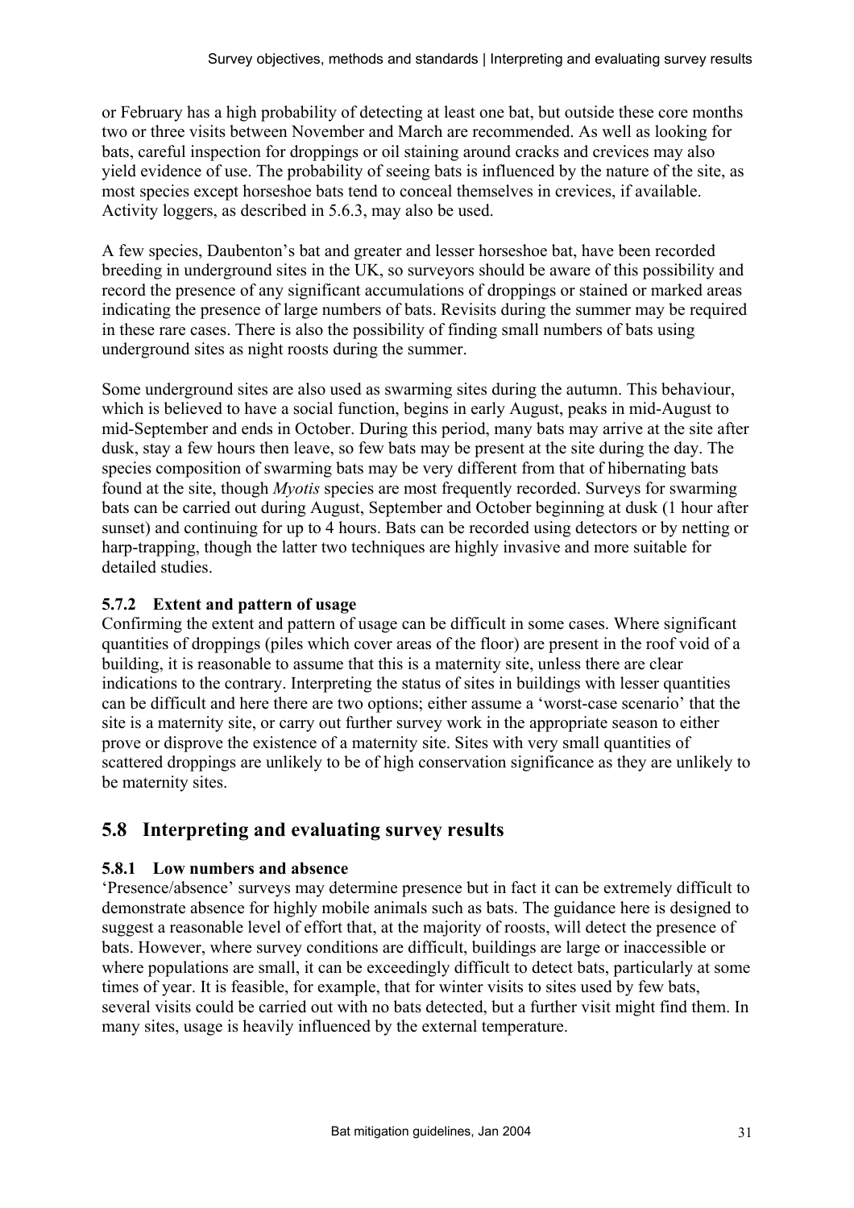or February has a high probability of detecting at least one bat, but outside these core months two or three visits between November and March are recommended. As well as looking for bats, careful inspection for droppings or oil staining around cracks and crevices may also yield evidence of use. The probability of seeing bats is influenced by the nature of the site, as most species except horseshoe bats tend to conceal themselves in crevices, if available. Activity loggers, as described in 5.6.3, may also be used.

A few species, Daubenton's bat and greater and lesser horseshoe bat, have been recorded breeding in underground sites in the UK, so surveyors should be aware of this possibility and record the presence of any significant accumulations of droppings or stained or marked areas indicating the presence of large numbers of bats. Revisits during the summer may be required in these rare cases. There is also the possibility of finding small numbers of bats using underground sites as night roosts during the summer.

Some underground sites are also used as swarming sites during the autumn. This behaviour, which is believed to have a social function, begins in early August, peaks in mid-August to mid-September and ends in October. During this period, many bats may arrive at the site after dusk, stay a few hours then leave, so few bats may be present at the site during the day. The species composition of swarming bats may be very different from that of hibernating bats found at the site, though *Myotis* species are most frequently recorded. Surveys for swarming bats can be carried out during August, September and October beginning at dusk (1 hour after sunset) and continuing for up to 4 hours. Bats can be recorded using detectors or by netting or harp-trapping, though the latter two techniques are highly invasive and more suitable for detailed studies.

### 5.7.2 Extent and pattern of usage

Confirming the extent and pattern of usage can be difficult in some cases. Where significant quantities of droppings (piles which cover areas of the floor) are present in the roof void of a building, it is reasonable to assume that this is a maternity site, unless there are clear indications to the contrary. Interpreting the status of sites in buildings with lesser quantities can be difficult and here there are two options; either assume a 'worst-case scenario' that the site is a maternity site, or carry out further survey work in the appropriate season to either prove or disprove the existence of a maternity site. Sites with very small quantities of scattered droppings are unlikely to be of high conservation significance as they are unlikely to be maternity sites.

## 5.8 Interpreting and evaluating survey results

### 5.8.1 Low numbers and absence

'Presence/absence' surveys may determine presence but in fact it can be extremely difficult to demonstrate absence for highly mobile animals such as bats. The guidance here is designed to suggest a reasonable level of effort that, at the majority of roosts, will detect the presence of bats. However, where survey conditions are difficult, buildings are large or inaccessible or where populations are small, it can be exceedingly difficult to detect bats, particularly at some times of year. It is feasible, for example, that for winter visits to sites used by few bats, several visits could be carried out with no bats detected, but a further visit might find them. In many sites, usage is heavily influenced by the external temperature.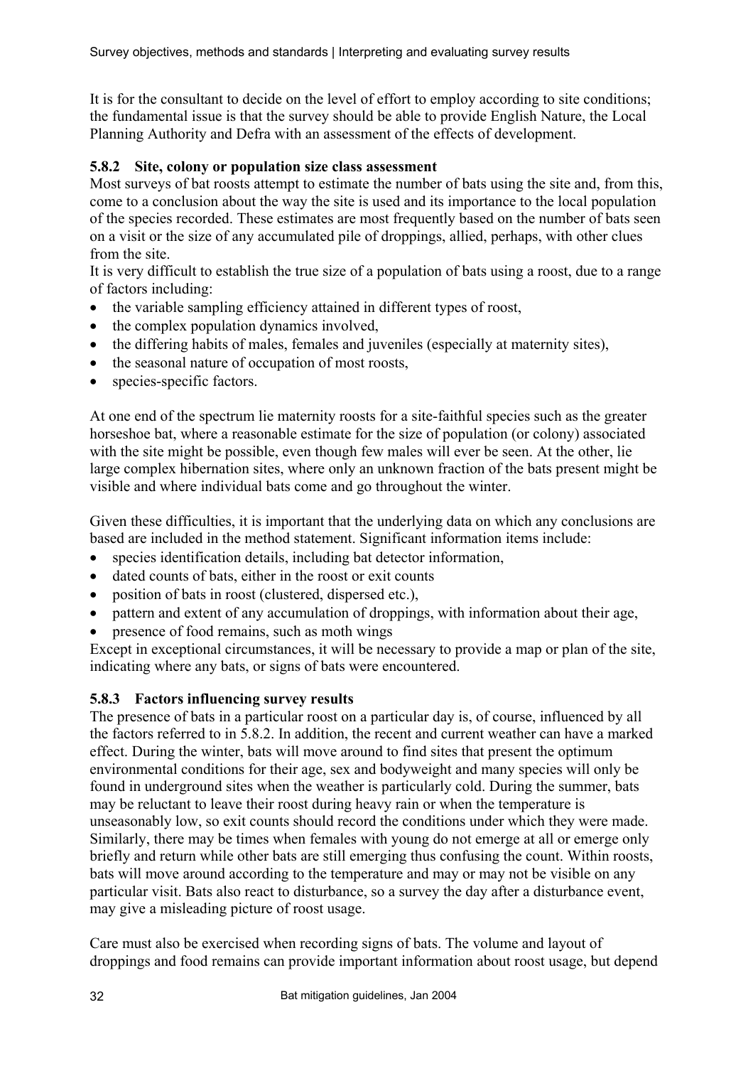It is for the consultant to decide on the level of effort to employ according to site conditions; the fundamental issue is that the survey should be able to provide English Nature, the Local Planning Authority and Defra with an assessment of the effects of development.

### 5.8.2 Site, colony or population size class assessment

Most surveys of bat roosts attempt to estimate the number of bats using the site and, from this, come to a conclusion about the way the site is used and its importance to the local population of the species recorded. These estimates are most frequently based on the number of bats seen on a visit or the size of any accumulated pile of droppings, allied, perhaps, with other clues from the site.

It is very difficult to establish the true size of a population of bats using a roost, due to a range of factors including:

- the variable sampling efficiency attained in different types of roost,
- the complex population dynamics involved,
- the differing habits of males, females and juveniles (especially at maternity sites),
- the seasonal nature of occupation of most roosts,
- species-specific factors.

At one end of the spectrum lie maternity roosts for a site-faithful species such as the greater horseshoe bat, where a reasonable estimate for the size of population (or colony) associated with the site might be possible, even though few males will ever be seen. At the other, lie large complex hibernation sites, where only an unknown fraction of the bats present might be visible and where individual bats come and go throughout the winter.

Given these difficulties, it is important that the underlying data on which any conclusions are based are included in the method statement. Significant information items include:

- species identification details, including bat detector information,
- dated counts of bats, either in the roost or exit counts
- position of bats in roost (clustered, dispersed etc.),
- pattern and extent of any accumulation of droppings, with information about their age,
- presence of food remains, such as moth wings

Except in exceptional circumstances, it will be necessary to provide a map or plan of the site, indicating where any bats, or signs of bats were encountered.

### 5.8.3 Factors influencing survey results

The presence of bats in a particular roost on a particular day is, of course, influenced by all the factors referred to in 5.8.2. In addition, the recent and current weather can have a marked effect. During the winter, bats will move around to find sites that present the optimum environmental conditions for their age, sex and bodyweight and many species will only be found in underground sites when the weather is particularly cold. During the summer, bats may be reluctant to leave their roost during heavy rain or when the temperature is unseasonably low, so exit counts should record the conditions under which they were made. Similarly, there may be times when females with young do not emerge at all or emerge only briefly and return while other bats are still emerging thus confusing the count. Within roosts, bats will move around according to the temperature and may or may not be visible on any particular visit. Bats also react to disturbance, so a survey the day after a disturbance event, may give a misleading picture of roost usage.

Care must also be exercised when recording signs of bats. The volume and layout of droppings and food remains can provide important information about roost usage, but depend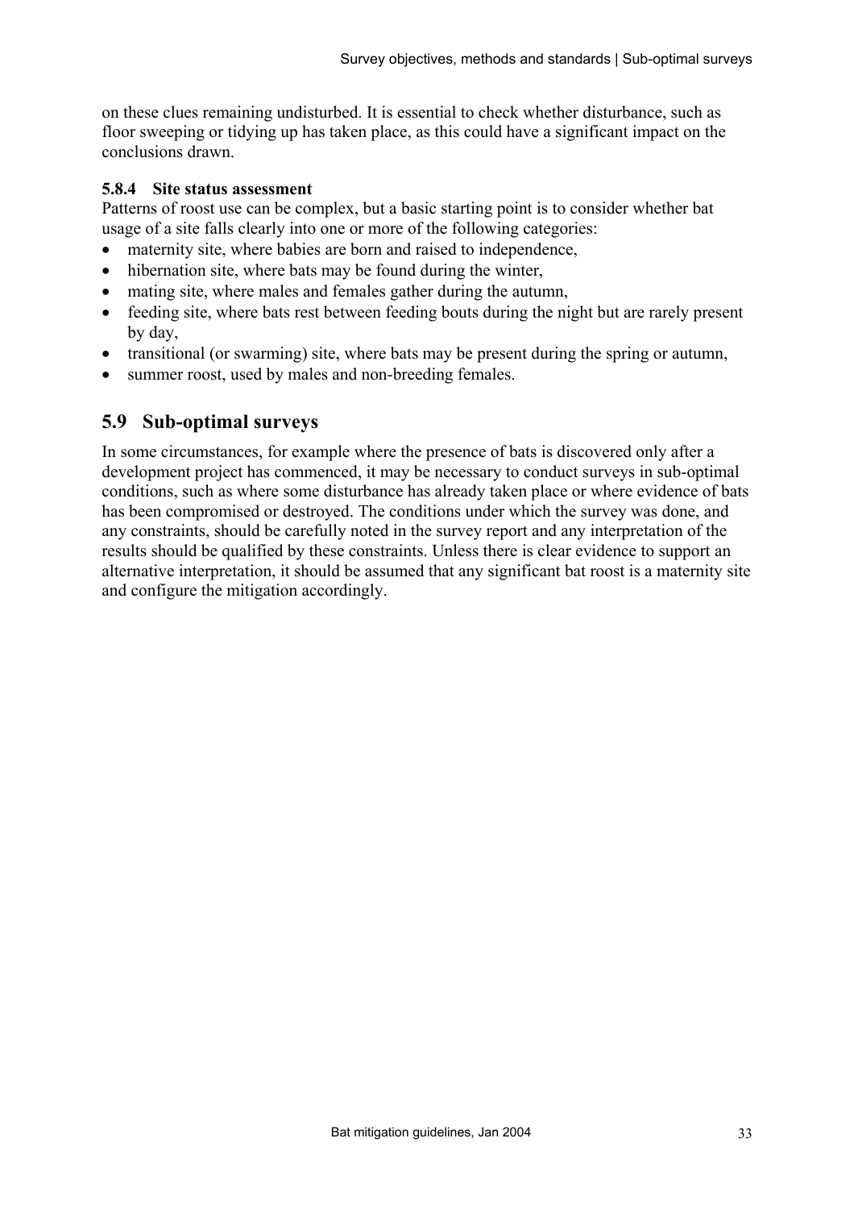on these clues remaining undisturbed. It is essential to check whether disturbance, such as floor sweeping or tidying up has taken place, as this could have a significant impact on the conclusions drawn.

### 5.8.4 Site status assessment

Patterns of roost use can be complex, but a basic starting point is to consider whether bat usage of a site falls clearly into one or more of the following categories:

- maternity site, where babies are born and raised to independence,
- hibernation site, where bats may be found during the winter,
- mating site, where males and females gather during the autumn,
- feeding site, where bats rest between feeding bouts during the night but are rarely present by day,
- transitional (or swarming) site, where bats may be present during the spring or autumn,
- summer roost, used by males and non-breeding females.

## 5.9 Sub-optimal surveys

In some circumstances, for example where the presence of bats is discovered only after a development project has commenced, it may be necessary to conduct surveys in sub-optimal conditions, such as where some disturbance has already taken place or where evidence of bats has been compromised or destroyed. The conditions under which the survey was done, and any constraints, should be carefully noted in the survey report and any interpretation of the results should be qualified by these constraints. Unless there is clear evidence to support an alternative interpretation, it should be assumed that any significant bat roost is a maternity site and configure the mitigation accordingly.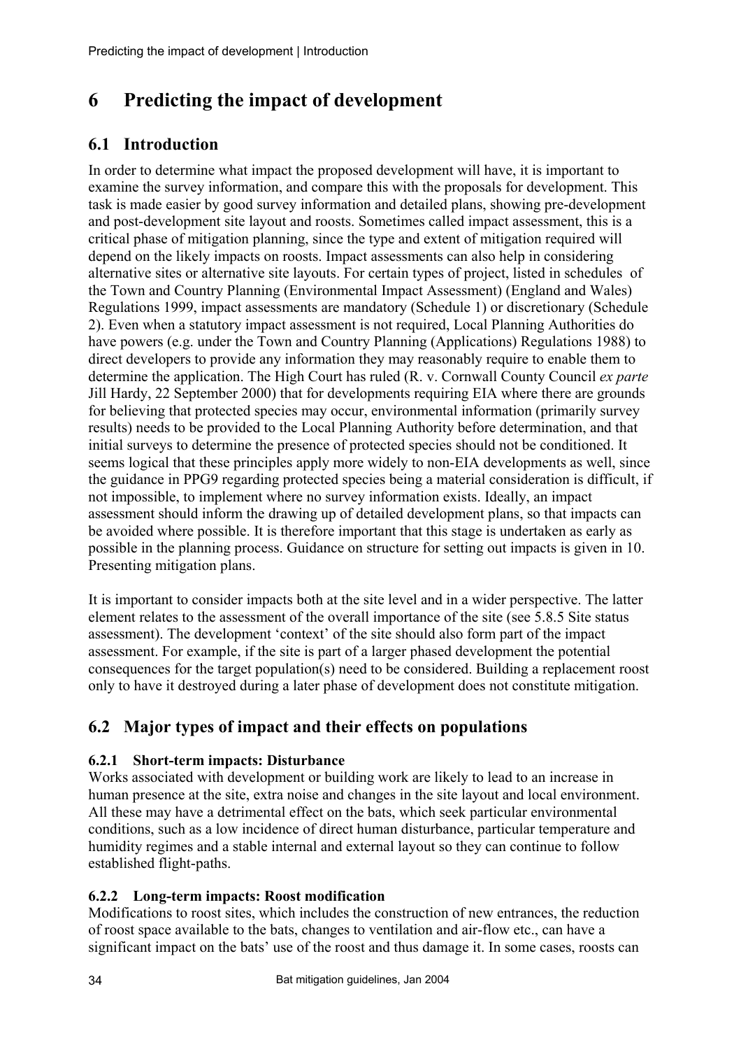# 6 Predicting the impact of development

## 6.1 Introduction

In order to determine what impact the proposed development will have, it is important to examine the survey information, and compare this with the proposals for development. This task is made easier by good survey information and detailed plans, showing pre-development and post-development site layout and roosts. Sometimes called impact assessment, this is a critical phase of mitigation planning, since the type and extent of mitigation required will depend on the likely impacts on roosts. Impact assessments can also help in considering alternative sites or alternative site layouts. For certain types of project, listed in schedules of the Town and Country Planning (Environmental Impact Assessment) (England and Wales) Regulations 1999, impact assessments are mandatory (Schedule 1) or discretionary (Schedule 2). Even when a statutory impact assessment is not required, Local Planning Authorities do have powers (e.g. under the Town and Country Planning (Applications) Regulations 1988) to direct developers to provide any information they may reasonably require to enable them to determine the application. The High Court has ruled (R. v. Cornwall County Council *ex parte* Jill Hardy, 22 September 2000) that for developments requiring EIA where there are grounds for believing that protected species may occur, environmental information (primarily survey results) needs to be provided to the Local Planning Authority before determination, and that initial surveys to determine the presence of protected species should not be conditioned. It seems logical that these principles apply more widely to non-EIA developments as well, since the guidance in PPG9 regarding protected species being a material consideration is difficult, if not impossible, to implement where no survey information exists. Ideally, an impact assessment should inform the drawing up of detailed development plans, so that impacts can be avoided where possible. It is therefore important that this stage is undertaken as early as possible in the planning process. Guidance on structure for setting out impacts is given in 10. Presenting mitigation plans.

It is important to consider impacts both at the site level and in a wider perspective. The latter element relates to the assessment of the overall importance of the site (see 5.8.5 Site status assessment). The development 'context' of the site should also form part of the impact assessment. For example, if the site is part of a larger phased development the potential consequences for the target population(s) need to be considered. Building a replacement roost only to have it destroyed during a later phase of development does not constitute mitigation.

## 6.2 Major types of impact and their effects on populations

### 6.2.1 Short-term impacts: Disturbance

Works associated with development or building work are likely to lead to an increase in human presence at the site, extra noise and changes in the site layout and local environment. All these may have a detrimental effect on the bats, which seek particular environmental conditions, such as a low incidence of direct human disturbance, particular temperature and humidity regimes and a stable internal and external layout so they can continue to follow established flight-paths.

### 6.2.2 Long-term impacts: Roost modification

Modifications to roost sites, which includes the construction of new entrances, the reduction of roost space available to the bats, changes to ventilation and air-flow etc., can have a significant impact on the bats' use of the roost and thus damage it. In some cases, roosts can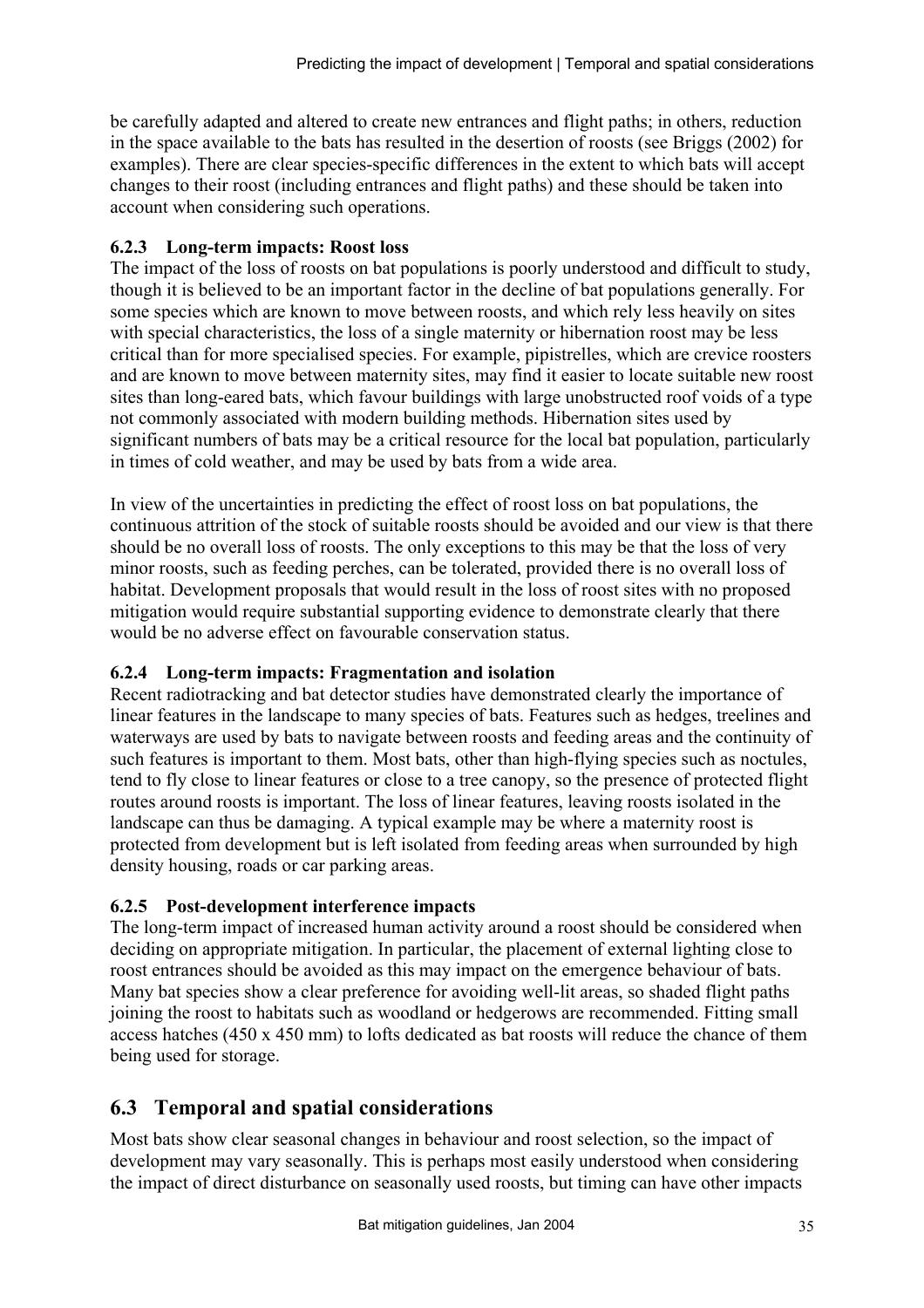be carefully adapted and altered to create new entrances and flight paths; in others, reduction in the space available to the bats has resulted in the desertion of roosts (see Briggs (2002) for examples). There are clear species-specific differences in the extent to which bats will accept changes to their roost (including entrances and flight paths) and these should be taken into account when considering such operations.

### 6.2.3 Long-term impacts: Roost loss

The impact of the loss of roosts on bat populations is poorly understood and difficult to study, though it is believed to be an important factor in the decline of bat populations generally. For some species which are known to move between roosts, and which rely less heavily on sites with special characteristics, the loss of a single maternity or hibernation roost may be less critical than for more specialised species. For example, pipistrelles, which are crevice roosters and are known to move between maternity sites, may find it easier to locate suitable new roost sites than long-eared bats, which favour buildings with large unobstructed roof voids of a type not commonly associated with modern building methods. Hibernation sites used by significant numbers of bats may be a critical resource for the local bat population, particularly in times of cold weather, and may be used by bats from a wide area.

In view of the uncertainties in predicting the effect of roost loss on bat populations, the continuous attrition of the stock of suitable roosts should be avoided and our view is that there should be no overall loss of roosts. The only exceptions to this may be that the loss of very minor roosts, such as feeding perches, can be tolerated, provided there is no overall loss of habitat. Development proposals that would result in the loss of roost sites with no proposed mitigation would require substantial supporting evidence to demonstrate clearly that there would be no adverse effect on favourable conservation status.

### 6.2.4 Long-term impacts: Fragmentation and isolation

Recent radiotracking and bat detector studies have demonstrated clearly the importance of linear features in the landscape to many species of bats. Features such as hedges, treelines and waterways are used by bats to navigate between roosts and feeding areas and the continuity of such features is important to them. Most bats, other than high-flying species such as noctules, tend to fly close to linear features or close to a tree canopy, so the presence of protected flight routes around roosts is important. The loss of linear features, leaving roosts isolated in the landscape can thus be damaging. A typical example may be where a maternity roost is protected from development but is left isolated from feeding areas when surrounded by high density housing, roads or car parking areas.

### 6.2.5 Post-development interference impacts

The long-term impact of increased human activity around a roost should be considered when deciding on appropriate mitigation. In particular, the placement of external lighting close to roost entrances should be avoided as this may impact on the emergence behaviour of bats. Many bat species show a clear preference for avoiding well-lit areas, so shaded flight paths joining the roost to habitats such as woodland or hedgerows are recommended. Fitting small access hatches (450 x 450 mm) to lofts dedicated as bat roosts will reduce the chance of them being used for storage.

## 6.3 Temporal and spatial considerations

Most bats show clear seasonal changes in behaviour and roost selection, so the impact of development may vary seasonally. This is perhaps most easily understood when considering the impact of direct disturbance on seasonally used roosts, but timing can have other impacts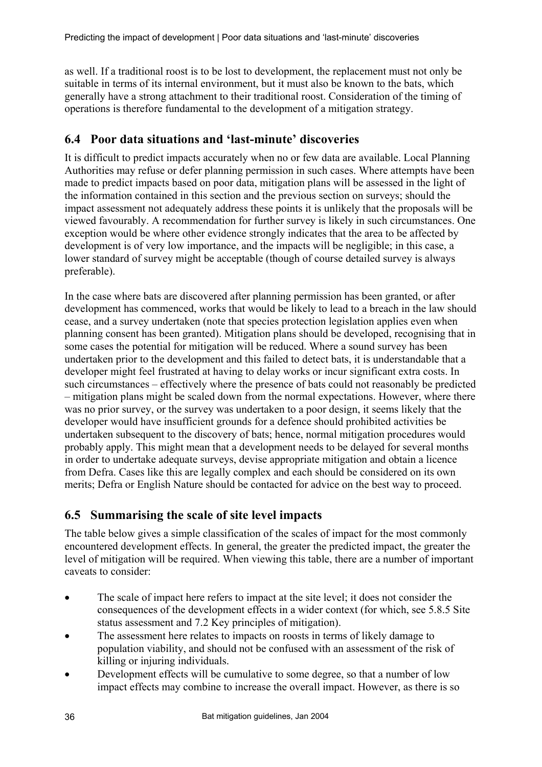as well. If a traditional roost is to be lost to development, the replacement must not only be suitable in terms of its internal environment, but it must also be known to the bats, which generally have a strong attachment to their traditional roost. Consideration of the timing of operations is therefore fundamental to the development of a mitigation strategy.

## 6.4 Poor data situations and 'last-minute' discoveries

It is difficult to predict impacts accurately when no or few data are available. Local Planning Authorities may refuse or defer planning permission in such cases. Where attempts have been made to predict impacts based on poor data, mitigation plans will be assessed in the light of the information contained in this section and the previous section on surveys; should the impact assessment not adequately address these points it is unlikely that the proposals will be viewed favourably. A recommendation for further survey is likely in such circumstances. One exception would be where other evidence strongly indicates that the area to be affected by development is of very low importance, and the impacts will be negligible; in this case, a lower standard of survey might be acceptable (though of course detailed survey is always preferable).

In the case where bats are discovered after planning permission has been granted, or after development has commenced, works that would be likely to lead to a breach in the law should cease, and a survey undertaken (note that species protection legislation applies even when planning consent has been granted). Mitigation plans should be developed, recognising that in some cases the potential for mitigation will be reduced. Where a sound survey has been undertaken prior to the development and this failed to detect bats, it is understandable that a developer might feel frustrated at having to delay works or incur significant extra costs. In such circumstances – effectively where the presence of bats could not reasonably be predicted – mitigation plans might be scaled down from the normal expectations. However, where there was no prior survey, or the survey was undertaken to a poor design, it seems likely that the developer would have insufficient grounds for a defence should prohibited activities be undertaken subsequent to the discovery of bats; hence, normal mitigation procedures would probably apply. This might mean that a development needs to be delayed for several months in order to undertake adequate surveys, devise appropriate mitigation and obtain a licence from Defra. Cases like this are legally complex and each should be considered on its own merits; Defra or English Nature should be contacted for advice on the best way to proceed.

## 6.5 Summarising the scale of site level impacts

The table below gives a simple classification of the scales of impact for the most commonly encountered development effects. In general, the greater the predicted impact, the greater the level of mitigation will be required. When viewing this table, there are a number of important caveats to consider:

- The scale of impact here refers to impact at the site level; it does not consider the consequences of the development effects in a wider context (for which, see 5.8.5 Site status assessment and 7.2 Key principles of mitigation).
- The assessment here relates to impacts on roosts in terms of likely damage to population viability, and should not be confused with an assessment of the risk of killing or injuring individuals.
- Development effects will be cumulative to some degree, so that a number of low impact effects may combine to increase the overall impact. However, as there is so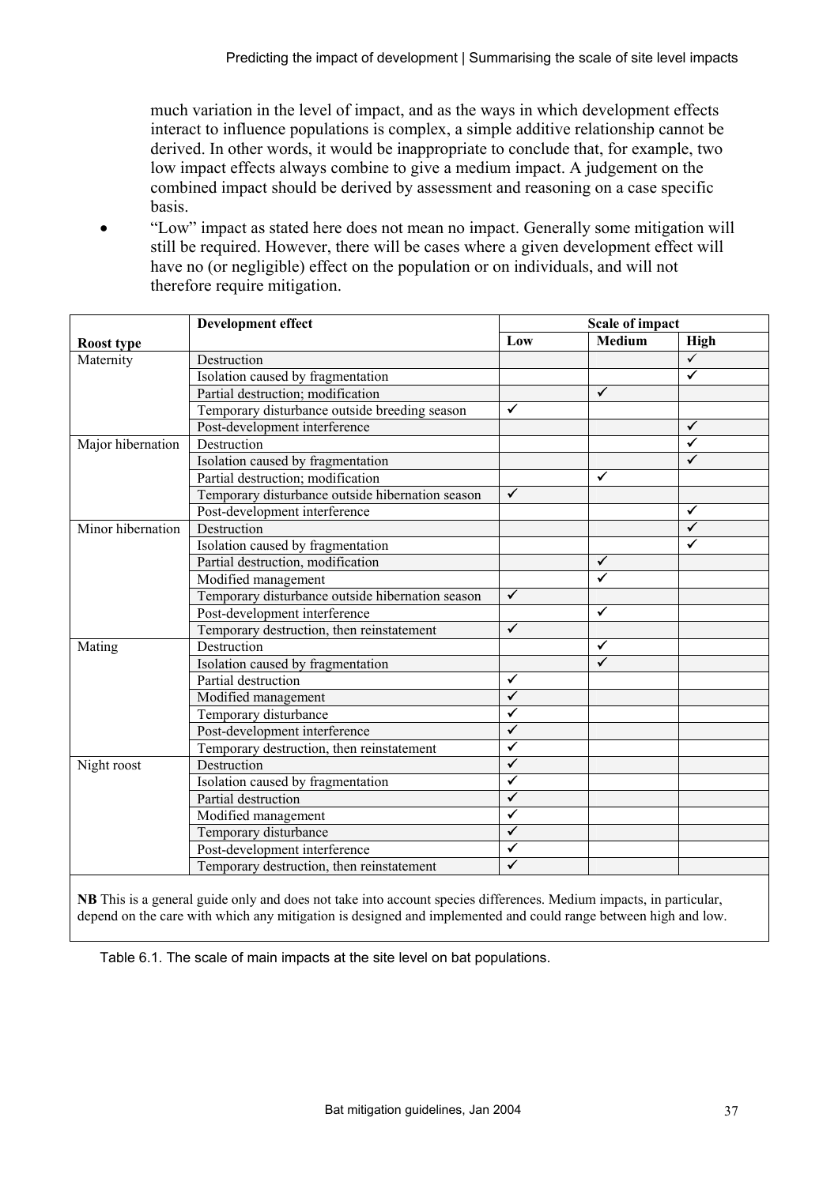much variation in the level of impact, and as the ways in which development effects interact to influence populations is complex, a simple additive relationship cannot be derived. In other words, it would be inappropriate to conclude that, for example, two low impact effects always combine to give a medium impact. A judgement on the combined impact should be derived by assessment and reasoning on a case specific basis.

- "Low" impact as stated here does not mean no impact. Generally some mitigation will still be required. However, there will be cases where a given development effect will have no (or negligible) effect on the population or on individuals, and will not therefore require mitigation.

| Roost type | Development effect | Scale of impact | | |
|---|---|---|---|---|
| | | Low | Medium | High |
| Maternity | Destruction | | | ✓ |
| | Isolation caused by fragmentation | | | ✓ |
| | Partial destruction; modification | | ✓ | |
| | Temporary disturbance outside breeding season | ✓ | | |
| | Post-development interference | | | ✓ |
| Major hibernation | Destruction | | | ✓ |
| | Isolation caused by fragmentation | | | ✓ |
| | Partial destruction; modification | | ✓ | |
| | Temporary disturbance outside hibernation season | ✓ | | |
| | Post-development interference | | | ✓ |
| Minor hibernation | Destruction | | | ✓ |
| | Isolation caused by fragmentation | | | ✓ |
| | Partial destruction, modification | | ✓ | |
| | Modified management | | ✓ | |
| | Temporary disturbance outside hibernation season | ✓ | | |
| | Post-development interference | | ✓ | |
| | Temporary destruction, then reinstatement | ✓ | | |
| Mating | Destruction | | ✓ | |
| | Isolation caused by fragmentation | | ✓ | |
| | Partial destruction | ✓ | | |
| | Modified management | ✓ | | |
| | Temporary disturbance | ✓ | | |
| | Post-development interference | ✓ | | |
| | Temporary destruction, then reinstatement | ✓ | | |
| Night roost | Destruction | ✓ | | |
| | Isolation caused by fragmentation | ✓ | | |
| | Partial destruction | ✓ | | |
| | Modified management | ✓ | | |
| | Temporary disturbance | ✓ | | |
| | Post-development interference | ✓ | | |
| | Temporary destruction, then reinstatement | ✓ | | |

**NB** This is a general guide only and does not take into account species differences. Medium impacts, in particular, depend on the care with which any mitigation is designed and implemented and could range between high and low.

Table 6.1. The scale of main impacts at the site level on bat populations.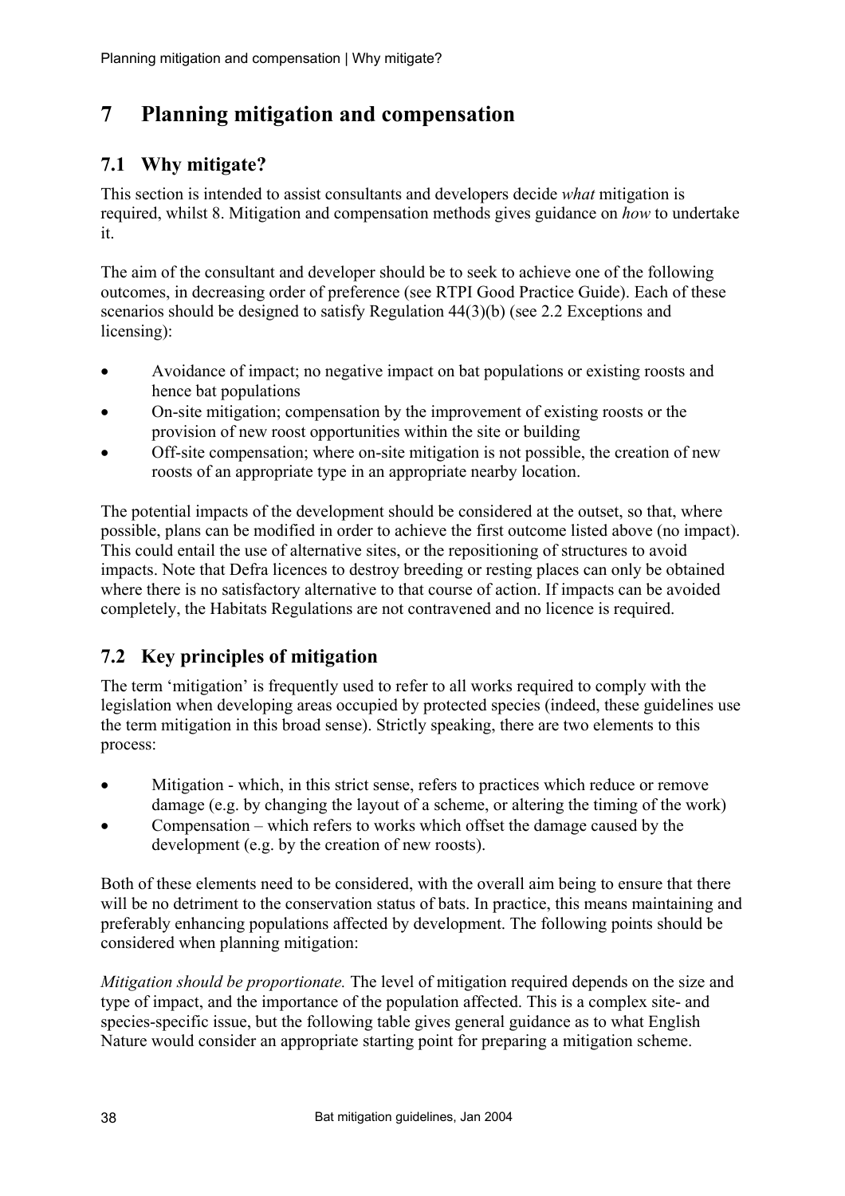# 7 Planning mitigation and compensation

## 7.1 Why mitigate?

This section is intended to assist consultants and developers decide *what* mitigation is required, whilst 8. Mitigation and compensation methods gives guidance on *how* to undertake it.

The aim of the consultant and developer should be to seek to achieve one of the following outcomes, in decreasing order of preference (see RTPI Good Practice Guide). Each of these scenarios should be designed to satisfy Regulation 44(3)(b) (see 2.2 Exceptions and licensing):

- Avoidance of impact; no negative impact on bat populations or existing roosts and hence bat populations
- On-site mitigation; compensation by the improvement of existing roosts or the provision of new roost opportunities within the site or building
- Off-site compensation; where on-site mitigation is not possible, the creation of new roosts of an appropriate type in an appropriate nearby location.

The potential impacts of the development should be considered at the outset, so that, where possible, plans can be modified in order to achieve the first outcome listed above (no impact). This could entail the use of alternative sites, or the repositioning of structures to avoid impacts. Note that Defra licences to destroy breeding or resting places can only be obtained where there is no satisfactory alternative to that course of action. If impacts can be avoided completely, the Habitats Regulations are not contravened and no licence is required.

## 7.2 Key principles of mitigation

The term 'mitigation' is frequently used to refer to all works required to comply with the legislation when developing areas occupied by protected species (indeed, these guidelines use the term mitigation in this broad sense). Strictly speaking, there are two elements to this process:

- Mitigation - which, in this strict sense, refers to practices which reduce or remove damage (e.g. by changing the layout of a scheme, or altering the timing of the work)
- Compensation – which refers to works which offset the damage caused by the development (e.g. by the creation of new roosts).

Both of these elements need to be considered, with the overall aim being to ensure that there will be no detriment to the conservation status of bats. In practice, this means maintaining and preferably enhancing populations affected by development. The following points should be considered when planning mitigation:

*Mitigation should be proportionate.* The level of mitigation required depends on the size and type of impact, and the importance of the population affected. This is a complex site- and species-specific issue, but the following table gives general guidance as to what English Nature would consider an appropriate starting point for preparing a mitigation scheme.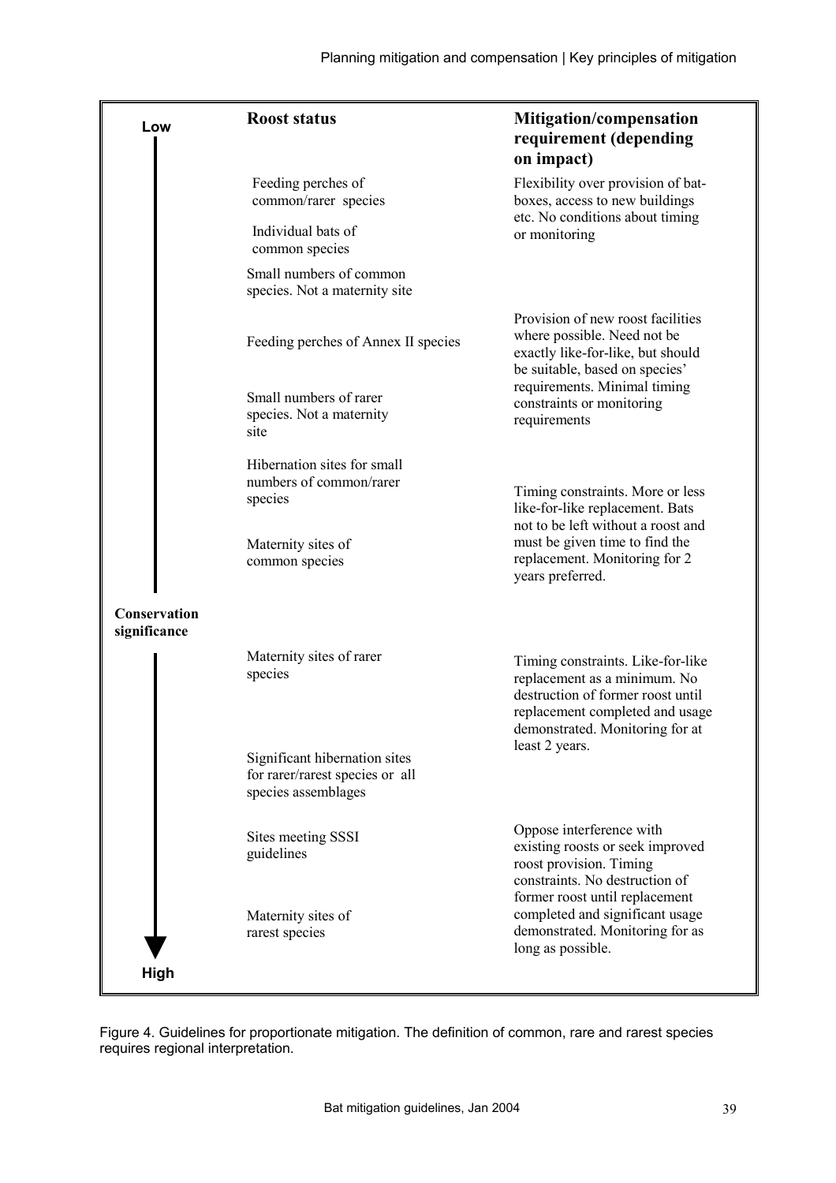| Conservation significance | Roost status | Mitigation/compensation requirement (depending on impact) |
|---|---|---|
| Low | Feeding perches of common/rarer species<br>Individual bats of common species<br>Small numbers of common species. Not a maternity site | Flexibility over provision of bat-boxes, access to new buildings etc. No conditions about timing or monitoring |
| | Feeding perches of Annex II species<br>Small numbers of rarer species. Not a maternity site | Provision of new roost facilities where possible. Need not be exactly like-for-like, but should be suitable, based on species' requirements. Minimal timing constraints or monitoring requirements |
| | Hibernation sites for small numbers of common/rarer species<br>Maternity sites of common species | Timing constraints. More or less like-for-like replacement. Bats not to be left without a roost and must be given time to find the replacement. Monitoring for 2 years preferred. |
| | Maternity sites of rarer species<br>Significant hibernation sites for rarer/rarest species or all species assemblages | Timing constraints. Like-for-like replacement as a minimum. No destruction of former roost until replacement completed and usage demonstrated. Monitoring for at least 2 years. |
| High | Sites meeting SSSI guidelines<br>Maternity sites of rarest species | Oppose interference with existing roosts or seek improved roost provision. Timing constraints. No destruction of former roost until replacement completed and significant usage demonstrated. Monitoring for as long as possible. |

Figure 4. Guidelines for proportionate mitigation. The definition of common, rare and rarest species requires regional interpretation.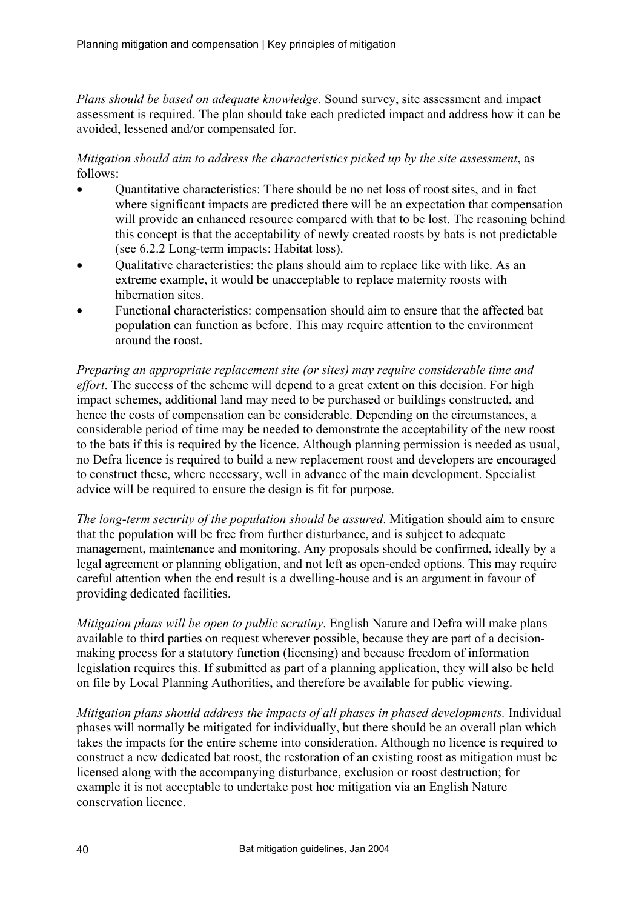*Plans should be based on adequate knowledge.* Sound survey, site assessment and impact assessment is required. The plan should take each predicted impact and address how it can be avoided, lessened and/or compensated for.

*Mitigation should aim to address the characteristics picked up by the site assessment*, as follows:

- Quantitative characteristics: There should be no net loss of roost sites, and in fact where significant impacts are predicted there will be an expectation that compensation will provide an enhanced resource compared with that to be lost. The reasoning behind this concept is that the acceptability of newly created roosts by bats is not predictable (see 6.2.2 Long-term impacts: Habitat loss).
- Qualitative characteristics: the plans should aim to replace like with like. As an extreme example, it would be unacceptable to replace maternity roosts with hibernation sites.
- Functional characteristics: compensation should aim to ensure that the affected bat population can function as before. This may require attention to the environment around the roost.

*Preparing an appropriate replacement site (or sites) may require considerable time and effort*. The success of the scheme will depend to a great extent on this decision. For high impact schemes, additional land may need to be purchased or buildings constructed, and hence the costs of compensation can be considerable. Depending on the circumstances, a considerable period of time may be needed to demonstrate the acceptability of the new roost to the bats if this is required by the licence. Although planning permission is needed as usual, no Defra licence is required to build a new replacement roost and developers are encouraged to construct these, where necessary, well in advance of the main development. Specialist advice will be required to ensure the design is fit for purpose.

*The long-term security of the population should be assured*. Mitigation should aim to ensure that the population will be free from further disturbance, and is subject to adequate management, maintenance and monitoring. Any proposals should be confirmed, ideally by a legal agreement or planning obligation, and not left as open-ended options. This may require careful attention when the end result is a dwelling-house and is an argument in favour of providing dedicated facilities.

*Mitigation plans will be open to public scrutiny*. English Nature and Defra will make plans available to third parties on request wherever possible, because they are part of a decision-making process for a statutory function (licensing) and because freedom of information legislation requires this. If submitted as part of a planning application, they will also be held on file by Local Planning Authorities, and therefore be available for public viewing.

*Mitigation plans should address the impacts of all phases in phased developments.* Individual phases will normally be mitigated for individually, but there should be an overall plan which takes the impacts for the entire scheme into consideration. Although no licence is required to construct a new dedicated bat roost, the restoration of an existing roost as mitigation must be licensed along with the accompanying disturbance, exclusion or roost destruction; for example it is not acceptable to undertake post hoc mitigation via an English Nature conservation licence.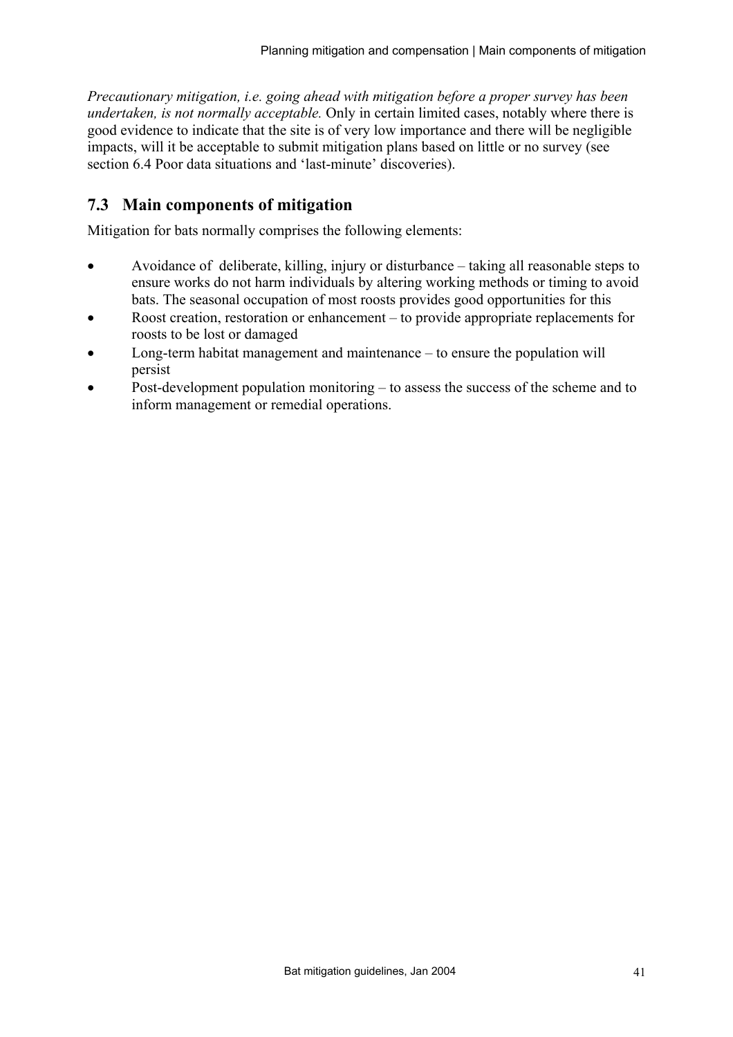*Precautionary mitigation, i.e. going ahead with mitigation before a proper survey has been undertaken, is not normally acceptable.* Only in certain limited cases, notably where there is good evidence to indicate that the site is of very low importance and there will be negligible impacts, will it be acceptable to submit mitigation plans based on little or no survey (see section 6.4 Poor data situations and 'last-minute' discoveries).

## 7.3 Main components of mitigation

Mitigation for bats normally comprises the following elements:

- Avoidance of deliberate, killing, injury or disturbance – taking all reasonable steps to ensure works do not harm individuals by altering working methods or timing to avoid bats. The seasonal occupation of most roosts provides good opportunities for this
- Roost creation, restoration or enhancement – to provide appropriate replacements for roosts to be lost or damaged
- Long-term habitat management and maintenance – to ensure the population will persist
- Post-development population monitoring – to assess the success of the scheme and to inform management or remedial operations.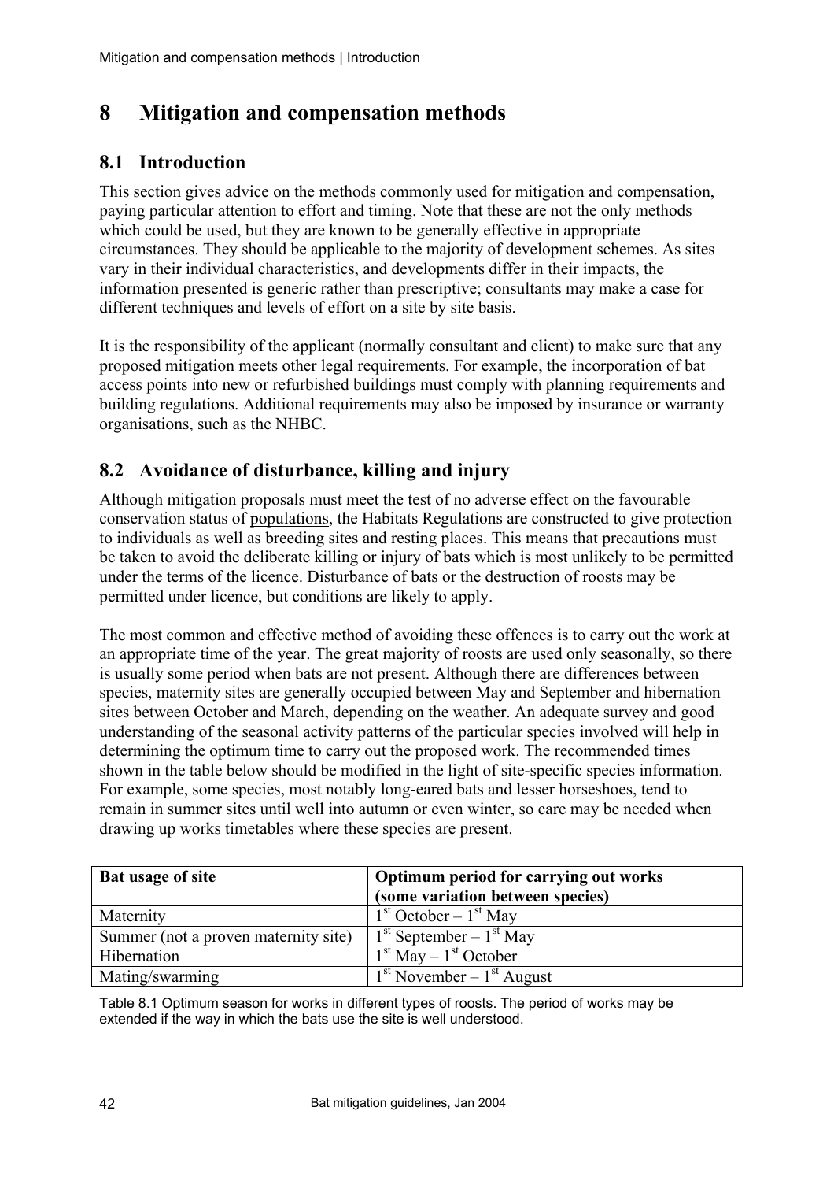# 8 Mitigation and compensation methods

## 8.1 Introduction

This section gives advice on the methods commonly used for mitigation and compensation, paying particular attention to effort and timing. Note that these are not the only methods which could be used, but they are known to be generally effective in appropriate circumstances. They should be applicable to the majority of development schemes. As sites vary in their individual characteristics, and developments differ in their impacts, the information presented is generic rather than prescriptive; consultants may make a case for different techniques and levels of effort on a site by site basis.

It is the responsibility of the applicant (normally consultant and client) to make sure that any proposed mitigation meets other legal requirements. For example, the incorporation of bat access points into new or refurbished buildings must comply with planning requirements and building regulations. Additional requirements may also be imposed by insurance or warranty organisations, such as the NHBC.

## 8.2 Avoidance of disturbance, killing and injury

Although mitigation proposals must meet the test of no adverse effect on the favourable conservation status of populations, the Habitats Regulations are constructed to give protection to individuals as well as breeding sites and resting places. This means that precautions must be taken to avoid the deliberate killing or injury of bats which is most unlikely to be permitted under the terms of the licence. Disturbance of bats or the destruction of roosts may be permitted under licence, but conditions are likely to apply.

The most common and effective method of avoiding these offences is to carry out the work at an appropriate time of the year. The great majority of roosts are used only seasonally, so there is usually some period when bats are not present. Although there are differences between species, maternity sites are generally occupied between May and September and hibernation sites between October and March, depending on the weather. An adequate survey and good understanding of the seasonal activity patterns of the particular species involved will help in determining the optimum time to carry out the proposed work. The recommended times shown in the table below should be modified in the light of site-specific species information. For example, some species, most notably long-eared bats and lesser horseshoes, tend to remain in summer sites until well into autumn or even winter, so care may be needed when drawing up works timetables where these species are present.

| Bat usage of site | Optimum period for carrying out works (some variation between species) |
|---|---|
| Maternity | 1st October – 1st May |
| Summer (not a proven maternity site) | 1st September – 1st May |
| Hibernation | 1st May – 1st October |
| Mating/swarming | 1st November – 1st August |

Table 8.1 Optimum season for works in different types of roosts. The period of works may be extended if the way in which the bats use the site is well understood.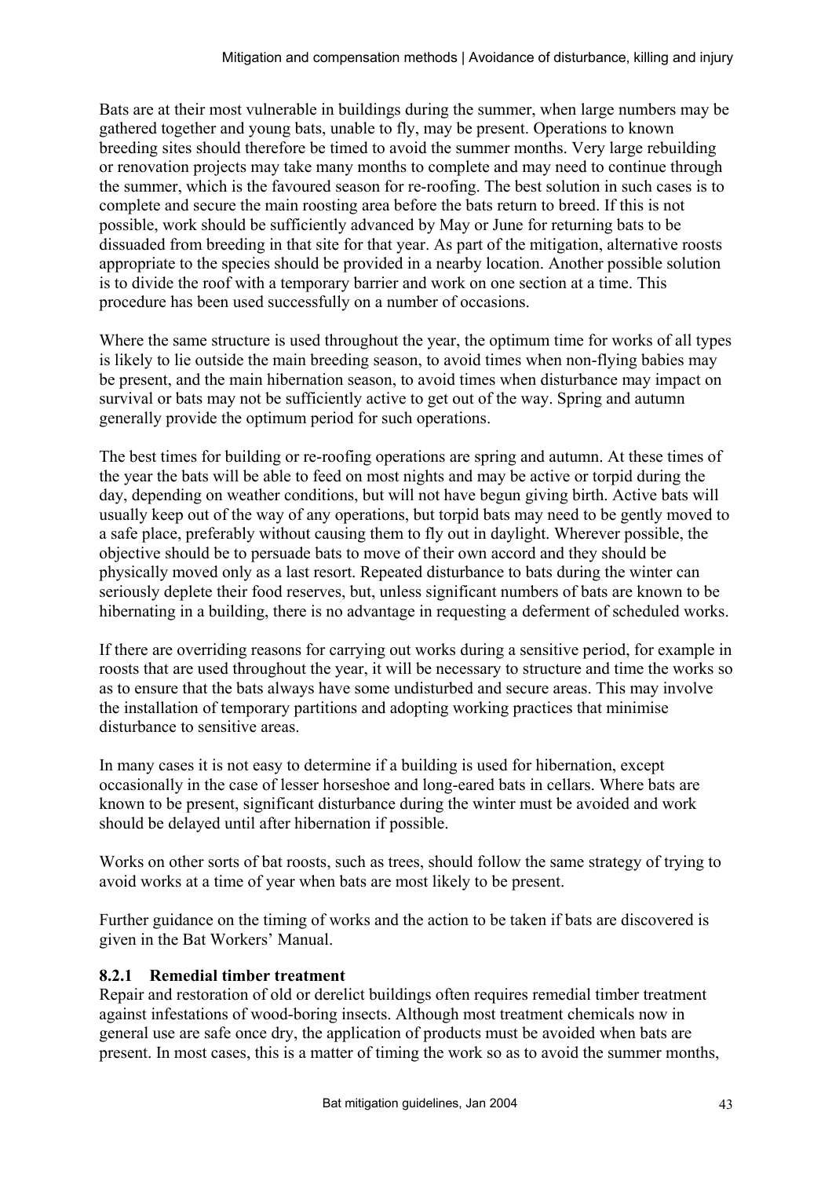Bats are at their most vulnerable in buildings during the summer, when large numbers may be gathered together and young bats, unable to fly, may be present. Operations to known breeding sites should therefore be timed to avoid the summer months. Very large rebuilding or renovation projects may take many months to complete and may need to continue through the summer, which is the favoured season for re-roofing. The best solution in such cases is to complete and secure the main roosting area before the bats return to breed. If this is not possible, work should be sufficiently advanced by May or June for returning bats to be dissuaded from breeding in that site for that year. As part of the mitigation, alternative roosts appropriate to the species should be provided in a nearby location. Another possible solution is to divide the roof with a temporary barrier and work on one section at a time. This procedure has been used successfully on a number of occasions.

Where the same structure is used throughout the year, the optimum time for works of all types is likely to lie outside the main breeding season, to avoid times when non-flying babies may be present, and the main hibernation season, to avoid times when disturbance may impact on survival or bats may not be sufficiently active to get out of the way. Spring and autumn generally provide the optimum period for such operations.

The best times for building or re-roofing operations are spring and autumn. At these times of the year the bats will be able to feed on most nights and may be active or torpid during the day, depending on weather conditions, but will not have begun giving birth. Active bats will usually keep out of the way of any operations, but torpid bats may need to be gently moved to a safe place, preferably without causing them to fly out in daylight. Wherever possible, the objective should be to persuade bats to move of their own accord and they should be physically moved only as a last resort. Repeated disturbance to bats during the winter can seriously deplete their food reserves, but, unless significant numbers of bats are known to be hibernating in a building, there is no advantage in requesting a deferment of scheduled works.

If there are overriding reasons for carrying out works during a sensitive period, for example in roosts that are used throughout the year, it will be necessary to structure and time the works so as to ensure that the bats always have some undisturbed and secure areas. This may involve the installation of temporary partitions and adopting working practices that minimise disturbance to sensitive areas.

In many cases it is not easy to determine if a building is used for hibernation, except occasionally in the case of lesser horseshoe and long-eared bats in cellars. Where bats are known to be present, significant disturbance during the winter must be avoided and work should be delayed until after hibernation if possible.

Works on other sorts of bat roosts, such as trees, should follow the same strategy of trying to avoid works at a time of year when bats are most likely to be present.

Further guidance on the timing of works and the action to be taken if bats are discovered is given in the Bat Workers' Manual.

### 8.2.1 Remedial timber treatment

Repair and restoration of old or derelict buildings often requires remedial timber treatment against infestations of wood-boring insects. Although most treatment chemicals now in general use are safe once dry, the application of products must be avoided when bats are present. In most cases, this is a matter of timing the work so as to avoid the summer months,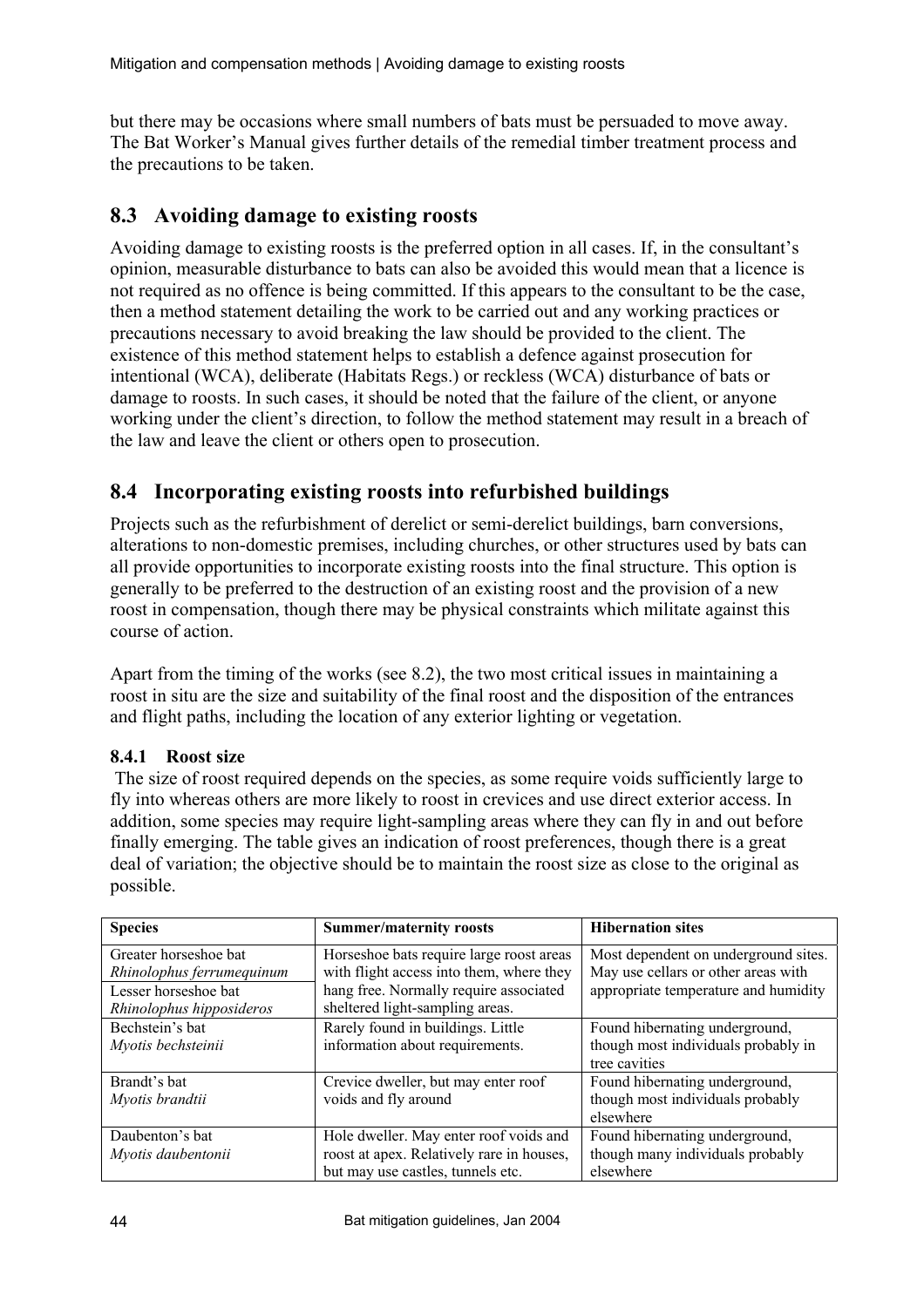but there may be occasions where small numbers of bats must be persuaded to move away. The Bat Worker's Manual gives further details of the remedial timber treatment process and the precautions to be taken.

## 8.3 Avoiding damage to existing roosts

Avoiding damage to existing roosts is the preferred option in all cases. If, in the consultant's opinion, measurable disturbance to bats can also be avoided this would mean that a licence is not required as no offence is being committed. If this appears to the consultant to be the case, then a method statement detailing the work to be carried out and any working practices or precautions necessary to avoid breaking the law should be provided to the client. The existence of this method statement helps to establish a defence against prosecution for intentional (WCA), deliberate (Habitats Regs.) or reckless (WCA) disturbance of bats or damage to roosts. In such cases, it should be noted that the failure of the client, or anyone working under the client's direction, to follow the method statement may result in a breach of the law and leave the client or others open to prosecution.

## 8.4 Incorporating existing roosts into refurbished buildings

Projects such as the refurbishment of derelict or semi-derelict buildings, barn conversions, alterations to non-domestic premises, including churches, or other structures used by bats can all provide opportunities to incorporate existing roosts into the final structure. This option is generally to be preferred to the destruction of an existing roost and the provision of a new roost in compensation, though there may be physical constraints which militate against this course of action.

Apart from the timing of the works (see 8.2), the two most critical issues in maintaining a roost in situ are the size and suitability of the final roost and the disposition of the entrances and flight paths, including the location of any exterior lighting or vegetation.

### 8.4.1 Roost size

The size of roost required depends on the species, as some require voids sufficiently large to fly into whereas others are more likely to roost in crevices and use direct exterior access. In addition, some species may require light-sampling areas where they can fly in and out before finally emerging. The table gives an indication of roost preferences, though there is a great deal of variation; the objective should be to maintain the roost size as close to the original as possible.

| Species | Summer/maternity roosts | Hibernation sites |
|---|---|---|
| Greater horseshoe bat *Rhinolophus ferrumequinum*<br>Lesser horseshoe bat *Rhinolophus hipposideros* | Horseshoe bats require large roost areas with flight access into them, where they hang free. Normally require associated sheltered light-sampling areas. | Most dependent on underground sites. May use cellars or other areas with appropriate temperature and humidity |
| Bechstein's bat *Myotis bechsteinii* | Rarely found in buildings. Little information about requirements. | Found hibernating underground, though most individuals probably in tree cavities |
| Brandt's bat *Myotis brandtii* | Crevice dweller, but may enter roof voids and fly around | Found hibernating underground, though most individuals probably elsewhere |
| Daubenton's bat *Myotis daubentonii* | Hole dweller. May enter roof voids and roost at apex. Relatively rare in houses, but may use castles, tunnels etc. | Found hibernating underground, though many individuals probably elsewhere |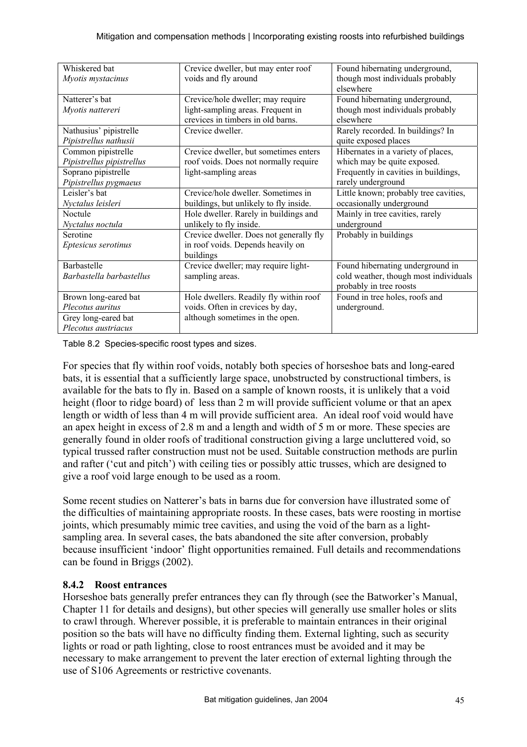| | | |
|---|---|---|
| Whiskered bat<br>*Myotis mystacinus* | Crevice dweller, but may enter roof voids and fly around | Found hibernating underground, though most individuals probably elsewhere |
| Natterer's bat<br>*Myotis nattereri* | Crevice/hole dweller; may require light-sampling areas. Frequent in crevices in timbers in old barns. | Found hibernating underground, though most individuals probably elsewhere |
| Nathusius' pipistrelle<br>*Pipistrellus nathusii* | Crevice dweller. | Rarely recorded. In buildings? In quite exposed places |
| Common pipistrelle<br>*Pipistrellus pipistrellus*<br>Soprano pipistrelle<br>*Pipistrellus pygmaeus* | Crevice dweller, but sometimes enters roof voids. Does not normally require light-sampling areas | Hibernates in a variety of places, which may be quite exposed. Frequently in cavities in buildings, rarely underground |
| Leisler's bat<br>*Nyctalus leisleri* | Crevice/hole dweller. Sometimes in buildings, but unlikely to fly inside. | Little known; probably tree cavities, occasionally underground |
| Noctule<br>*Nyctalus noctula* | Hole dweller. Rarely in buildings and unlikely to fly inside. | Mainly in tree cavities, rarely underground |
| Serotine<br>*Eptesicus serotinus* | Crevice dweller. Does not generally fly in roof voids. Depends heavily on buildings | Probably in buildings |
| Barbastelle<br>*Barbastella barbastellus* | Crevice dweller; may require light-sampling areas. | Found hibernating underground in cold weather, though most individuals probably in tree roosts |
| Brown long-eared bat<br>*Plecotus auritus*<br>Grey long-eared bat<br>*Plecotus austriacus* | Hole dwellers. Readily fly within roof voids. Often in crevices by day, although sometimes in the open. | Found in tree holes, roofs and underground. |

Table 8.2 Species-specific roost types and sizes.

For species that fly within roof voids, notably both species of horseshoe bats and long-eared bats, it is essential that a sufficiently large space, unobstructed by constructional timbers, is available for the bats to fly in. Based on a sample of known roosts, it is unlikely that a void height (floor to ridge board) of less than 2 m will provide sufficient volume or that an apex length or width of less than 4 m will provide sufficient area. An ideal roof void would have an apex height in excess of 2.8 m and a length and width of 5 m or more. These species are generally found in older roofs of traditional construction giving a large uncluttered void, so typical trussed rafter construction must not be used. Suitable construction methods are purlin and rafter ('cut and pitch') with ceiling ties or possibly attic trusses, which are designed to give a roof void large enough to be used as a room.

Some recent studies on Natterer's bats in barns due for conversion have illustrated some of the difficulties of maintaining appropriate roosts. In these cases, bats were roosting in mortise joints, which presumably mimic tree cavities, and using the void of the barn as a light-sampling area. In several cases, the bats abandoned the site after conversion, probably because insufficient 'indoor' flight opportunities remained. Full details and recommendations can be found in Briggs (2002).

### 8.4.2 Roost entrances

Horseshoe bats generally prefer entrances they can fly through (see the Batworker's Manual, Chapter 11 for details and designs), but other species will generally use smaller holes or slits to crawl through. Wherever possible, it is preferable to maintain entrances in their original position so the bats will have no difficulty finding them. External lighting, such as security lights or road or path lighting, close to roost entrances must be avoided and it may be necessary to make arrangement to prevent the later erection of external lighting through the use of S106 Agreements or restrictive covenants.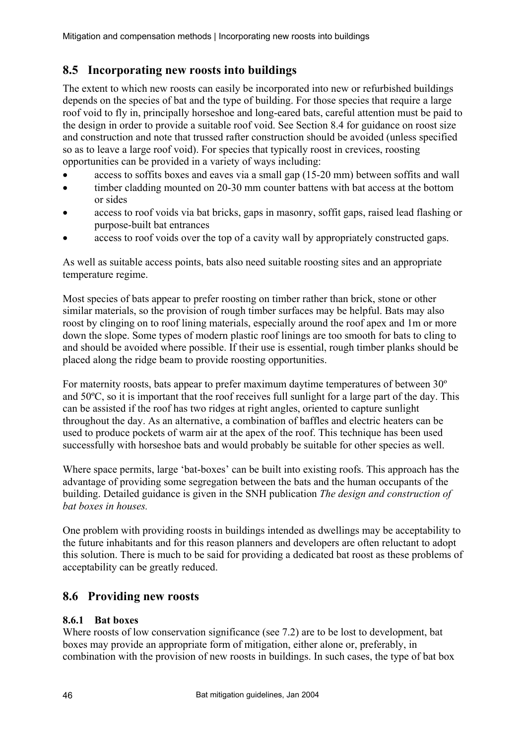## 8.5 Incorporating new roosts into buildings

The extent to which new roosts can easily be incorporated into new or refurbished buildings depends on the species of bat and the type of building. For those species that require a large roof void to fly in, principally horseshoe and long-eared bats, careful attention must be paid to the design in order to provide a suitable roof void. See Section 8.4 for guidance on roost size and construction and note that trussed rafter construction should be avoided (unless specified so as to leave a large roof void). For species that typically roost in crevices, roosting opportunities can be provided in a variety of ways including:

- access to soffits boxes and eaves via a small gap (15-20 mm) between soffits and wall
- timber cladding mounted on 20-30 mm counter battens with bat access at the bottom or sides
- access to roof voids via bat bricks, gaps in masonry, soffit gaps, raised lead flashing or purpose-built bat entrances
- access to roof voids over the top of a cavity wall by appropriately constructed gaps.

As well as suitable access points, bats also need suitable roosting sites and an appropriate temperature regime.

Most species of bats appear to prefer roosting on timber rather than brick, stone or other similar materials, so the provision of rough timber surfaces may be helpful. Bats may also roost by clinging on to roof lining materials, especially around the roof apex and 1m or more down the slope. Some types of modern plastic roof linings are too smooth for bats to cling to and should be avoided where possible. If their use is essential, rough timber planks should be placed along the ridge beam to provide roosting opportunities.

For maternity roosts, bats appear to prefer maximum daytime temperatures of between 30º and 50ºC, so it is important that the roof receives full sunlight for a large part of the day. This can be assisted if the roof has two ridges at right angles, oriented to capture sunlight throughout the day. As an alternative, a combination of baffles and electric heaters can be used to produce pockets of warm air at the apex of the roof. This technique has been used successfully with horseshoe bats and would probably be suitable for other species as well.

Where space permits, large 'bat-boxes' can be built into existing roofs. This approach has the advantage of providing some segregation between the bats and the human occupants of the building. Detailed guidance is given in the SNH publication *The design and construction of bat boxes in houses.*

One problem with providing roosts in buildings intended as dwellings may be acceptability to the future inhabitants and for this reason planners and developers are often reluctant to adopt this solution. There is much to be said for providing a dedicated bat roost as these problems of acceptability can be greatly reduced.

## 8.6 Providing new roosts

### 8.6.1 Bat boxes

Where roosts of low conservation significance (see 7.2) are to be lost to development, bat boxes may provide an appropriate form of mitigation, either alone or, preferably, in combination with the provision of new roosts in buildings. In such cases, the type of bat box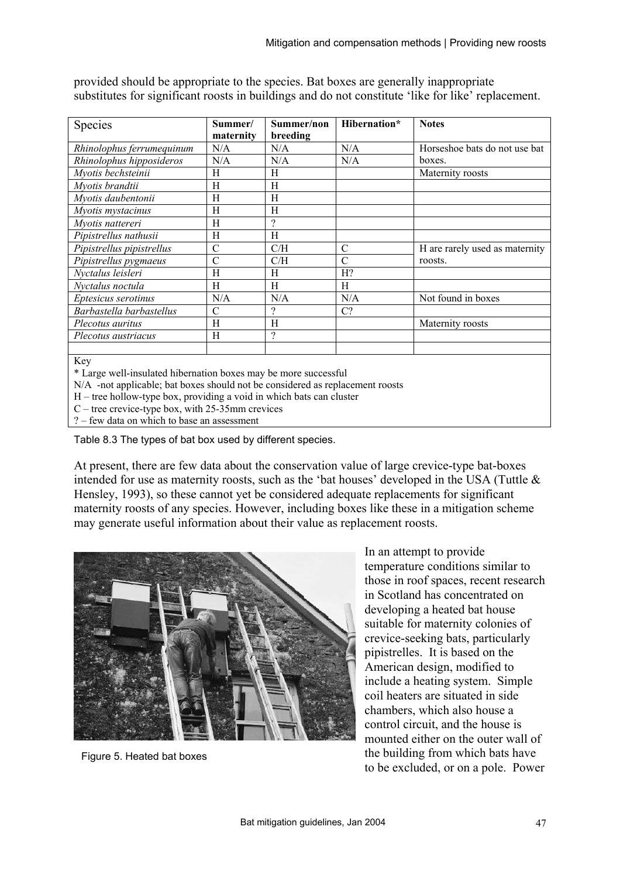provided should be appropriate to the species. Bat boxes are generally inappropriate substitutes for significant roosts in buildings and do not constitute 'like for like' replacement.

| Species | Summer/ maternity | Summer/non breeding | Hibernation* | Notes |
|---|---|---|---|---|
| *Rhinolophus ferrumequinum* | N/A | N/A | N/A | Horseshoe bats do not use bat boxes. |
| *Rhinolophus hipposideros* | N/A | N/A | N/A | |
| *Myotis bechsteinii* | H | H | | Maternity roosts |
| *Myotis brandtii* | H | H | | |
| *Myotis daubentonii* | H | H | | |
| *Myotis mystacinus* | H | H | | |
| *Myotis nattereri* | H | ? | | |
| *Pipistrellus nathusii* | H | H | | |
| *Pipistrellus pipistrellus* | C | C/H | C | H are rarely used as maternity roosts. |
| *Pipistrellus pygmaeus* | C | C/H | C | |
| *Nyctalus leisleri* | H | H | H? | |
| *Nyctalus noctula* | H | H | H | |
| *Eptesicus serotinus* | N/A | N/A | N/A | Not found in boxes |
| *Barbastella barbastellus* | C | ? | C? | |
| *Plecotus auritus* | H | H | | Maternity roosts |
| *Plecotus austriacus* | H | ? | | |

Key
* Large well-insulated hibernation boxes may be more successful
N/A -not applicable; bat boxes should not be considered as replacement roosts
H – tree hollow-type box, providing a void in which bats can cluster
C – tree crevice-type box, with 25-35mm crevices
? – few data on which to base an assessment

Table 8.3 The types of bat box used by different species.

At present, there are few data about the conservation value of large crevice-type bat-boxes intended for use as maternity roosts, such as the 'bat houses' developed in the USA (Tuttle & Hensley, 1993), so these cannot yet be considered adequate replacements for significant maternity roosts of any species. However, including boxes like these in a mitigation scheme may generate useful information about their value as replacement roosts.

Figure 5. Heated bat boxes

In an attempt to provide temperature conditions similar to those in roof spaces, recent research in Scotland has concentrated on developing a heated bat house suitable for maternity colonies of crevice-seeking bats, particularly pipistrelles. It is based on the American design, modified to include a heating system. Simple coil heaters are situated in side chambers, which also house a control circuit, and the house is mounted either on the outer wall of the building from which bats have to be excluded, or on a pole. Power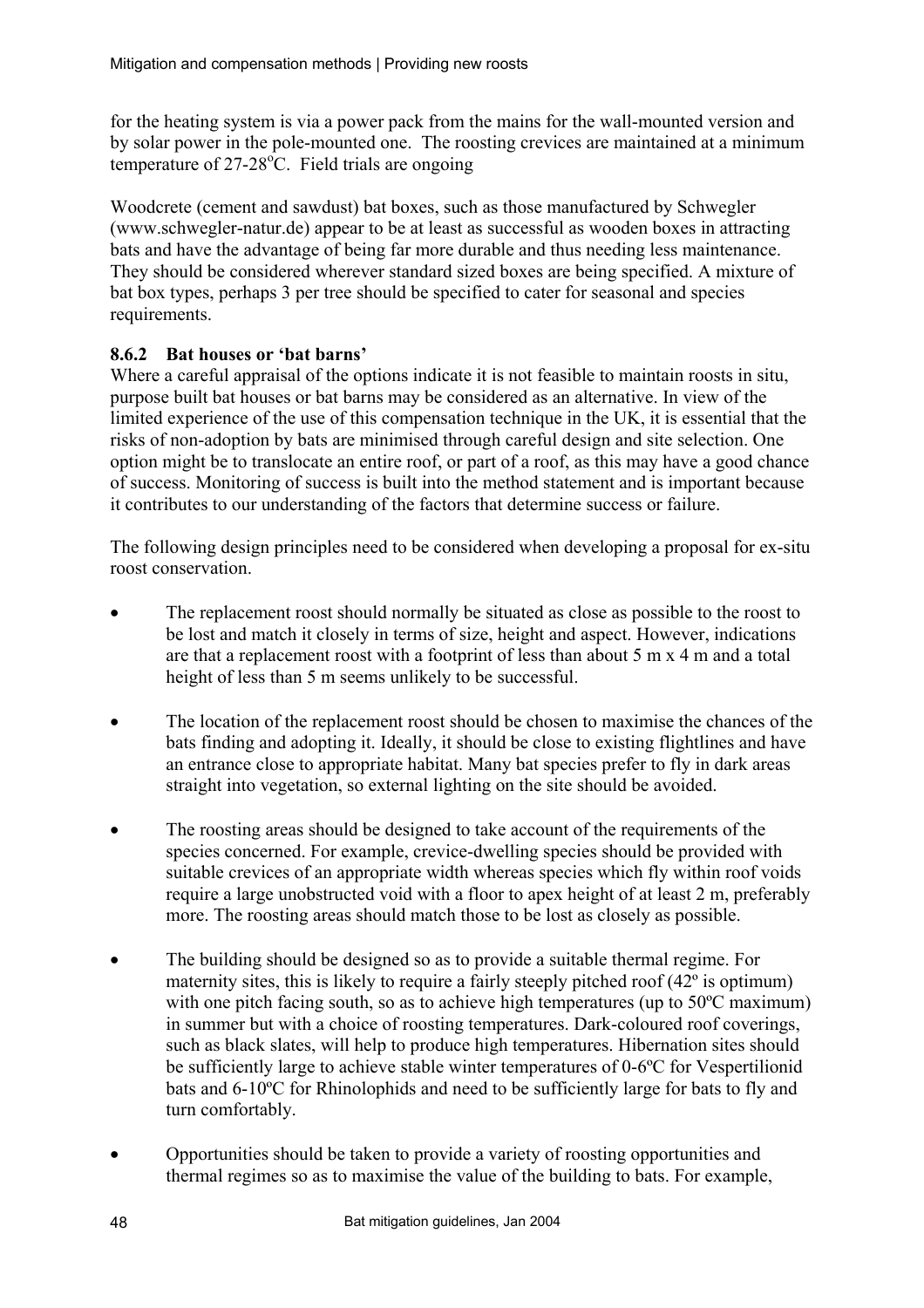for the heating system is via a power pack from the mains for the wall-mounted version and by solar power in the pole-mounted one. The roosting crevices are maintained at a minimum temperature of 27-28$^{o}$C. Field trials are ongoing

Woodcrete (cement and sawdust) bat boxes, such as those manufactured by Schwegler (www.schwegler-natur.de) appear to be at least as successful as wooden boxes in attracting bats and have the advantage of being far more durable and thus needing less maintenance. They should be considered wherever standard sized boxes are being specified. A mixture of bat box types, perhaps 3 per tree should be specified to cater for seasonal and species requirements.

### 8.6.2 Bat houses or 'bat barns'

Where a careful appraisal of the options indicate it is not feasible to maintain roosts in situ, purpose built bat houses or bat barns may be considered as an alternative. In view of the limited experience of the use of this compensation technique in the UK, it is essential that the risks of non-adoption by bats are minimised through careful design and site selection. One option might be to translocate an entire roof, or part of a roof, as this may have a good chance of success. Monitoring of success is built into the method statement and is important because it contributes to our understanding of the factors that determine success or failure.

The following design principles need to be considered when developing a proposal for ex-situ roost conservation.

- The replacement roost should normally be situated as close as possible to the roost to be lost and match it closely in terms of size, height and aspect. However, indications are that a replacement roost with a footprint of less than about 5 m x 4 m and a total height of less than 5 m seems unlikely to be successful.

- The location of the replacement roost should be chosen to maximise the chances of the bats finding and adopting it. Ideally, it should be close to existing flightlines and have an entrance close to appropriate habitat. Many bat species prefer to fly in dark areas straight into vegetation, so external lighting on the site should be avoided.

- The roosting areas should be designed to take account of the requirements of the species concerned. For example, crevice-dwelling species should be provided with suitable crevices of an appropriate width whereas species which fly within roof voids require a large unobstructed void with a floor to apex height of at least 2 m, preferably more. The roosting areas should match those to be lost as closely as possible.

- The building should be designed so as to provide a suitable thermal regime. For maternity sites, this is likely to require a fairly steeply pitched roof (42º is optimum) with one pitch facing south, so as to achieve high temperatures (up to 50ºC maximum) in summer but with a choice of roosting temperatures. Dark-coloured roof coverings, such as black slates, will help to produce high temperatures. Hibernation sites should be sufficiently large to achieve stable winter temperatures of 0-6ºC for Vespertilionid bats and 6-10ºC for Rhinolophids and need to be sufficiently large for bats to fly and turn comfortably.

- Opportunities should be taken to provide a variety of roosting opportunities and thermal regimes so as to maximise the value of the building to bats. For example,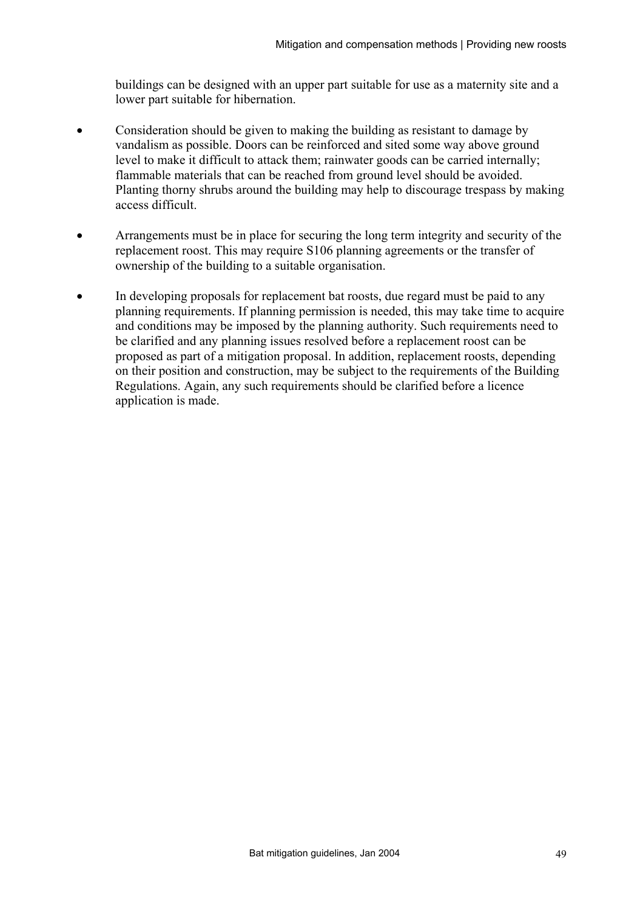buildings can be designed with an upper part suitable for use as a maternity site and a lower part suitable for hibernation.

- Consideration should be given to making the building as resistant to damage by vandalism as possible. Doors can be reinforced and sited some way above ground level to make it difficult to attack them; rainwater goods can be carried internally; flammable materials that can be reached from ground level should be avoided. Planting thorny shrubs around the building may help to discourage trespass by making access difficult.
- Arrangements must be in place for securing the long term integrity and security of the replacement roost. This may require S106 planning agreements or the transfer of ownership of the building to a suitable organisation.
- In developing proposals for replacement bat roosts, due regard must be paid to any planning requirements. If planning permission is needed, this may take time to acquire and conditions may be imposed by the planning authority. Such requirements need to be clarified and any planning issues resolved before a replacement roost can be proposed as part of a mitigation proposal. In addition, replacement roosts, depending on their position and construction, may be subject to the requirements of the Building Regulations. Again, any such requirements should be clarified before a licence application is made.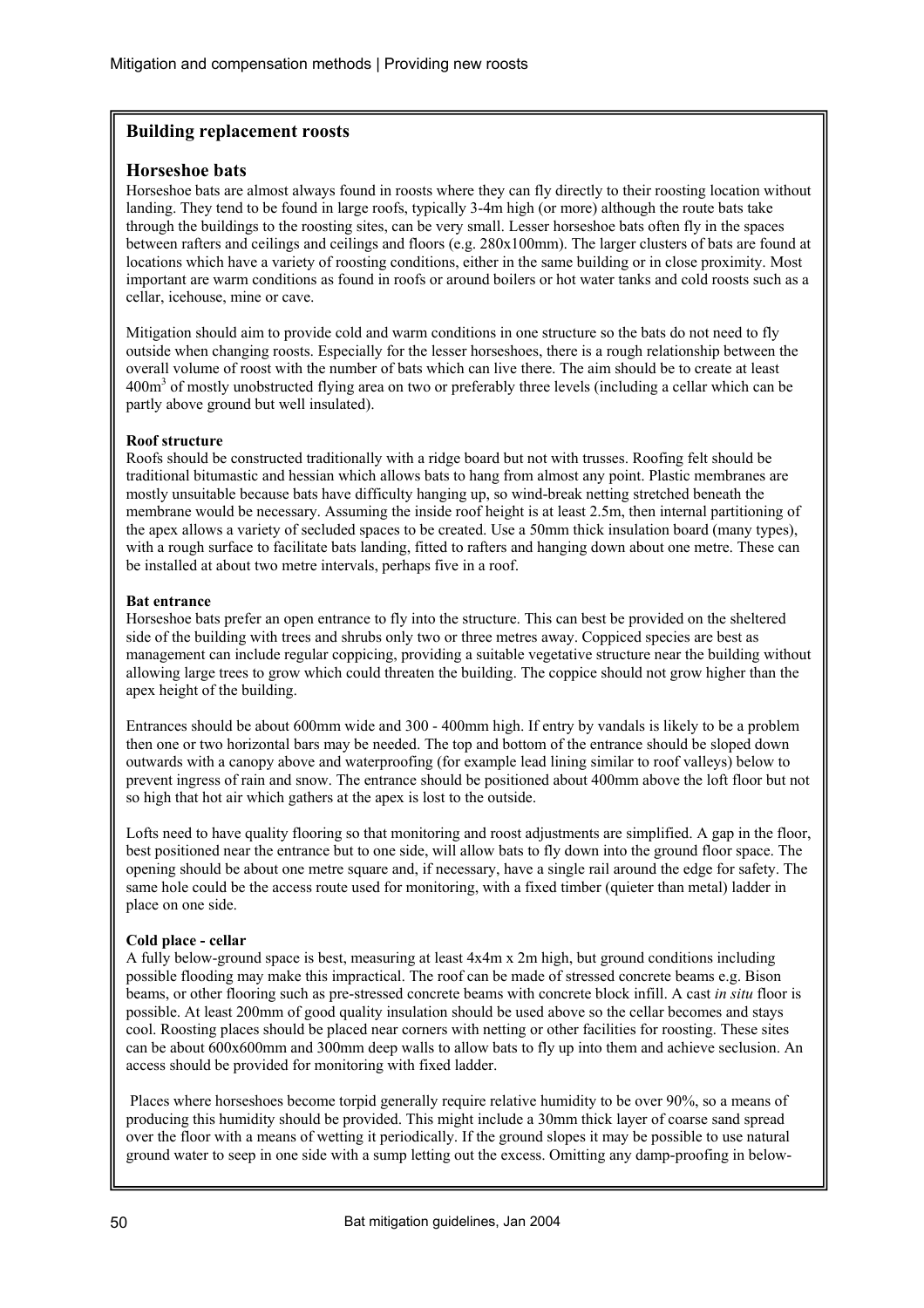## Building replacement roosts

### Horseshoe bats

Horseshoe bats are almost always found in roosts where they can fly directly to their roosting location without landing. They tend to be found in large roofs, typically 3-4m high (or more) although the route bats take through the buildings to the roosting sites, can be very small. Lesser horseshoe bats often fly in the spaces between rafters and ceilings and ceilings and floors (e.g. 280x100mm). The larger clusters of bats are found at locations which have a variety of roosting conditions, either in the same building or in close proximity. Most important are warm conditions as found in roofs or around boilers or hot water tanks and cold roosts such as a cellar, icehouse, mine or cave.

Mitigation should aim to provide cold and warm conditions in one structure so the bats do not need to fly outside when changing roosts. Especially for the lesser horseshoes, there is a rough relationship between the overall volume of roost with the number of bats which can live there. The aim should be to create at least $400m^3$ of mostly unobstructed flying area on two or preferably three levels (including a cellar which can be partly above ground but well insulated).

**Roof structure**

Roofs should be constructed traditionally with a ridge board but not with trusses. Roofing felt should be traditional bitumastic and hessian which allows bats to hang from almost any point. Plastic membranes are mostly unsuitable because bats have difficulty hanging up, so wind-break netting stretched beneath the membrane would be necessary. Assuming the inside roof height is at least 2.5m, then internal partitioning of the apex allows a variety of secluded spaces to be created. Use a 50mm thick insulation board (many types), with a rough surface to facilitate bats landing, fitted to rafters and hanging down about one metre. These can be installed at about two metre intervals, perhaps five in a roof.

**Bat entrance**

Horseshoe bats prefer an open entrance to fly into the structure. This can best be provided on the sheltered side of the building with trees and shrubs only two or three metres away. Coppiced species are best as management can include regular coppicing, providing a suitable vegetative structure near the building without allowing large trees to grow which could threaten the building. The coppice should not grow higher than the apex height of the building.

Entrances should be about 600mm wide and 300 - 400mm high. If entry by vandals is likely to be a problem then one or two horizontal bars may be needed. The top and bottom of the entrance should be sloped down outwards with a canopy above and waterproofing (for example lead lining similar to roof valleys) below to prevent ingress of rain and snow. The entrance should be positioned about 400mm above the loft floor but not so high that hot air which gathers at the apex is lost to the outside.

Lofts need to have quality flooring so that monitoring and roost adjustments are simplified. A gap in the floor, best positioned near the entrance but to one side, will allow bats to fly down into the ground floor space. The opening should be about one metre square and, if necessary, have a single rail around the edge for safety. The same hole could be the access route used for monitoring, with a fixed timber (quieter than metal) ladder in place on one side.

**Cold place - cellar**

A fully below-ground space is best, measuring at least 4x4m x 2m high, but ground conditions including possible flooding may make this impractical. The roof can be made of stressed concrete beams e.g. Bison beams, or other flooring such as pre-stressed concrete beams with concrete block infill. A cast *in situ* floor is possible. At least 200mm of good quality insulation should be used above so the cellar becomes and stays cool. Roosting places should be placed near corners with netting or other facilities for roosting. These sites can be about 600x600mm and 300mm deep walls to allow bats to fly up into them and achieve seclusion. An access should be provided for monitoring with fixed ladder.

Places where horseshoes become torpid generally require relative humidity to be over 90%, so a means of producing this humidity should be provided. This might include a 30mm thick layer of coarse sand spread over the floor with a means of wetting it periodically. If the ground slopes it may be possible to use natural ground water to seep in one side with a sump letting out the excess. Omitting any damp-proofing in below-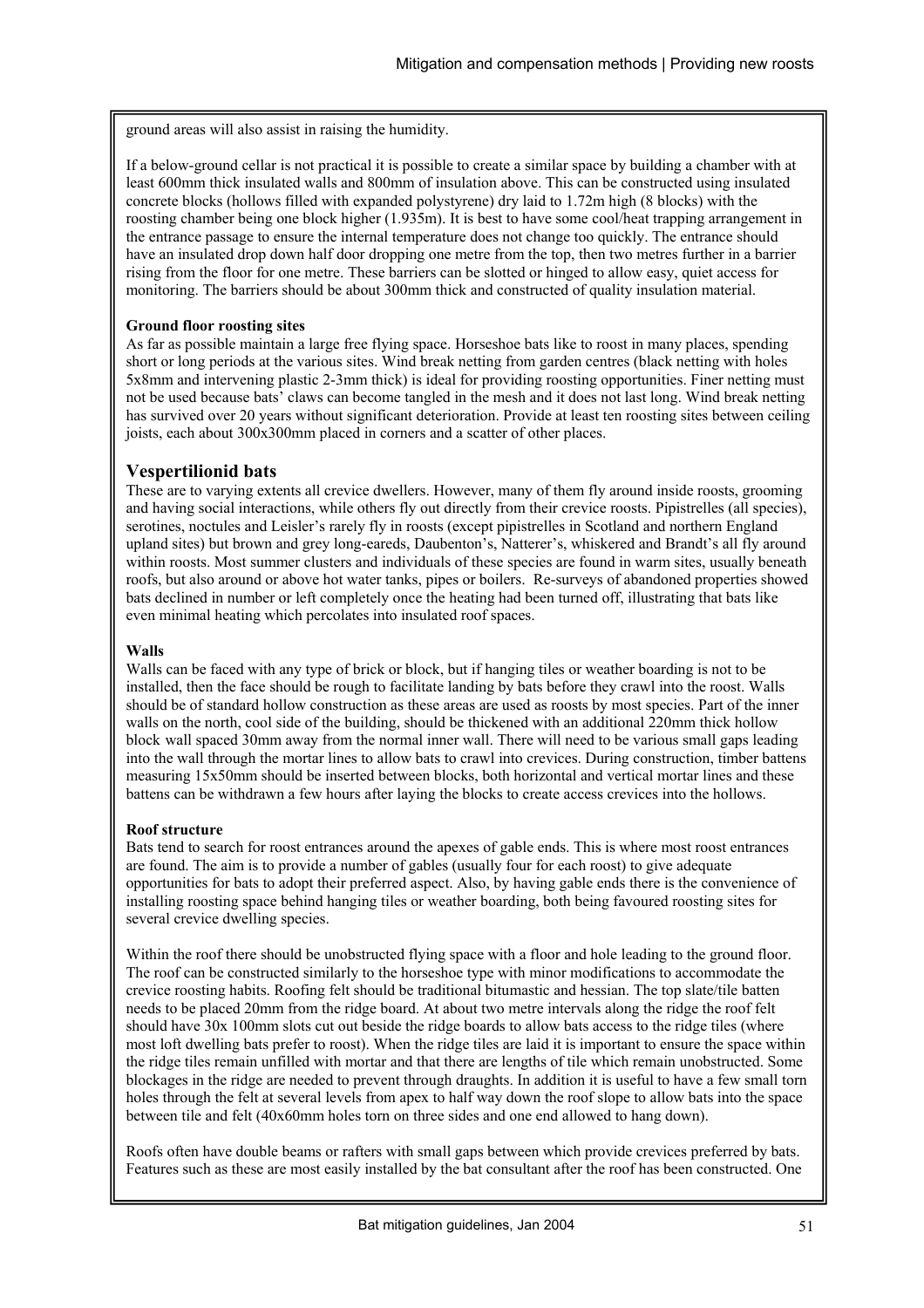ground areas will also assist in raising the humidity.

If a below-ground cellar is not practical it is possible to create a similar space by building a chamber with at least 600mm thick insulated walls and 800mm of insulation above. This can be constructed using insulated concrete blocks (hollows filled with expanded polystyrene) dry laid to 1.72m high (8 blocks) with the roosting chamber being one block higher (1.935m). It is best to have some cool/heat trapping arrangement in the entrance passage to ensure the internal temperature does not change too quickly. The entrance should have an insulated drop down half door dropping one metre from the top, then two metres further in a barrier rising from the floor for one metre. These barriers can be slotted or hinged to allow easy, quiet access for monitoring. The barriers should be about 300mm thick and constructed of quality insulation material.

**Ground floor roosting sites**

As far as possible maintain a large free flying space. Horseshoe bats like to roost in many places, spending short or long periods at the various sites. Wind break netting from garden centres (black netting with holes 5x8mm and intervening plastic 2-3mm thick) is ideal for providing roosting opportunities. Finer netting must not be used because bats' claws can become tangled in the mesh and it does not last long. Wind break netting has survived over 20 years without significant deterioration. Provide at least ten roosting sites between ceiling joists, each about 300x300mm placed in corners and a scatter of other places.

## Vespertilionid bats

These are to varying extents all crevice dwellers. However, many of them fly around inside roosts, grooming and having social interactions, while others fly out directly from their crevice roosts. Pipistrelles (all species), serotines, noctules and Leisler's rarely fly in roosts (except pipistrelles in Scotland and northern England upland sites) but brown and grey long-eareds, Daubenton's, Natterer's, whiskered and Brandt's all fly around within roosts. Most summer clusters and individuals of these species are found in warm sites, usually beneath roofs, but also around or above hot water tanks, pipes or boilers. Re-surveys of abandoned properties showed bats declined in number or left completely once the heating had been turned off, illustrating that bats like even minimal heating which percolates into insulated roof spaces.

**Walls**

Walls can be faced with any type of brick or block, but if hanging tiles or weather boarding is not to be installed, then the face should be rough to facilitate landing by bats before they crawl into the roost. Walls should be of standard hollow construction as these areas are used as roosts by most species. Part of the inner walls on the north, cool side of the building, should be thickened with an additional 220mm thick hollow block wall spaced 30mm away from the normal inner wall. There will need to be various small gaps leading into the wall through the mortar lines to allow bats to crawl into crevices. During construction, timber battens measuring 15x50mm should be inserted between blocks, both horizontal and vertical mortar lines and these battens can be withdrawn a few hours after laying the blocks to create access crevices into the hollows.

**Roof structure**

Bats tend to search for roost entrances around the apexes of gable ends. This is where most roost entrances are found. The aim is to provide a number of gables (usually four for each roost) to give adequate opportunities for bats to adopt their preferred aspect. Also, by having gable ends there is the convenience of installing roosting space behind hanging tiles or weather boarding, both being favoured roosting sites for several crevice dwelling species.

Within the roof there should be unobstructed flying space with a floor and hole leading to the ground floor. The roof can be constructed similarly to the horseshoe type with minor modifications to accommodate the crevice roosting habits. Roofing felt should be traditional bitumastic and hessian. The top slate/tile batten needs to be placed 20mm from the ridge board. At about two metre intervals along the ridge the roof felt should have 30x 100mm slots cut out beside the ridge boards to allow bats access to the ridge tiles (where most loft dwelling bats prefer to roost). When the ridge tiles are laid it is important to ensure the space within the ridge tiles remain unfilled with mortar and that there are lengths of tile which remain unobstructed. Some blockages in the ridge are needed to prevent through draughts. In addition it is useful to have a few small torn holes through the felt at several levels from apex to half way down the roof slope to allow bats into the space between tile and felt (40x60mm holes torn on three sides and one end allowed to hang down).

Roofs often have double beams or rafters with small gaps between which provide crevices preferred by bats. Features such as these are most easily installed by the bat consultant after the roof has been constructed. One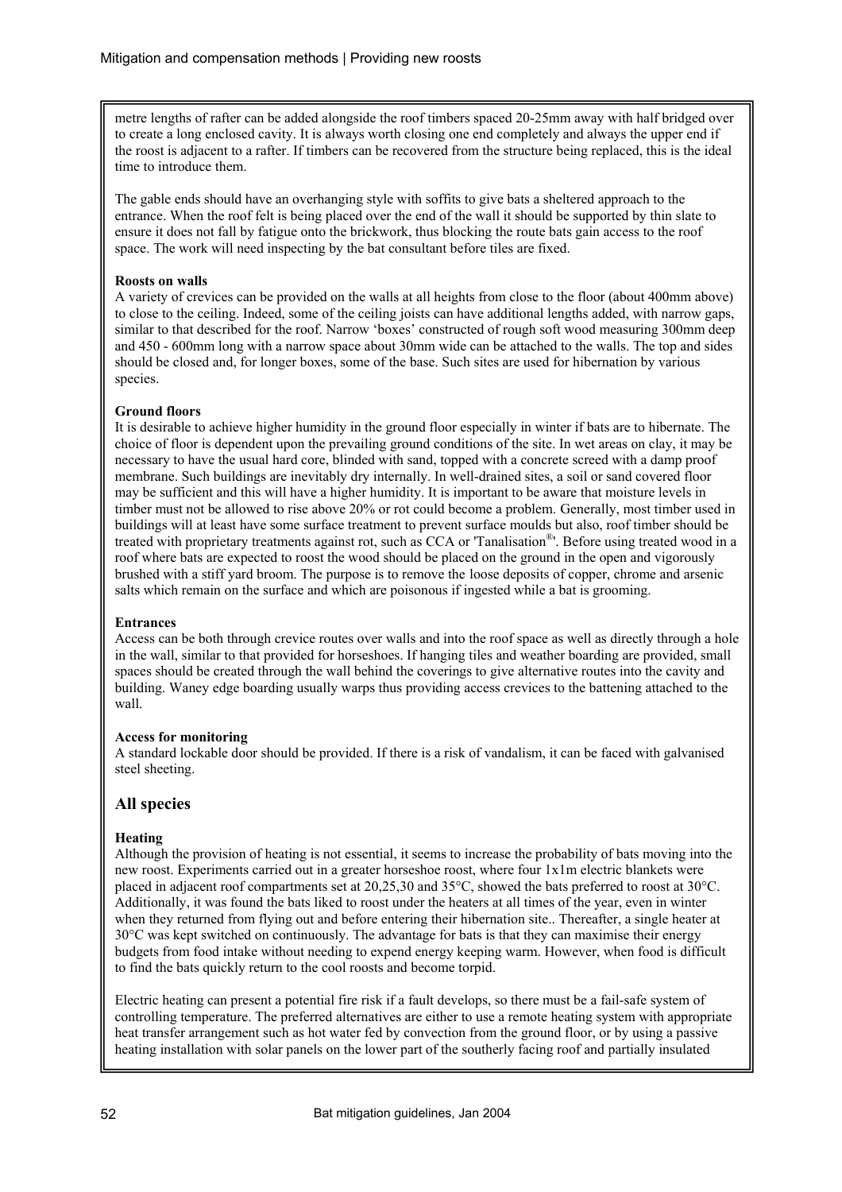metre lengths of rafter can be added alongside the roof timbers spaced 20-25mm away with half bridged over to create a long enclosed cavity. It is always worth closing one end completely and always the upper end if the roost is adjacent to a rafter. If timbers can be recovered from the structure being replaced, this is the ideal time to introduce them.

The gable ends should have an overhanging style with soffits to give bats a sheltered approach to the entrance. When the roof felt is being placed over the end of the wall it should be supported by thin slate to ensure it does not fall by fatigue onto the brickwork, thus blocking the route bats gain access to the roof space. The work will need inspecting by the bat consultant before tiles are fixed.

**Roosts on walls**

A variety of crevices can be provided on the walls at all heights from close to the floor (about 400mm above) to close to the ceiling. Indeed, some of the ceiling joists can have additional lengths added, with narrow gaps, similar to that described for the roof. Narrow 'boxes' constructed of rough soft wood measuring 300mm deep and 450 - 600mm long with a narrow space about 30mm wide can be attached to the walls. The top and sides should be closed and, for longer boxes, some of the base. Such sites are used for hibernation by various species.

**Ground floors**

It is desirable to achieve higher humidity in the ground floor especially in winter if bats are to hibernate. The choice of floor is dependent upon the prevailing ground conditions of the site. In wet areas on clay, it may be necessary to have the usual hard core, blinded with sand, topped with a concrete screed with a damp proof membrane. Such buildings are inevitably dry internally. In well-drained sites, a soil or sand covered floor may be sufficient and this will have a higher humidity. It is important to be aware that moisture levels in timber must not be allowed to rise above 20% or rot could become a problem. Generally, most timber used in buildings will at least have some surface treatment to prevent surface moulds but also, roof timber should be treated with proprietary treatments against rot, such as CCA or 'Tanalisation®'. Before using treated wood in a roof where bats are expected to roost the wood should be placed on the ground in the open and vigorously brushed with a stiff yard broom. The purpose is to remove the loose deposits of copper, chrome and arsenic salts which remain on the surface and which are poisonous if ingested while a bat is grooming.

**Entrances**

Access can be both through crevice routes over walls and into the roof space as well as directly through a hole in the wall, similar to that provided for horseshoes. If hanging tiles and weather boarding are provided, small spaces should be created through the wall behind the coverings to give alternative routes into the cavity and building. Waney edge boarding usually warps thus providing access crevices to the battening attached to the wall.

**Access for monitoring**

A standard lockable door should be provided. If there is a risk of vandalism, it can be faced with galvanised steel sheeting.

## All species

**Heating**

Although the provision of heating is not essential, it seems to increase the probability of bats moving into the new roost. Experiments carried out in a greater horseshoe roost, where four 1x1m electric blankets were placed in adjacent roof compartments set at 20,25,30 and 35°C, showed the bats preferred to roost at 30°C. Additionally, it was found the bats liked to roost under the heaters at all times of the year, even in winter when they returned from flying out and before entering their hibernation site.. Thereafter, a single heater at 30°C was kept switched on continuously. The advantage for bats is that they can maximise their energy budgets from food intake without needing to expend energy keeping warm. However, when food is difficult to find the bats quickly return to the cool roosts and become torpid.

Electric heating can present a potential fire risk if a fault develops, so there must be a fail-safe system of controlling temperature. The preferred alternatives are either to use a remote heating system with appropriate heat transfer arrangement such as hot water fed by convection from the ground floor, or by using a passive heating installation with solar panels on the lower part of the southerly facing roof and partially insulated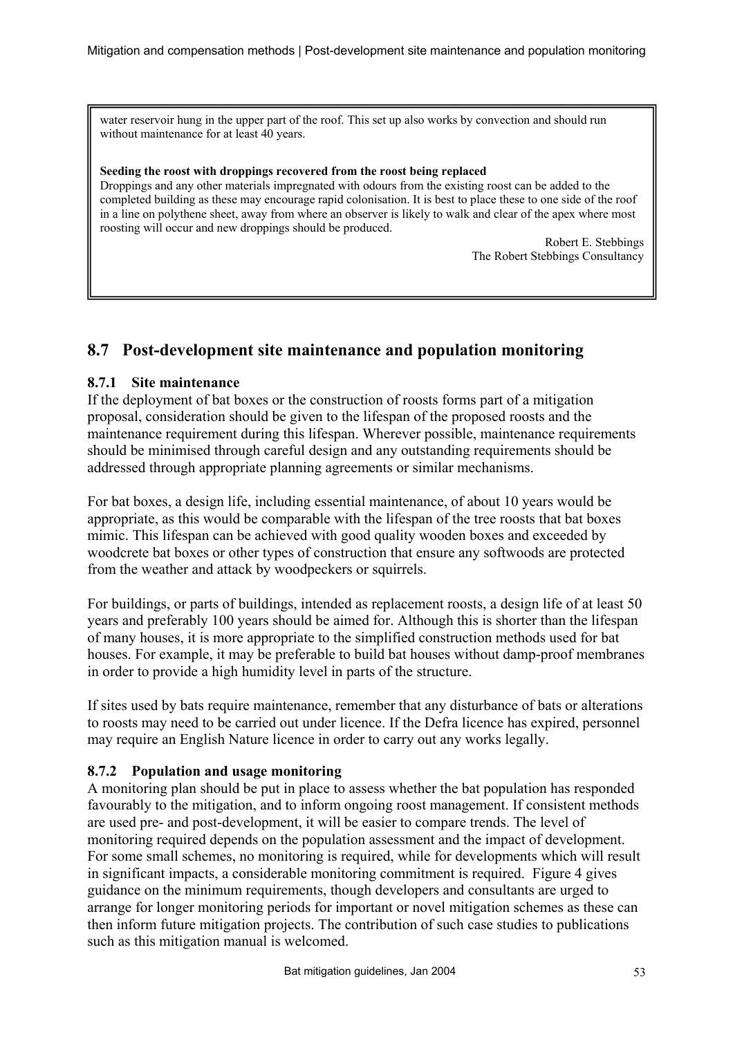water reservoir hung in the upper part of the roof. This set up also works by convection and should run without maintenance for at least 40 years.

**Seeding the roost with droppings recovered from the roost being replaced**

Droppings and any other materials impregnated with odours from the existing roost can be added to the completed building as these may encourage rapid colonisation. It is best to place these to one side of the roof in a line on polythene sheet, away from where an observer is likely to walk and clear of the apex where most roosting will occur and new droppings should be produced.

Robert E. Stebbings
The Robert Stebbings Consultancy

## 8.7 Post-development site maintenance and population monitoring

### 8.7.1 Site maintenance

If the deployment of bat boxes or the construction of roosts forms part of a mitigation proposal, consideration should be given to the lifespan of the proposed roosts and the maintenance requirement during this lifespan. Wherever possible, maintenance requirements should be minimised through careful design and any outstanding requirements should be addressed through appropriate planning agreements or similar mechanisms.

For bat boxes, a design life, including essential maintenance, of about 10 years would be appropriate, as this would be comparable with the lifespan of the tree roosts that bat boxes mimic. This lifespan can be achieved with good quality wooden boxes and exceeded by woodcrete bat boxes or other types of construction that ensure any softwoods are protected from the weather and attack by woodpeckers or squirrels.

For buildings, or parts of buildings, intended as replacement roosts, a design life of at least 50 years and preferably 100 years should be aimed for. Although this is shorter than the lifespan of many houses, it is more appropriate to the simplified construction methods used for bat houses. For example, it may be preferable to build bat houses without damp-proof membranes in order to provide a high humidity level in parts of the structure.

If sites used by bats require maintenance, remember that any disturbance of bats or alterations to roosts may need to be carried out under licence. If the Defra licence has expired, personnel may require an English Nature licence in order to carry out any works legally.

### 8.7.2 Population and usage monitoring

A monitoring plan should be put in place to assess whether the bat population has responded favourably to the mitigation, and to inform ongoing roost management. If consistent methods are used pre- and post-development, it will be easier to compare trends. The level of monitoring required depends on the population assessment and the impact of development. For some small schemes, no monitoring is required, while for developments which will result in significant impacts, a considerable monitoring commitment is required. Figure 4 gives guidance on the minimum requirements, though developers and consultants are urged to arrange for longer monitoring periods for important or novel mitigation schemes as these can then inform future mitigation projects. The contribution of such case studies to publications such as this mitigation manual is welcomed.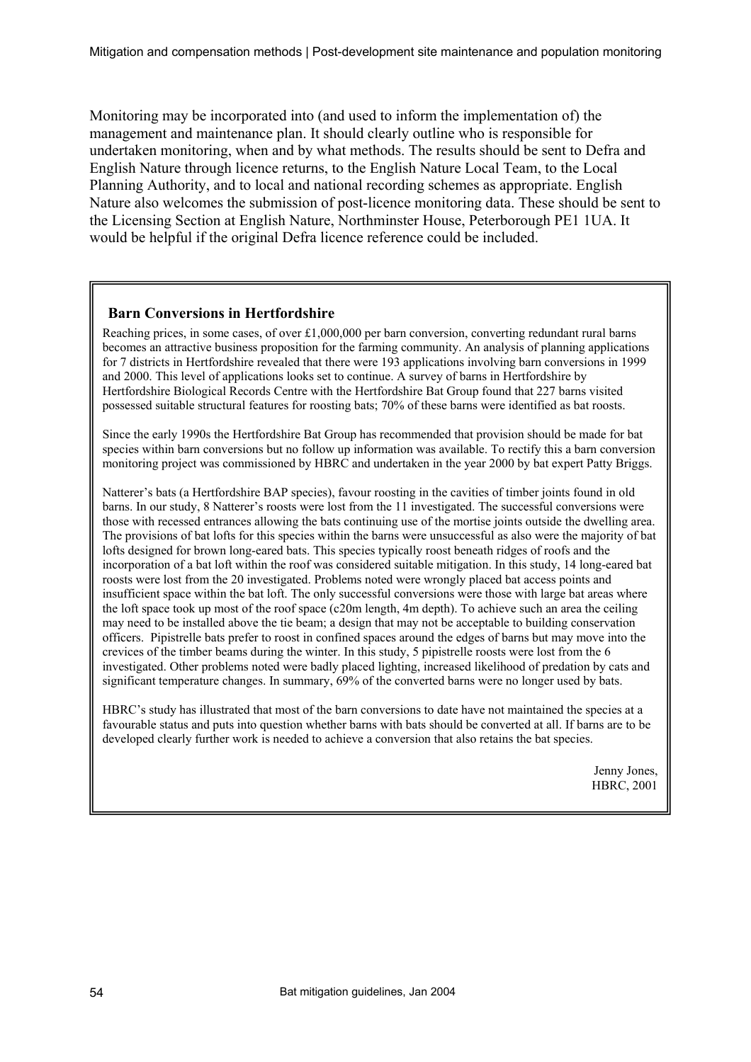Monitoring may be incorporated into (and used to inform the implementation of) the management and maintenance plan. It should clearly outline who is responsible for undertaken monitoring, when and by what methods. The results should be sent to Defra and English Nature through licence returns, to the English Nature Local Team, to the Local Planning Authority, and to local and national recording schemes as appropriate. English Nature also welcomes the submission of post-licence monitoring data. These should be sent to the Licensing Section at English Nature, Northminster House, Peterborough PE1 1UA. It would be helpful if the original Defra licence reference could be included.

### Barn Conversions in Hertfordshire

Reaching prices, in some cases, of over £1,000,000 per barn conversion, converting redundant rural barns becomes an attractive business proposition for the farming community. An analysis of planning applications for 7 districts in Hertfordshire revealed that there were 193 applications involving barn conversions in 1999 and 2000. This level of applications looks set to continue. A survey of barns in Hertfordshire by Hertfordshire Biological Records Centre with the Hertfordshire Bat Group found that 227 barns visited possessed suitable structural features for roosting bats; 70% of these barns were identified as bat roosts.

Since the early 1990s the Hertfordshire Bat Group has recommended that provision should be made for bat species within barn conversions but no follow up information was available. To rectify this a barn conversion monitoring project was commissioned by HBRC and undertaken in the year 2000 by bat expert Patty Briggs.

Natterer's bats (a Hertfordshire BAP species), favour roosting in the cavities of timber joints found in old barns. In our study, 8 Natterer's roosts were lost from the 11 investigated. The successful conversions were those with recessed entrances allowing the bats continuing use of the mortise joints outside the dwelling area. The provisions of bat lofts for this species within the barns were unsuccessful as also were the majority of bat lofts designed for brown long-eared bats. This species typically roost beneath ridges of roofs and the incorporation of a bat loft within the roof was considered suitable mitigation. In this study, 14 long-eared bat roosts were lost from the 20 investigated. Problems noted were wrongly placed bat access points and insufficient space within the bat loft. The only successful conversions were those with large bat areas where the loft space took up most of the roof space (c20m length, 4m depth). To achieve such an area the ceiling may need to be installed above the tie beam; a design that may not be acceptable to building conservation officers. Pipistrelle bats prefer to roost in confined spaces around the edges of barns but may move into the crevices of the timber beams during the winter. In this study, 5 pipistrelle roosts were lost from the 6 investigated. Other problems noted were badly placed lighting, increased likelihood of predation by cats and significant temperature changes. In summary, 69% of the converted barns were no longer used by bats.

HBRC's study has illustrated that most of the barn conversions to date have not maintained the species at a favourable status and puts into question whether barns with bats should be converted at all. If barns are to be developed clearly further work is needed to achieve a conversion that also retains the bat species.

Jenny Jones,
HBRC, 2001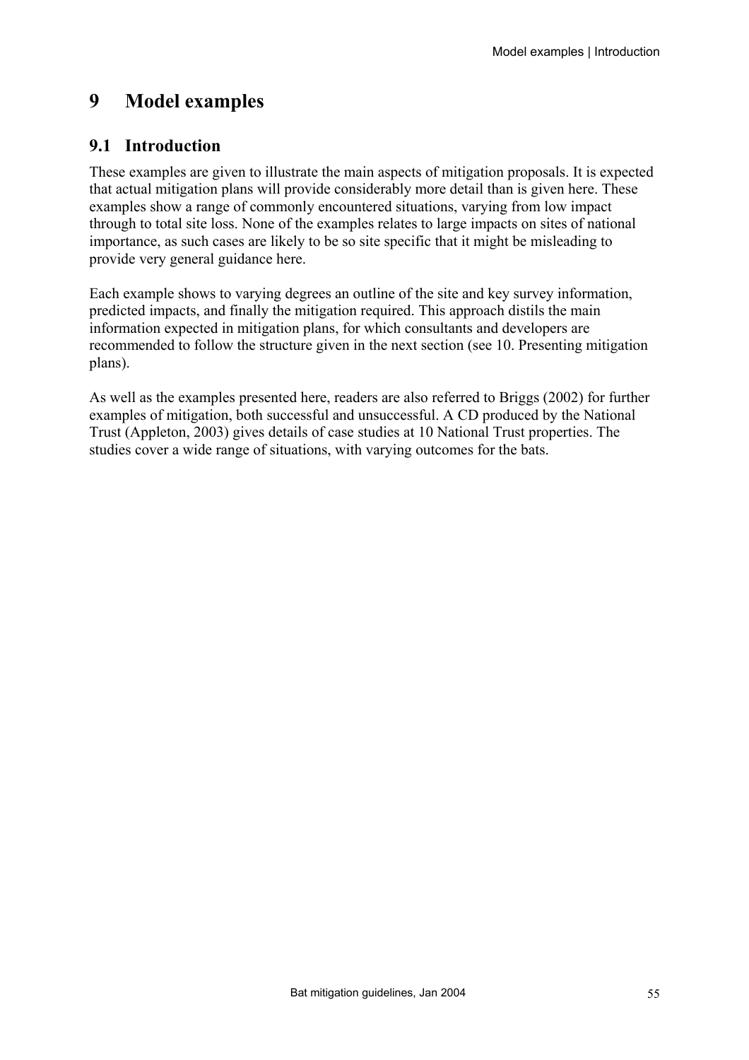# 9 Model examples

## 9.1 Introduction

These examples are given to illustrate the main aspects of mitigation proposals. It is expected that actual mitigation plans will provide considerably more detail than is given here. These examples show a range of commonly encountered situations, varying from low impact through to total site loss. None of the examples relates to large impacts on sites of national importance, as such cases are likely to be so site specific that it might be misleading to provide very general guidance here.

Each example shows to varying degrees an outline of the site and key survey information, predicted impacts, and finally the mitigation required. This approach distils the main information expected in mitigation plans, for which consultants and developers are recommended to follow the structure given in the next section (see 10. Presenting mitigation plans).

As well as the examples presented here, readers are also referred to Briggs (2002) for further examples of mitigation, both successful and unsuccessful. A CD produced by the National Trust (Appleton, 2003) gives details of case studies at 10 National Trust properties. The studies cover a wide range of situations, with varying outcomes for the bats.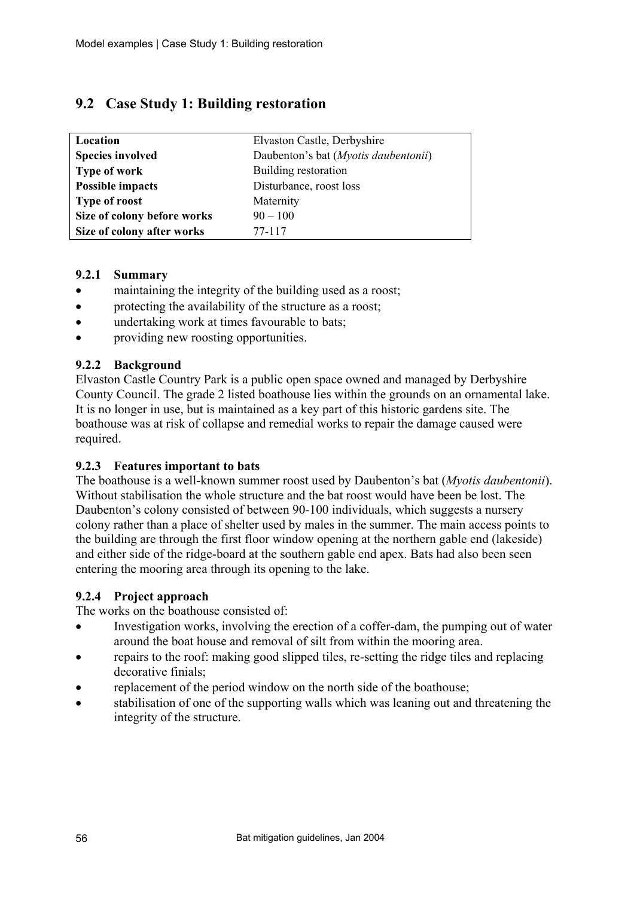## 9.2 Case Study 1: Building restoration

| | |
|---|---|
| **Location** | Elvaston Castle, Derbyshire |
| **Species involved** | Daubenton's bat (*Myotis daubentonii*) |
| **Type of work** | Building restoration |
| **Possible impacts** | Disturbance, roost loss |
| **Type of roost** | Maternity |
| **Size of colony before works** | 90 – 100 |
| **Size of colony after works** | 77-117 |

### 9.2.1 Summary

- maintaining the integrity of the building used as a roost;
- protecting the availability of the structure as a roost;
- undertaking work at times favourable to bats;
- providing new roosting opportunities.

### 9.2.2 Background

Elvaston Castle Country Park is a public open space owned and managed by Derbyshire County Council. The grade 2 listed boathouse lies within the grounds on an ornamental lake. It is no longer in use, but is maintained as a key part of this historic gardens site. The boathouse was at risk of collapse and remedial works to repair the damage caused were required.

### 9.2.3 Features important to bats

The boathouse is a well-known summer roost used by Daubenton's bat (*Myotis daubentonii*). Without stabilisation the whole structure and the bat roost would have been be lost. The Daubenton's colony consisted of between 90-100 individuals, which suggests a nursery colony rather than a place of shelter used by males in the summer. The main access points to the building are through the first floor window opening at the northern gable end (lakeside) and either side of the ridge-board at the southern gable end apex. Bats had also been seen entering the mooring area through its opening to the lake.

### 9.2.4 Project approach

The works on the boathouse consisted of:

- Investigation works, involving the erection of a coffer-dam, the pumping out of water around the boat house and removal of silt from within the mooring area.
- repairs to the roof: making good slipped tiles, re-setting the ridge tiles and replacing decorative finials;
- replacement of the period window on the north side of the boathouse;
- stabilisation of one of the supporting walls which was leaning out and threatening the integrity of the structure.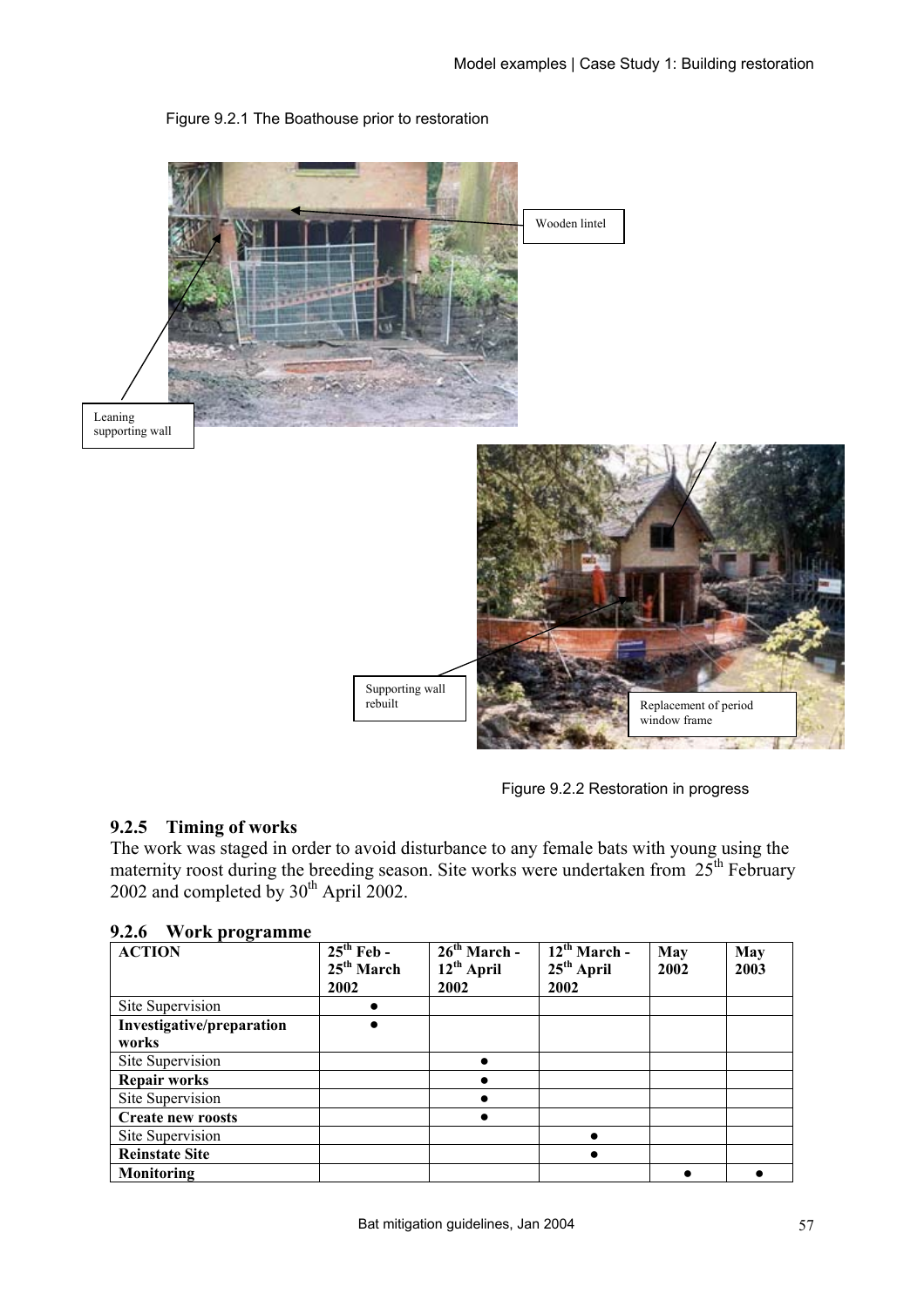Figure 9.2.1 The Boathouse prior to restoration

Wooden lintel

Leaning supporting wall

Supporting wall rebuilt

Replacement of period window frame

Figure 9.2.2 Restoration in progress

### 9.2.5 Timing of works

The work was staged in order to avoid disturbance to any female bats with young using the maternity roost during the breeding season. Site works were undertaken from 25th February 2002 and completed by 30th April 2002.

### 9.2.6 Work programme

| ACTION | 25th Feb - 25th March 2002 | 26th March - 12th April 2002 | 12th March - 25th April 2002 | May 2002 | May 2003 |
|---|---|---|---|---|---|
| Site Supervision | ● | | | | |
| **Investigative/preparation works** | ● | | | | |
| Site Supervision | | ● | | | |
| **Repair works** | | ● | | | |
| Site Supervision | | ● | | | |
| **Create new roosts** | | ● | | | |
| Site Supervision | | | ● | | |
| **Reinstate Site** | | | ● | | |
| **Monitoring** | | | | ● | ● |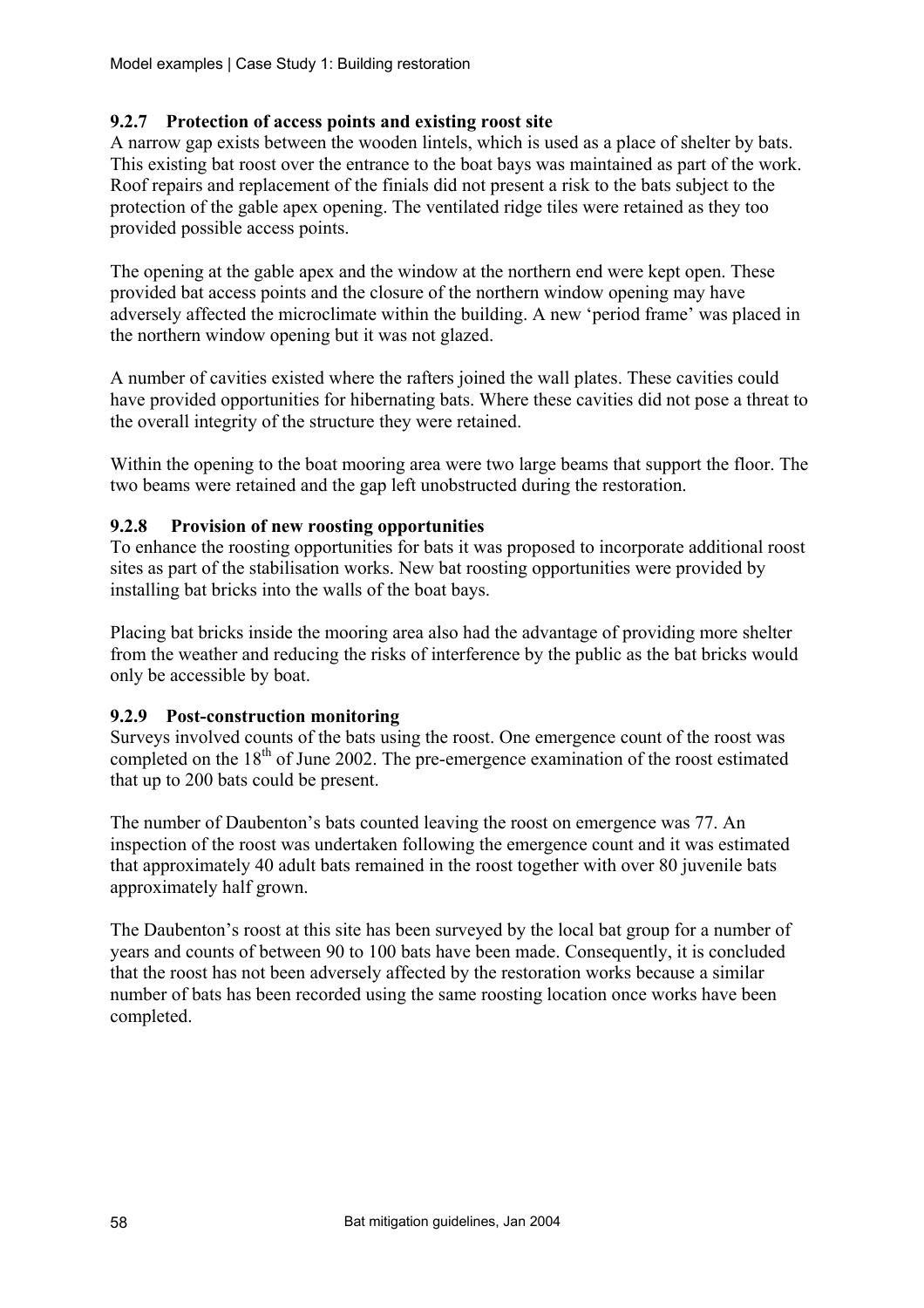### 9.2.7 Protection of access points and existing roost site

A narrow gap exists between the wooden lintels, which is used as a place of shelter by bats. This existing bat roost over the entrance to the boat bays was maintained as part of the work. Roof repairs and replacement of the finials did not present a risk to the bats subject to the protection of the gable apex opening. The ventilated ridge tiles were retained as they too provided possible access points.

The opening at the gable apex and the window at the northern end were kept open. These provided bat access points and the closure of the northern window opening may have adversely affected the microclimate within the building. A new 'period frame' was placed in the northern window opening but it was not glazed.

A number of cavities existed where the rafters joined the wall plates. These cavities could have provided opportunities for hibernating bats. Where these cavities did not pose a threat to the overall integrity of the structure they were retained.

Within the opening to the boat mooring area were two large beams that support the floor. The two beams were retained and the gap left unobstructed during the restoration.

### 9.2.8 Provision of new roosting opportunities

To enhance the roosting opportunities for bats it was proposed to incorporate additional roost sites as part of the stabilisation works. New bat roosting opportunities were provided by installing bat bricks into the walls of the boat bays.

Placing bat bricks inside the mooring area also had the advantage of providing more shelter from the weather and reducing the risks of interference by the public as the bat bricks would only be accessible by boat.

### 9.2.9 Post-construction monitoring

Surveys involved counts of the bats using the roost. One emergence count of the roost was completed on the 18th of June 2002. The pre-emergence examination of the roost estimated that up to 200 bats could be present.

The number of Daubenton's bats counted leaving the roost on emergence was 77. An inspection of the roost was undertaken following the emergence count and it was estimated that approximately 40 adult bats remained in the roost together with over 80 juvenile bats approximately half grown.

The Daubenton's roost at this site has been surveyed by the local bat group for a number of years and counts of between 90 to 100 bats have been made. Consequently, it is concluded that the roost has not been adversely affected by the restoration works because a similar number of bats has been recorded using the same roosting location once works have been completed.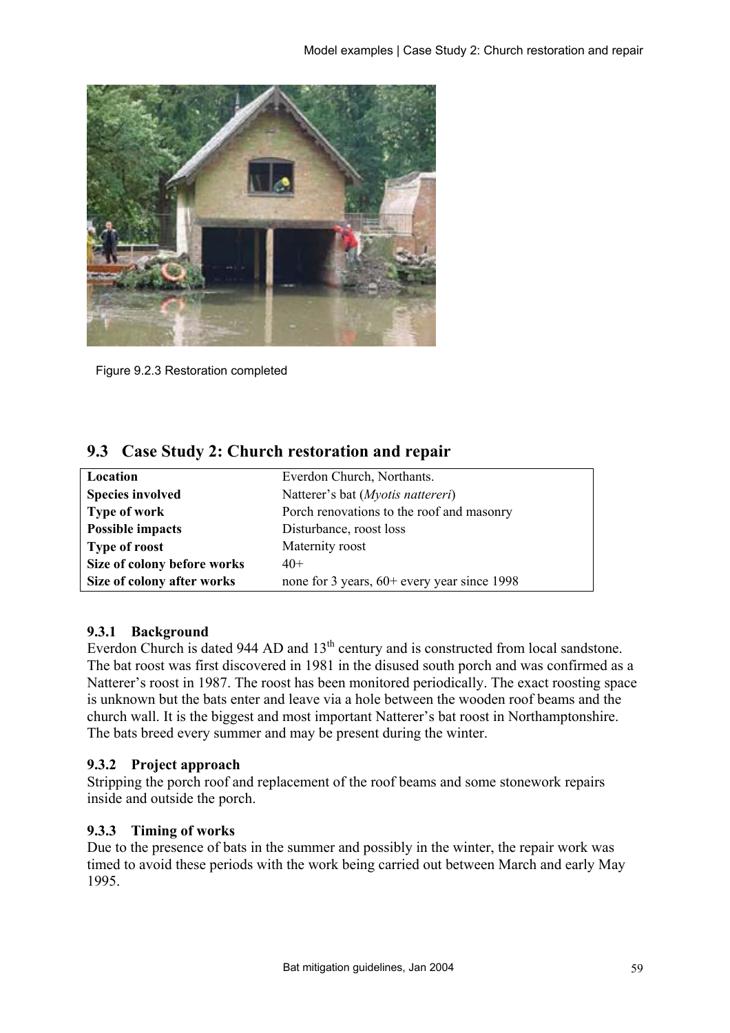Figure 9.2.3 Restoration completed

## 9.3 Case Study 2: Church restoration and repair

| | |
|---|---|
| **Location** | Everdon Church, Northants. |
| **Species involved** | Natterer's bat (*Myotis nattereri*) |
| **Type of work** | Porch renovations to the roof and masonry |
| **Possible impacts** | Disturbance, roost loss |
| **Type of roost** | Maternity roost |
| **Size of colony before works** | 40+ |
| **Size of colony after works** | none for 3 years, 60+ every year since 1998 |

### 9.3.1 Background

Everdon Church is dated 944 AD and 13th century and is constructed from local sandstone. The bat roost was first discovered in 1981 in the disused south porch and was confirmed as a Natterer's roost in 1987. The roost has been monitored periodically. The exact roosting space is unknown but the bats enter and leave via a hole between the wooden roof beams and the church wall. It is the biggest and most important Natterer's bat roost in Northamptonshire. The bats breed every summer and may be present during the winter.

### 9.3.2 Project approach

Stripping the porch roof and replacement of the roof beams and some stonework repairs inside and outside the porch.

### 9.3.3 Timing of works

Due to the presence of bats in the summer and possibly in the winter, the repair work was timed to avoid these periods with the work being carried out between March and early May 1995.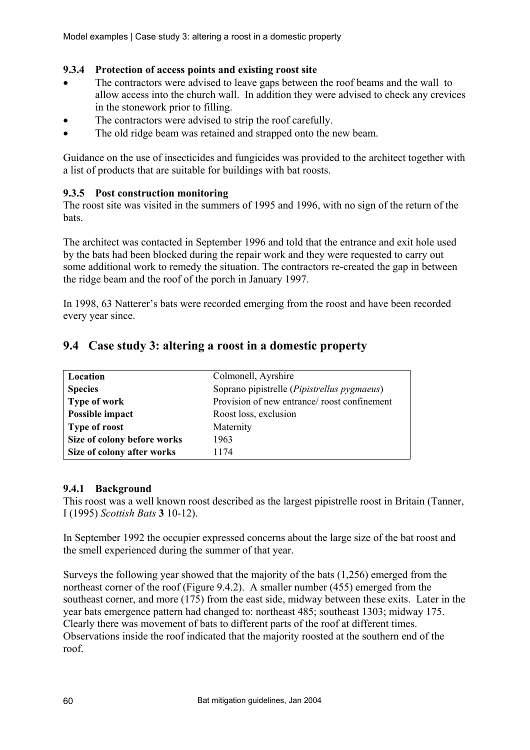### 9.3.4 Protection of access points and existing roost site

- The contractors were advised to leave gaps between the roof beams and the wall to allow access into the church wall. In addition they were advised to check any crevices in the stonework prior to filling.
- The contractors were advised to strip the roof carefully.
- The old ridge beam was retained and strapped onto the new beam.

Guidance on the use of insecticides and fungicides was provided to the architect together with a list of products that are suitable for buildings with bat roosts.

### 9.3.5 Post construction monitoring

The roost site was visited in the summers of 1995 and 1996, with no sign of the return of the bats.

The architect was contacted in September 1996 and told that the entrance and exit hole used by the bats had been blocked during the repair work and they were requested to carry out some additional work to remedy the situation. The contractors re-created the gap in between the ridge beam and the roof of the porch in January 1997.

In 1998, 63 Natterer's bats were recorded emerging from the roost and have been recorded every year since.

## 9.4 Case study 3: altering a roost in a domestic property

| | |
|---|---|
| **Location** | Colmonell, Ayrshire |
| **Species** | Soprano pipistrelle (*Pipistrellus pygmaeus*) |
| **Type of work** | Provision of new entrance/ roost confinement |
| **Possible impact** | Roost loss, exclusion |
| **Type of roost** | Maternity |
| **Size of colony before works** | 1963 |
| **Size of colony after works** | 1174 |

### 9.4.1 Background

This roost was a well known roost described as the largest pipistrelle roost in Britain (Tanner, I (1995) *Scottish Bats* **3** 10-12).

In September 1992 the occupier expressed concerns about the large size of the bat roost and the smell experienced during the summer of that year.

Surveys the following year showed that the majority of the bats (1,256) emerged from the northeast corner of the roof (Figure 9.4.2). A smaller number (455) emerged from the southeast corner, and more (175) from the east side, midway between these exits. Later in the year bats emergence pattern had changed to: northeast 485; southeast 1303; midway 175. Clearly there was movement of bats to different parts of the roof at different times. Observations inside the roof indicated that the majority roosted at the southern end of the roof.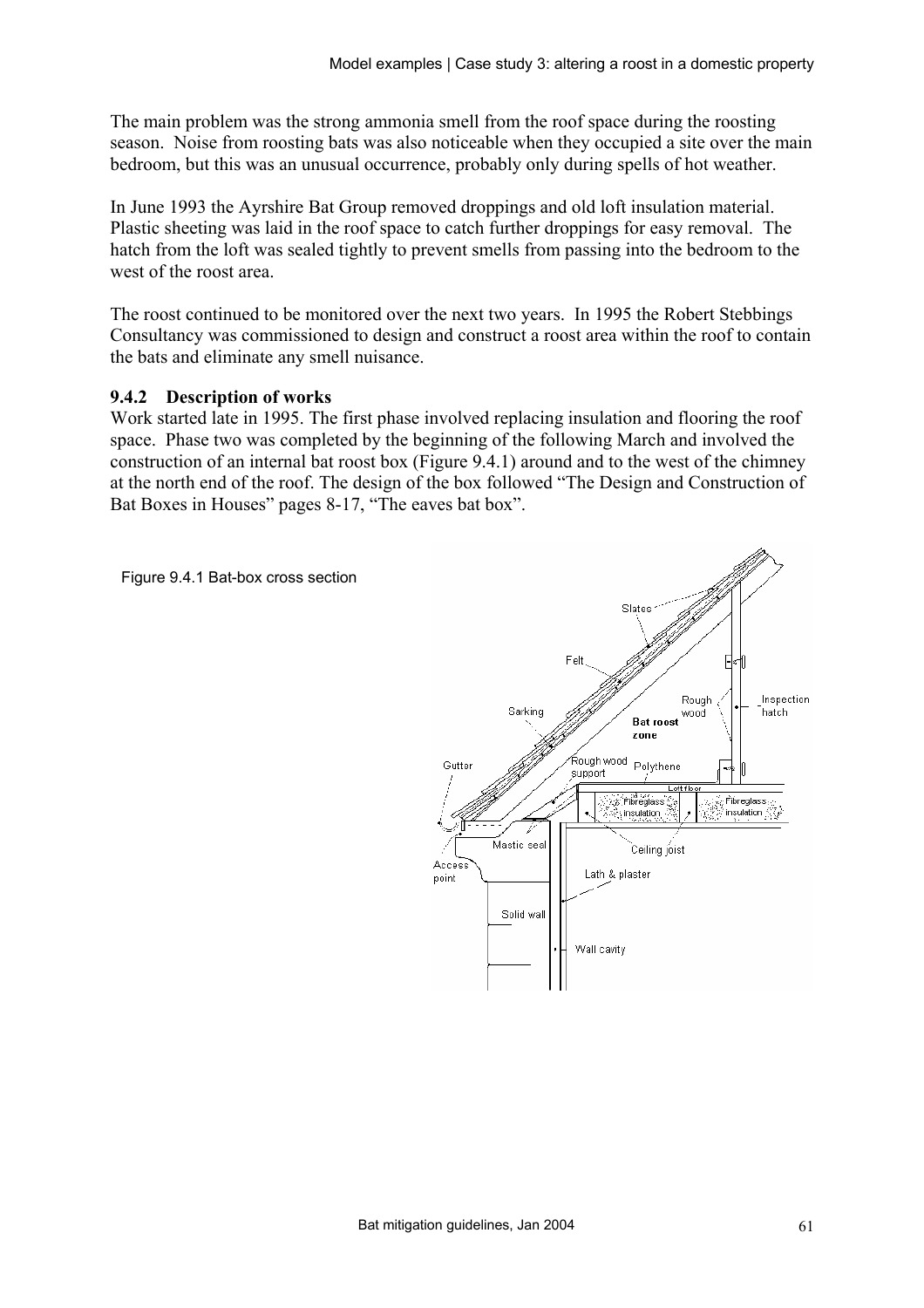The main problem was the strong ammonia smell from the roof space during the roosting season. Noise from roosting bats was also noticeable when they occupied a site over the main bedroom, but this was an unusual occurrence, probably only during spells of hot weather.

In June 1993 the Ayrshire Bat Group removed droppings and old loft insulation material. Plastic sheeting was laid in the roof space to catch further droppings for easy removal. The hatch from the loft was sealed tightly to prevent smells from passing into the bedroom to the west of the roost area.

The roost continued to be monitored over the next two years. In 1995 the Robert Stebbings Consultancy was commissioned to design and construct a roost area within the roof to contain the bats and eliminate any smell nuisance.

### 9.4.2 Description of works

Work started late in 1995. The first phase involved replacing insulation and flooring the roof space. Phase two was completed by the beginning of the following March and involved the construction of an internal bat roost box (Figure 9.4.1) around and to the west of the chimney at the north end of the roof. The design of the box followed "The Design and Construction of Bat Boxes in Houses" pages 8-17, "The eaves bat box".

Figure 9.4.1 Bat-box cross section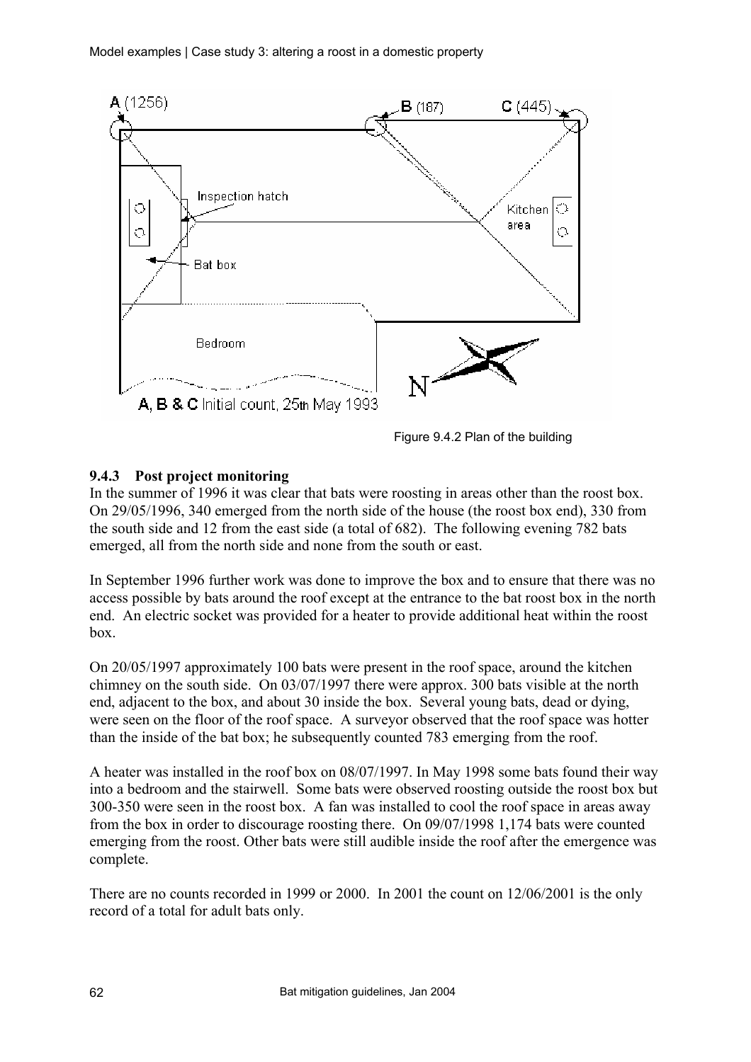A (1256)

B (187)

C (445)

Inspection hatch

Kitchen area

Bat box

Bedroom

N

A, B & C Initial count, 25th May 1993

Figure 9.4.2 Plan of the building

### 9.4.3 Post project monitoring

In the summer of 1996 it was clear that bats were roosting in areas other than the roost box. On 29/05/1996, 340 emerged from the north side of the house (the roost box end), 330 from the south side and 12 from the east side (a total of 682). The following evening 782 bats emerged, all from the north side and none from the south or east.

In September 1996 further work was done to improve the box and to ensure that there was no access possible by bats around the roof except at the entrance to the bat roost box in the north end. An electric socket was provided for a heater to provide additional heat within the roost box.

On 20/05/1997 approximately 100 bats were present in the roof space, around the kitchen chimney on the south side. On 03/07/1997 there were approx. 300 bats visible at the north end, adjacent to the box, and about 30 inside the box. Several young bats, dead or dying, were seen on the floor of the roof space. A surveyor observed that the roof space was hotter than the inside of the bat box; he subsequently counted 783 emerging from the roof.

A heater was installed in the roof box on 08/07/1997. In May 1998 some bats found their way into a bedroom and the stairwell. Some bats were observed roosting outside the roost box but 300-350 were seen in the roost box. A fan was installed to cool the roof space in areas away from the box in order to discourage roosting there. On 09/07/1998 1,174 bats were counted emerging from the roost. Other bats were still audible inside the roof after the emergence was complete.

There are no counts recorded in 1999 or 2000. In 2001 the count on 12/06/2001 is the only record of a total for adult bats only.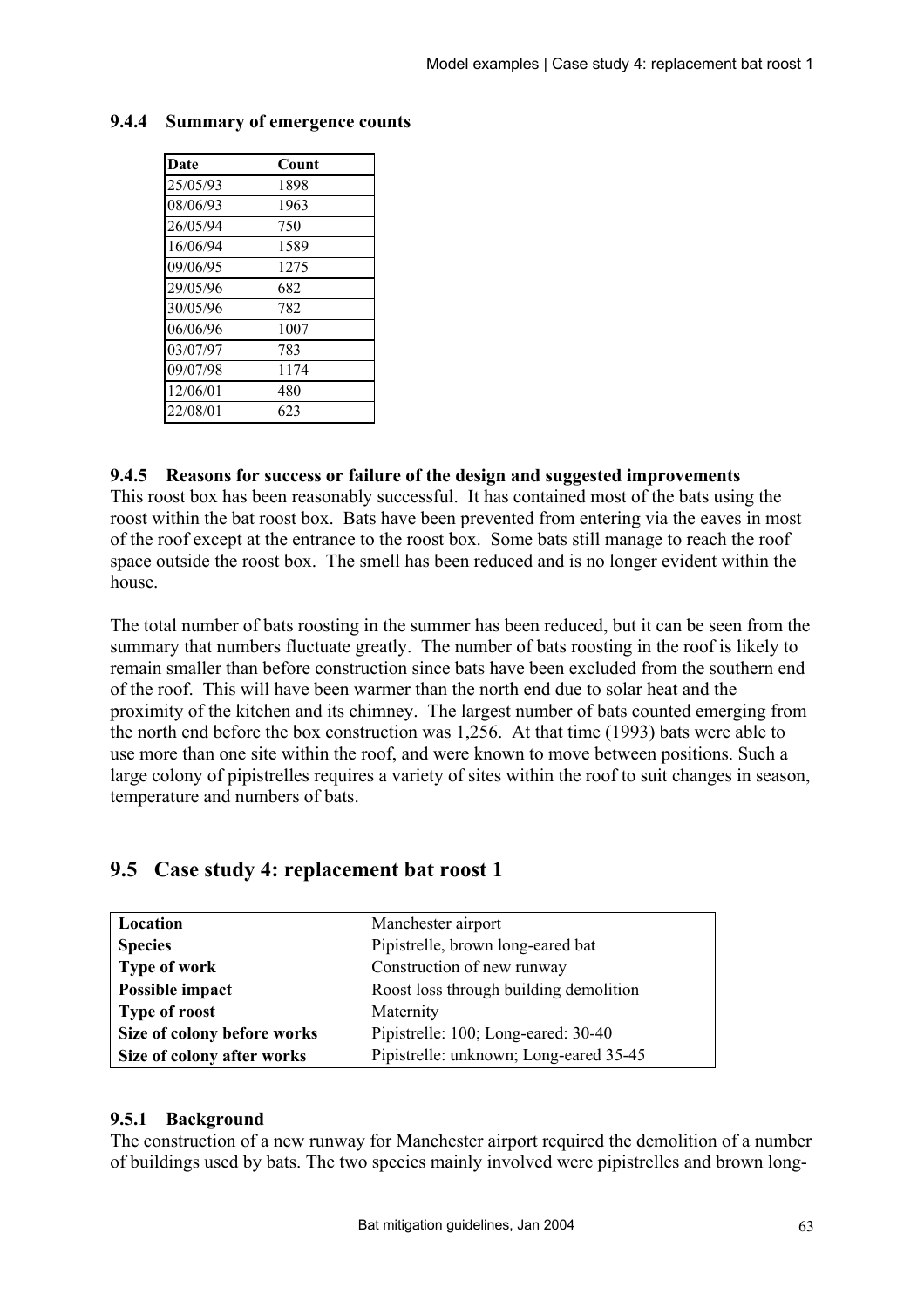### 9.4.4 Summary of emergence counts

| Date | Count |
|---|---|
| 25/05/93 | 1898 |
| 08/06/93 | 1963 |
| 26/05/94 | 750 |
| 16/06/94 | 1589 |
| 09/06/95 | 1275 |
| 29/05/96 | 682 |
| 30/05/96 | 782 |
| 06/06/96 | 1007 |
| 03/07/97 | 783 |
| 09/07/98 | 1174 |
| 12/06/01 | 480 |
| 22/08/01 | 623 |

### 9.4.5 Reasons for success or failure of the design and suggested improvements

This roost box has been reasonably successful. It has contained most of the bats using the roost within the bat roost box. Bats have been prevented from entering via the eaves in most of the roof except at the entrance to the roost box. Some bats still manage to reach the roof space outside the roost box. The smell has been reduced and is no longer evident within the house.

The total number of bats roosting in the summer has been reduced, but it can be seen from the summary that numbers fluctuate greatly. The number of bats roosting in the roof is likely to remain smaller than before construction since bats have been excluded from the southern end of the roof. This will have been warmer than the north end due to solar heat and the proximity of the kitchen and its chimney. The largest number of bats counted emerging from the north end before the box construction was 1,256. At that time (1993) bats were able to use more than one site within the roof, and were known to move between positions. Such a large colony of pipistrelles requires a variety of sites within the roof to suit changes in season, temperature and numbers of bats.

## 9.5 Case study 4: replacement bat roost 1

| | |
|---|---|
| **Location** | Manchester airport |
| **Species** | Pipistrelle, brown long-eared bat |
| **Type of work** | Construction of new runway |
| **Possible impact** | Roost loss through building demolition |
| **Type of roost** | Maternity |
| **Size of colony before works** | Pipistrelle: 100; Long-eared: 30-40 |
| **Size of colony after works** | Pipistrelle: unknown; Long-eared 35-45 |

### 9.5.1 Background

The construction of a new runway for Manchester airport required the demolition of a number of buildings used by bats. The two species mainly involved were pipistrelles and brown long-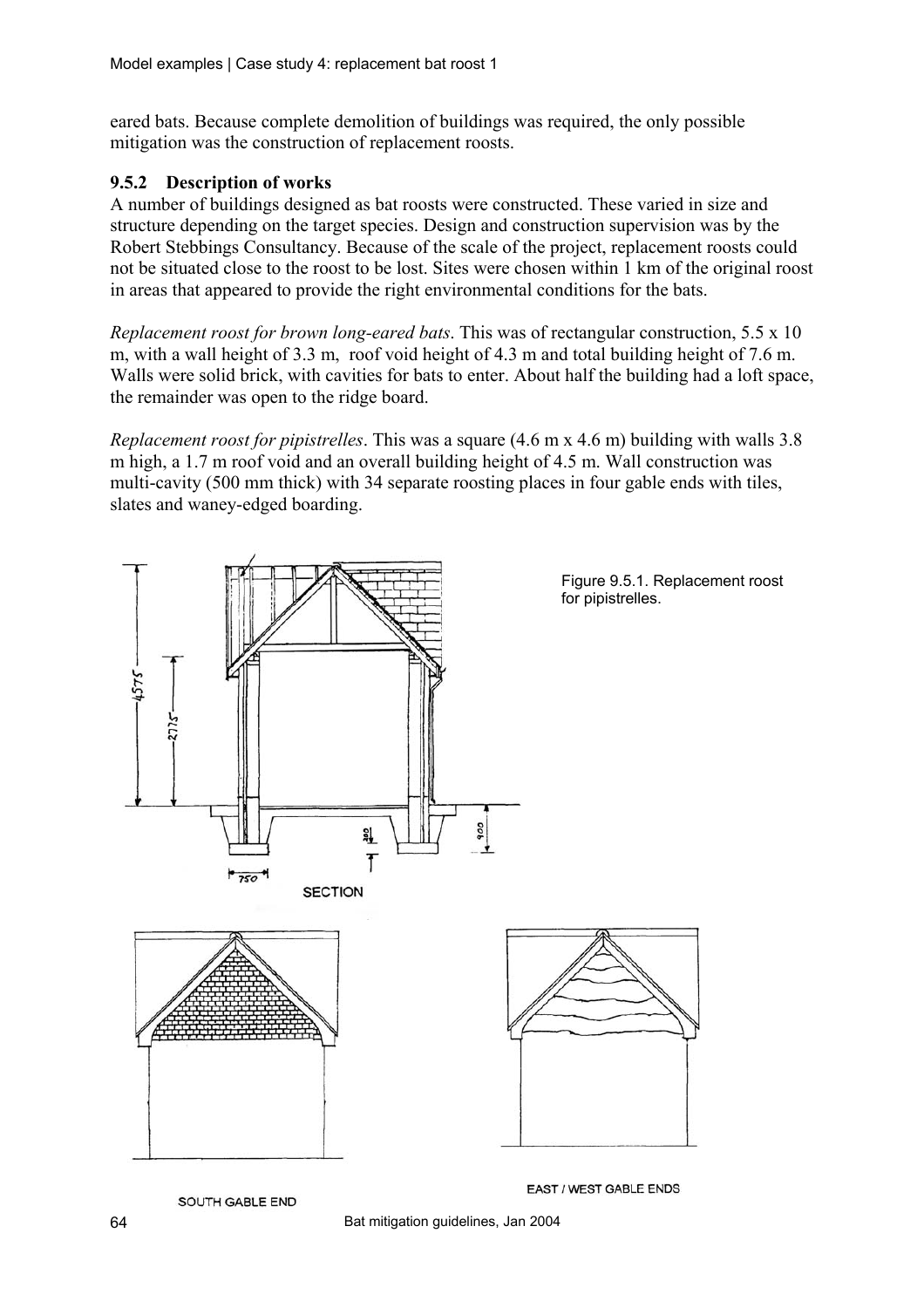eared bats. Because complete demolition of buildings was required, the only possible mitigation was the construction of replacement roosts.

### 9.5.2 Description of works

A number of buildings designed as bat roosts were constructed. These varied in size and structure depending on the target species. Design and construction supervision was by the Robert Stebbings Consultancy. Because of the scale of the project, replacement roosts could not be situated close to the roost to be lost. Sites were chosen within 1 km of the original roost in areas that appeared to provide the right environmental conditions for the bats.

*Replacement roost for brown long-eared bats*. This was of rectangular construction, 5.5 x 10 m, with a wall height of 3.3 m, roof void height of 4.3 m and total building height of 7.6 m. Walls were solid brick, with cavities for bats to enter. About half the building had a loft space, the remainder was open to the ridge board.

*Replacement roost for pipistrelles*. This was a square (4.6 m x 4.6 m) building with walls 3.8 m high, a 1.7 m roof void and an overall building height of 4.5 m. Wall construction was multi-cavity (500 mm thick) with 34 separate roosting places in four gable ends with tiles, slates and waney-edged boarding.

Figure 9.5.1. Replacement roost for pipistrelles.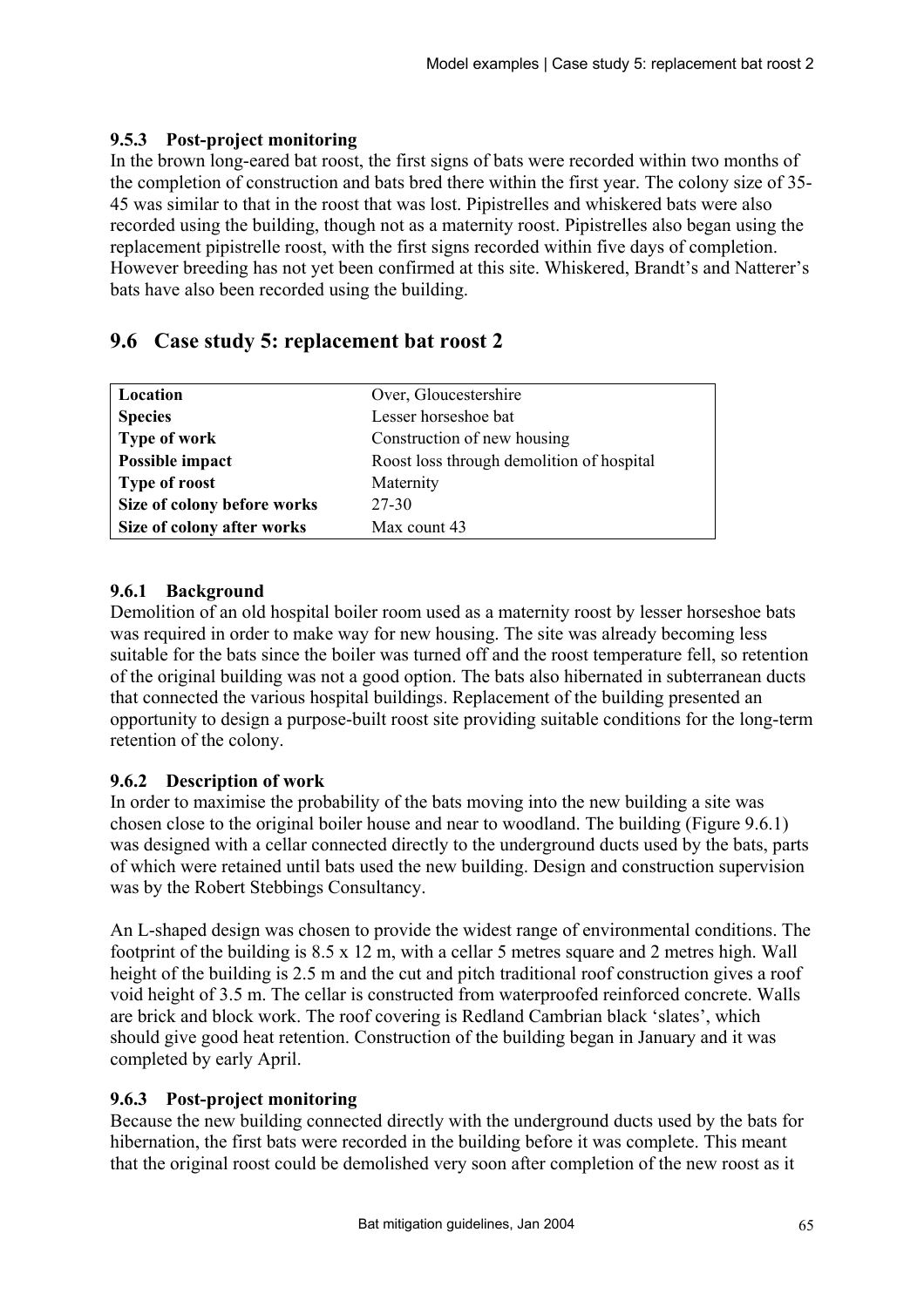### 9.5.3 Post-project monitoring

In the brown long-eared bat roost, the first signs of bats were recorded within two months of the completion of construction and bats bred there within the first year. The colony size of 35-45 was similar to that in the roost that was lost. Pipistrelles and whiskered bats were also recorded using the building, though not as a maternity roost. Pipistrelles also began using the replacement pipistrelle roost, with the first signs recorded within five days of completion. However breeding has not yet been confirmed at this site. Whiskered, Brandt's and Natterer's bats have also been recorded using the building.

## 9.6 Case study 5: replacement bat roost 2

| | |
|---|---|
| **Location** | Over, Gloucestershire |
| **Species** | Lesser horseshoe bat |
| **Type of work** | Construction of new housing |
| **Possible impact** | Roost loss through demolition of hospital |
| **Type of roost** | Maternity |
| **Size of colony before works** | 27-30 |
| **Size of colony after works** | Max count 43 |

### 9.6.1 Background

Demolition of an old hospital boiler room used as a maternity roost by lesser horseshoe bats was required in order to make way for new housing. The site was already becoming less suitable for the bats since the boiler was turned off and the roost temperature fell, so retention of the original building was not a good option. The bats also hibernated in subterranean ducts that connected the various hospital buildings. Replacement of the building presented an opportunity to design a purpose-built roost site providing suitable conditions for the long-term retention of the colony.

### 9.6.2 Description of work

In order to maximise the probability of the bats moving into the new building a site was chosen close to the original boiler house and near to woodland. The building (Figure 9.6.1) was designed with a cellar connected directly to the underground ducts used by the bats, parts of which were retained until bats used the new building. Design and construction supervision was by the Robert Stebbings Consultancy.

An L-shaped design was chosen to provide the widest range of environmental conditions. The footprint of the building is 8.5 x 12 m, with a cellar 5 metres square and 2 metres high. Wall height of the building is 2.5 m and the cut and pitch traditional roof construction gives a roof void height of 3.5 m. The cellar is constructed from waterproofed reinforced concrete. Walls are brick and block work. The roof covering is Redland Cambrian black 'slates', which should give good heat retention. Construction of the building began in January and it was completed by early April.

### 9.6.3 Post-project monitoring

Because the new building connected directly with the underground ducts used by the bats for hibernation, the first bats were recorded in the building before it was complete. This meant that the original roost could be demolished very soon after completion of the new roost as it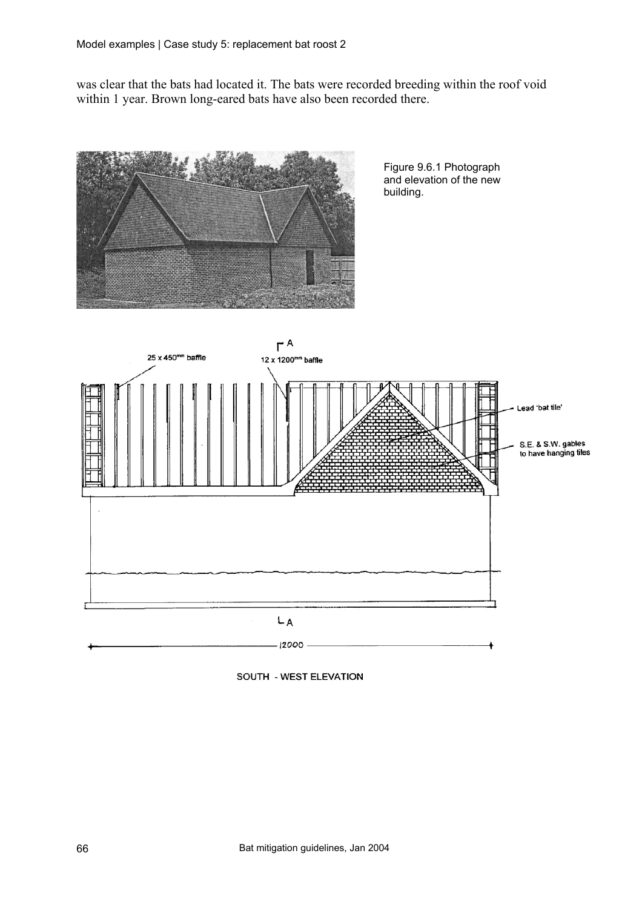was clear that the bats had located it. The bats were recorded breeding within the roof void within 1 year. Brown long-eared bats have also been recorded there.

Figure 9.6.1 Photograph and elevation of the new building.

25 x 450mm baffle

12 x 1200mm baffle

Lead 'bat tile'

S.E. & S.W. gables to have hanging tiles

12000

SOUTH - WEST ELEVATION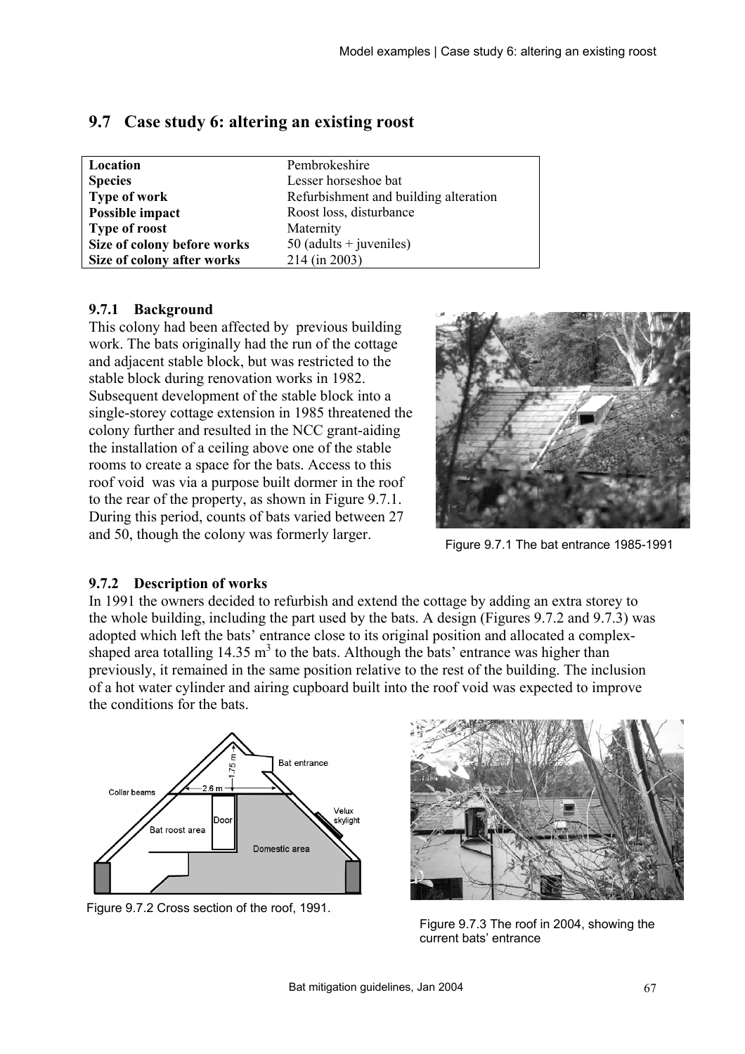## 9.7 Case study 6: altering an existing roost

| | |
|---|---|
| **Location** | Pembrokeshire |
| **Species** | Lesser horseshoe bat |
| **Type of work** | Refurbishment and building alteration |
| **Possible impact** | Roost loss, disturbance |
| **Type of roost** | Maternity |
| **Size of colony before works** | 50 (adults + juveniles) |
| **Size of colony after works** | 214 (in 2003) |

### 9.7.1 Background

This colony had been affected by previous building work. The bats originally had the run of the cottage and adjacent stable block, but was restricted to the stable block during renovation works in 1982. Subsequent development of the stable block into a single-storey cottage extension in 1985 threatened the colony further and resulted in the NCC grant-aiding the installation of a ceiling above one of the stable rooms to create a space for the bats. Access to this roof void was via a purpose built dormer in the roof to the rear of the property, as shown in Figure 9.7.1. During this period, counts of bats varied between 27 and 50, though the colony was formerly larger.

Figure 9.7.1 The bat entrance 1985-1991

### 9.7.2 Description of works

In 1991 the owners decided to refurbish and extend the cottage by adding an extra storey to the whole building, including the part used by the bats. A design (Figures 9.7.2 and 9.7.3) was adopted which left the bats' entrance close to its original position and allocated a complex-shaped area totalling 14.35 m$^3$ to the bats. Although the bats' entrance was higher than previously, it remained in the same position relative to the rest of the building. The inclusion of a hot water cylinder and airing cupboard built into the roof void was expected to improve the conditions for the bats.

Figure 9.7.2 Cross section of the roof, 1991.

Figure 9.7.3 The roof in 2004, showing the current bats' entrance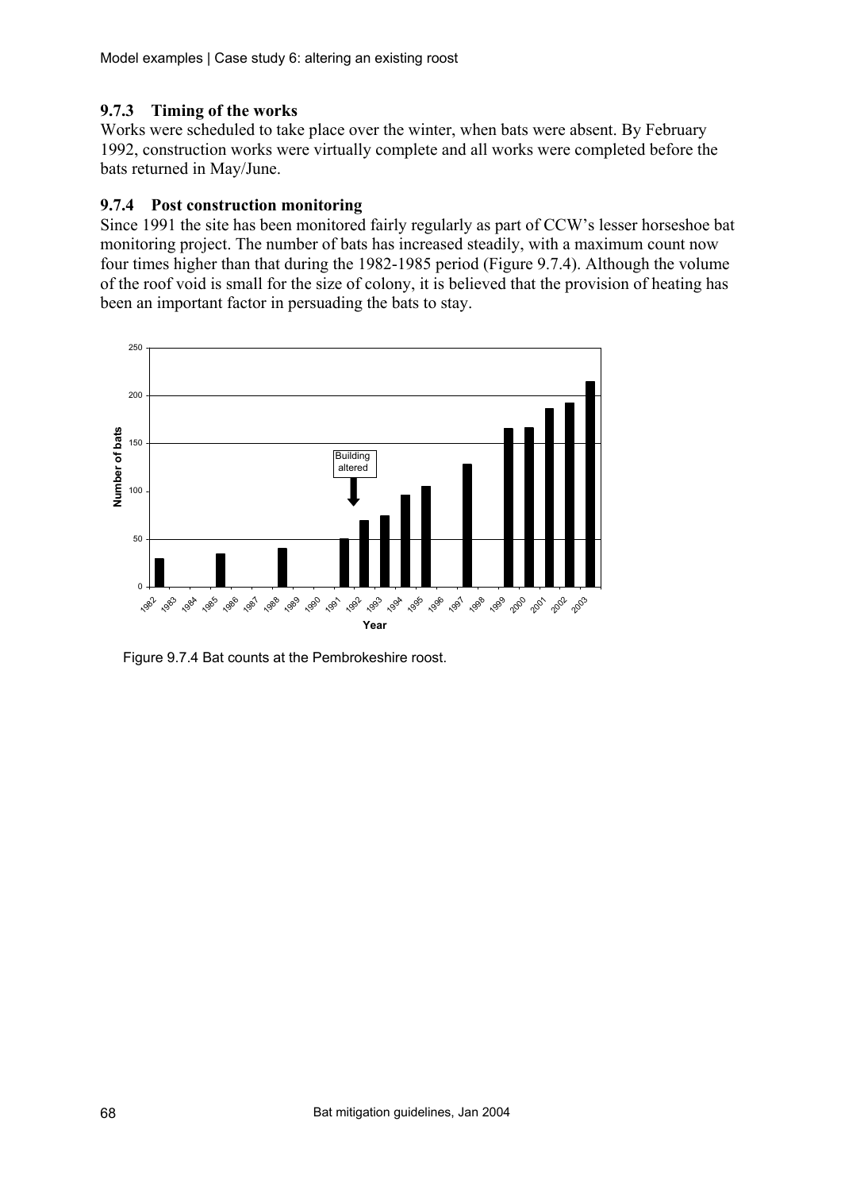### 9.7.3 Timing of the works

Works were scheduled to take place over the winter, when bats were absent. By February 1992, construction works were virtually complete and all works were completed before the bats returned in May/June.

### 9.7.4 Post construction monitoring

Since 1991 the site has been monitored fairly regularly as part of CCW's lesser horseshoe bat monitoring project. The number of bats has increased steadily, with a maximum count now four times higher than that during the 1982-1985 period (Figure 9.7.4). Although the volume of the roof void is small for the size of colony, it is believed that the provision of heating has been an important factor in persuading the bats to stay.

Figure 9.7.4 Bat counts at the Pembrokeshire roost.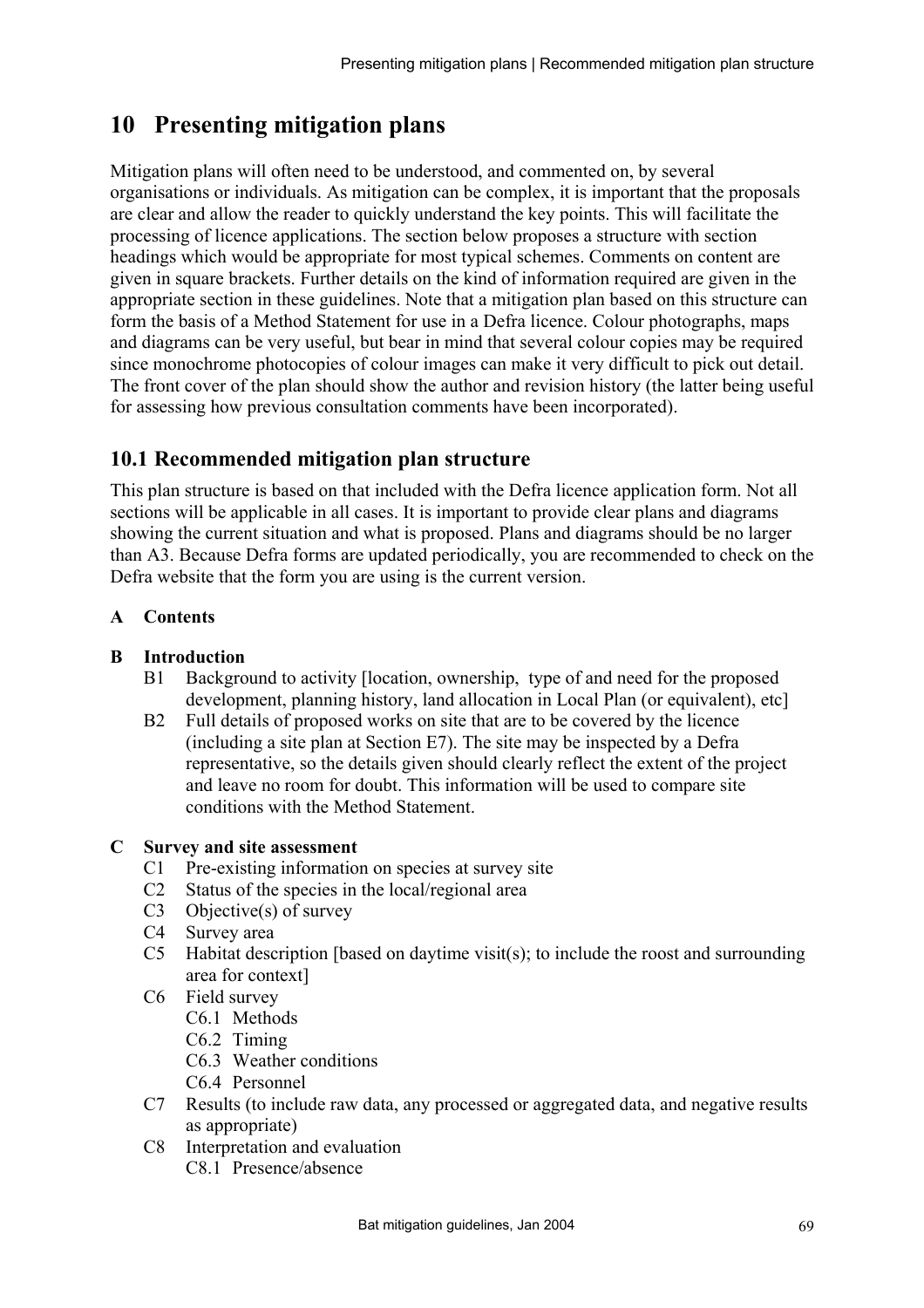# 10 Presenting mitigation plans

Mitigation plans will often need to be understood, and commented on, by several organisations or individuals. As mitigation can be complex, it is important that the proposals are clear and allow the reader to quickly understand the key points. This will facilitate the processing of licence applications. The section below proposes a structure with section headings which would be appropriate for most typical schemes. Comments on content are given in square brackets. Further details on the kind of information required are given in the appropriate section in these guidelines. Note that a mitigation plan based on this structure can form the basis of a Method Statement for use in a Defra licence. Colour photographs, maps and diagrams can be very useful, but bear in mind that several colour copies may be required since monochrome photocopies of colour images can make it very difficult to pick out detail. The front cover of the plan should show the author and revision history (the latter being useful for assessing how previous consultation comments have been incorporated).

## 10.1 Recommended mitigation plan structure

This plan structure is based on that included with the Defra licence application form. Not all sections will be applicable in all cases. It is important to provide clear plans and diagrams showing the current situation and what is proposed. Plans and diagrams should be no larger than A3. Because Defra forms are updated periodically, you are recommended to check on the Defra website that the form you are using is the current version.

**A Contents**

**B Introduction**

- B1 Background to activity [location, ownership, type of and need for the proposed development, planning history, land allocation in Local Plan (or equivalent), etc]
- B2 Full details of proposed works on site that are to be covered by the licence (including a site plan at Section E7). The site may be inspected by a Defra representative, so the details given should clearly reflect the extent of the project and leave no room for doubt. This information will be used to compare site conditions with the Method Statement.

**C Survey and site assessment**

- C1 Pre-existing information on species at survey site
- C2 Status of the species in the local/regional area
- C3 Objective(s) of survey
- C4 Survey area
- C5 Habitat description [based on daytime visit(s); to include the roost and surrounding area for context]
- C6 Field survey
  - C6.1 Methods
  - C6.2 Timing
  - C6.3 Weather conditions
  - C6.4 Personnel
- C7 Results (to include raw data, any processed or aggregated data, and negative results as appropriate)
- C8 Interpretation and evaluation
  - C8.1 Presence/absence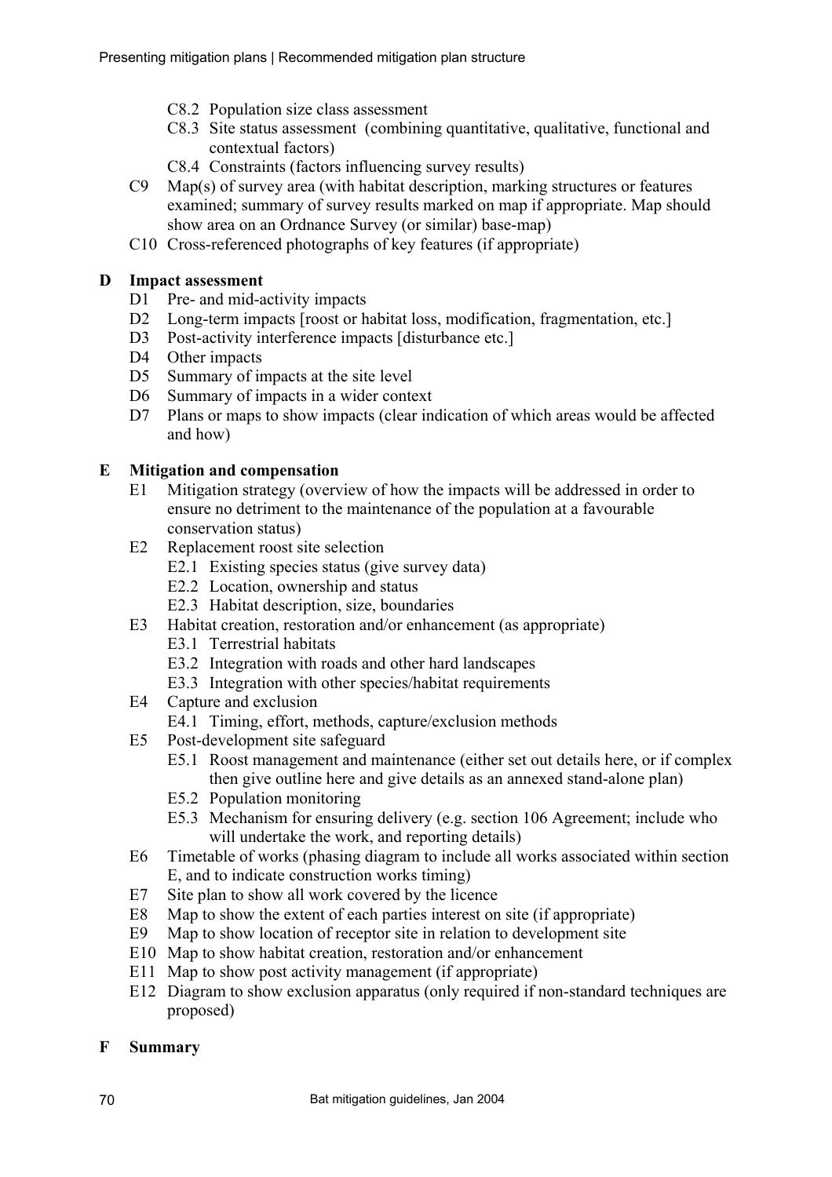- C8.2 Population size class assessment
- C8.3 Site status assessment (combining quantitative, qualitative, functional and contextual factors)
- C8.4 Constraints (factors influencing survey results)

C9 Map(s) of survey area (with habitat description, marking structures or features examined; summary of survey results marked on map if appropriate. Map should show area on an Ordnance Survey (or similar) base-map)

C10 Cross-referenced photographs of key features (if appropriate)

**D Impact assessment**

- D1 Pre- and mid-activity impacts
- D2 Long-term impacts [roost or habitat loss, modification, fragmentation, etc.]
- D3 Post-activity interference impacts [disturbance etc.]
- D4 Other impacts
- D5 Summary of impacts at the site level
- D6 Summary of impacts in a wider context
- D7 Plans or maps to show impacts (clear indication of which areas would be affected and how)

**E Mitigation and compensation**

- E1 Mitigation strategy (overview of how the impacts will be addressed in order to ensure no detriment to the maintenance of the population at a favourable conservation status)
- E2 Replacement roost site selection
  - E2.1 Existing species status (give survey data)
  - E2.2 Location, ownership and status
  - E2.3 Habitat description, size, boundaries
- E3 Habitat creation, restoration and/or enhancement (as appropriate)
  - E3.1 Terrestrial habitats
  - E3.2 Integration with roads and other hard landscapes
  - E3.3 Integration with other species/habitat requirements
- E4 Capture and exclusion
  - E4.1 Timing, effort, methods, capture/exclusion methods
- E5 Post-development site safeguard
  - E5.1 Roost management and maintenance (either set out details here, or if complex then give outline here and give details as an annexed stand-alone plan)
  - E5.2 Population monitoring
  - E5.3 Mechanism for ensuring delivery (e.g. section 106 Agreement; include who will undertake the work, and reporting details)
- E6 Timetable of works (phasing diagram to include all works associated within section E, and to indicate construction works timing)
- E7 Site plan to show all work covered by the licence
- E8 Map to show the extent of each parties interest on site (if appropriate)
- E9 Map to show location of receptor site in relation to development site
- E10 Map to show habitat creation, restoration and/or enhancement
- E11 Map to show post activity management (if appropriate)
- E12 Diagram to show exclusion apparatus (only required if non-standard techniques are proposed)

**F Summary**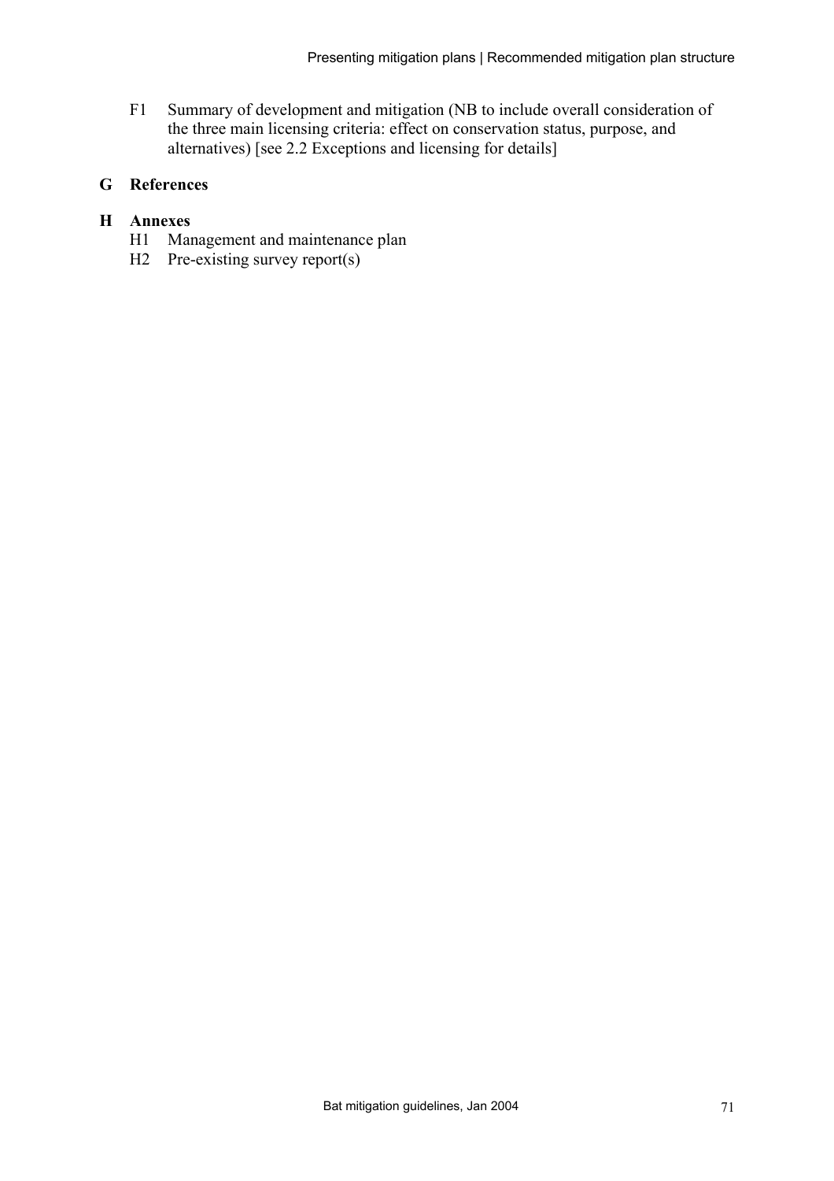F1 Summary of development and mitigation (NB to include overall consideration of the three main licensing criteria: effect on conservation status, purpose, and alternatives) [see 2.2 Exceptions and licensing for details]

## G References

## H Annexes

H1 Management and maintenance plan

H2 Pre-existing survey report(s)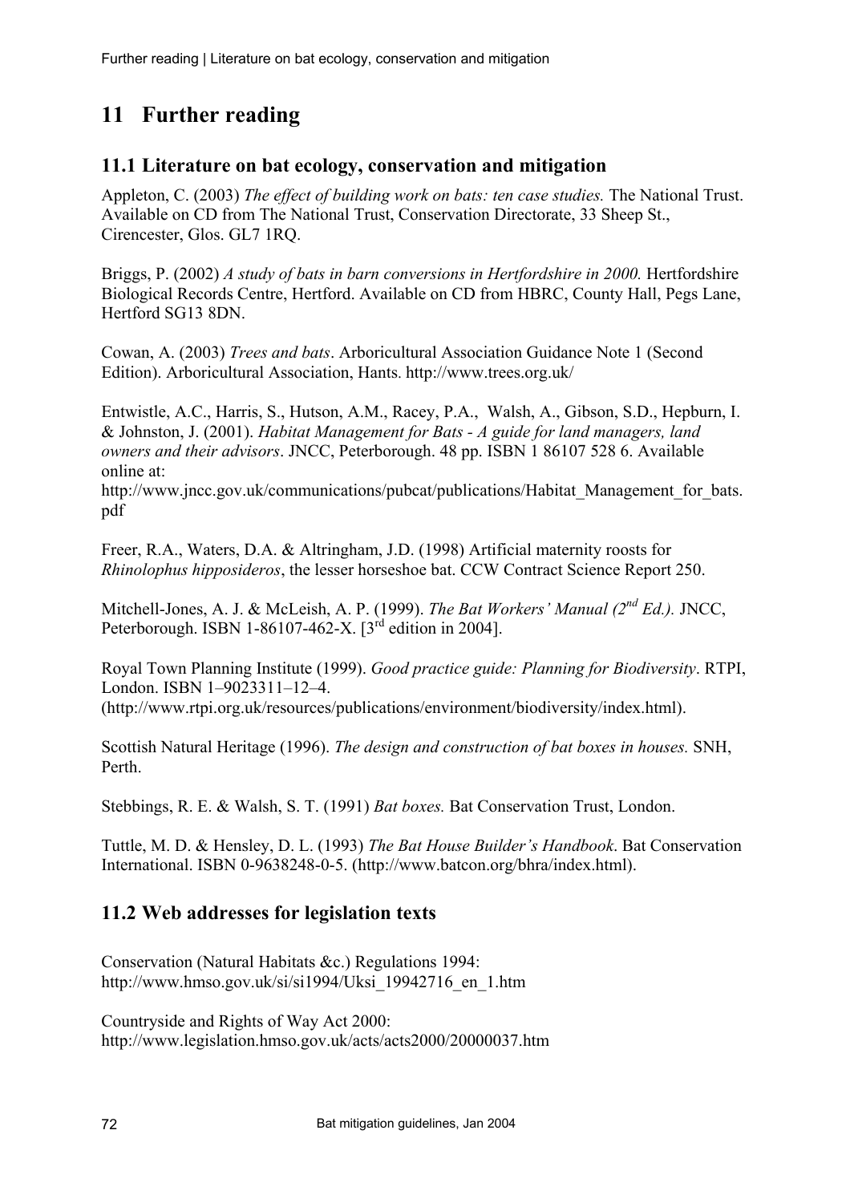# 11 Further reading

## 11.1 Literature on bat ecology, conservation and mitigation

Appleton, C. (2003) *The effect of building work on bats: ten case studies.* The National Trust. Available on CD from The National Trust, Conservation Directorate, 33 Sheep St., Cirencester, Glos. GL7 1RQ.

Briggs, P. (2002) *A study of bats in barn conversions in Hertfordshire in 2000.* Hertfordshire Biological Records Centre, Hertford. Available on CD from HBRC, County Hall, Pegs Lane, Hertford SG13 8DN.

Cowan, A. (2003) *Trees and bats*. Arboricultural Association Guidance Note 1 (Second Edition). Arboricultural Association, Hants. http://www.trees.org.uk/

Entwistle, A.C., Harris, S., Hutson, A.M., Racey, P.A., Walsh, A., Gibson, S.D., Hepburn, I. & Johnston, J. (2001). *Habitat Management for Bats - A guide for land managers, land owners and their advisors*. JNCC, Peterborough. 48 pp. ISBN 1 86107 528 6. Available online at:
http://www.jncc.gov.uk/communications/pubcat/publications/Habitat_Management_for_bats.pdf

Freer, R.A., Waters, D.A. & Altringham, J.D. (1998) Artificial maternity roosts for *Rhinolophus hipposideros*, the lesser horseshoe bat. CCW Contract Science Report 250.

Mitchell-Jones, A. J. & McLeish, A. P. (1999). *The Bat Workers' Manual (2nd Ed.).* JNCC, Peterborough. ISBN 1-86107-462-X. [3rd edition in 2004].

Royal Town Planning Institute (1999). *Good practice guide: Planning for Biodiversity*. RTPI, London. ISBN 1–9023311–12–4.
(http://www.rtpi.org.uk/resources/publications/environment/biodiversity/index.html).

Scottish Natural Heritage (1996). *The design and construction of bat boxes in houses.* SNH, Perth.

Stebbings, R. E. & Walsh, S. T. (1991) *Bat boxes.* Bat Conservation Trust, London.

Tuttle, M. D. & Hensley, D. L. (1993) *The Bat House Builder's Handbook*. Bat Conservation International. ISBN 0-9638248-0-5. (http://www.batcon.org/bhra/index.html).

## 11.2 Web addresses for legislation texts

Conservation (Natural Habitats &c.) Regulations 1994:
http://www.hmso.gov.uk/si/si1994/Uksi_19942716_en_1.htm

Countryside and Rights of Way Act 2000:
http://www.legislation.hmso.gov.uk/acts/acts2000/20000037.htm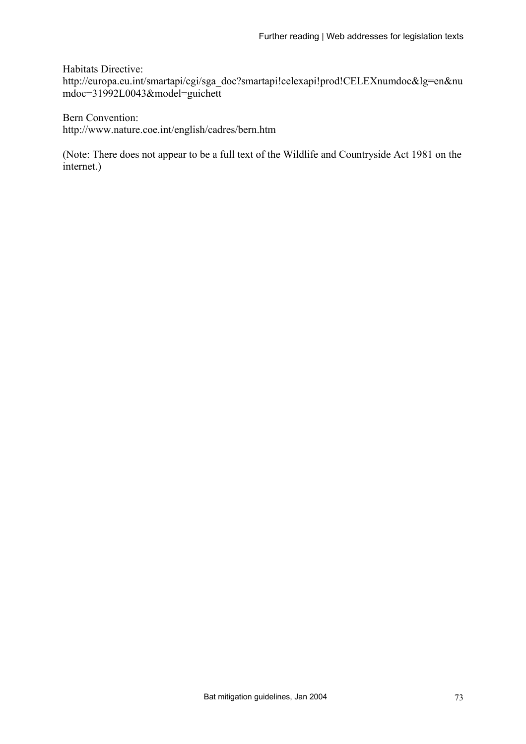Habitats Directive:
http://europa.eu.int/smartapi/cgi/sga_doc?smartapi!celexapi!prod!CELEXnumdoc&lg=en&numdoc=31992L0043&model=guichett

Bern Convention:
http://www.nature.coe.int/english/cadres/bern.htm

(Note: There does not appear to be a full text of the Wildlife and Countryside Act 1981 on the internet.)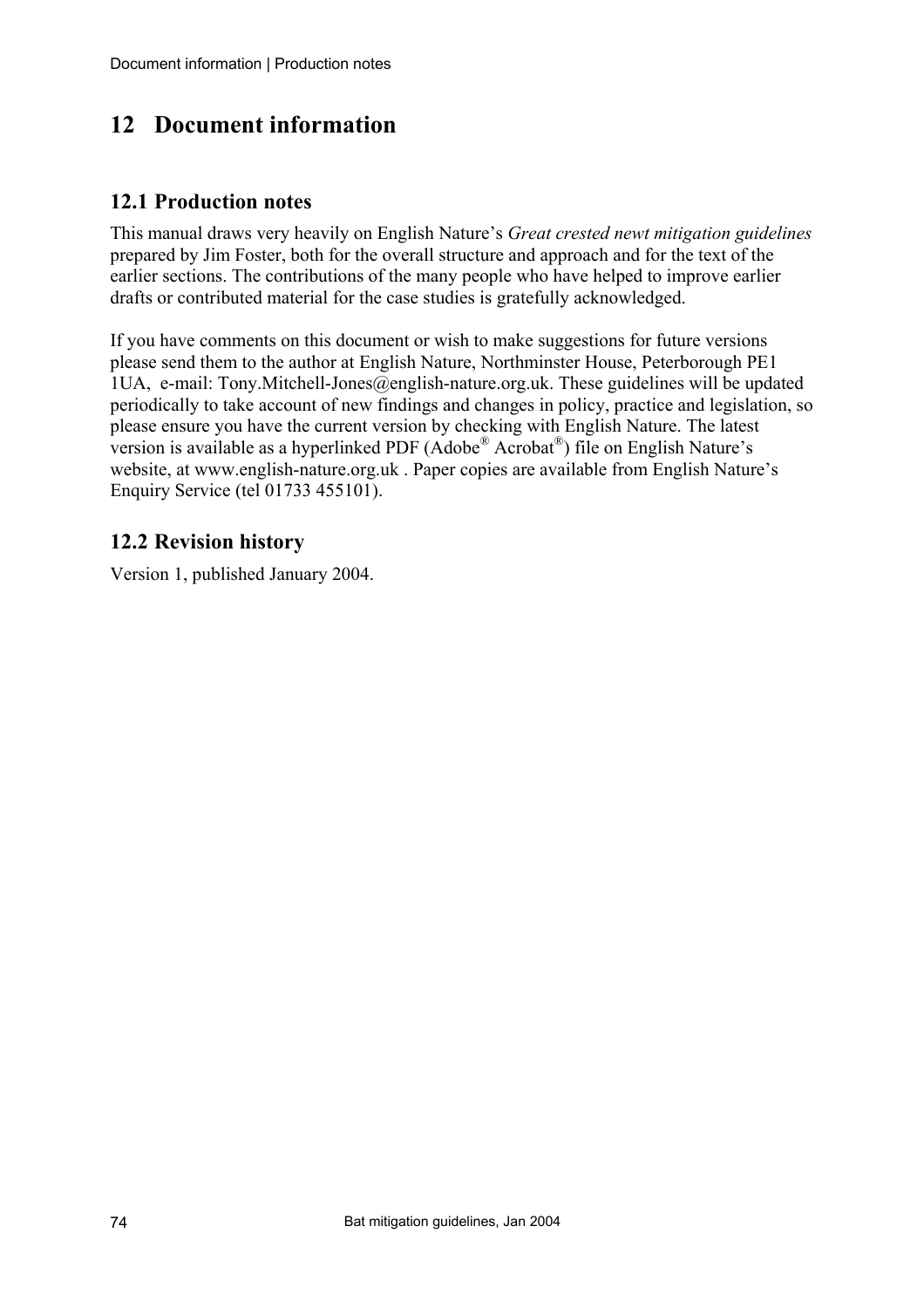# 12 Document information

## 12.1 Production notes

This manual draws very heavily on English Nature's *Great crested newt mitigation guidelines* prepared by Jim Foster, both for the overall structure and approach and for the text of the earlier sections. The contributions of the many people who have helped to improve earlier drafts or contributed material for the case studies is gratefully acknowledged.

If you have comments on this document or wish to make suggestions for future versions please send them to the author at English Nature, Northminster House, Peterborough PE1 1UA, e-mail: Tony.Mitchell-Jones@english-nature.org.uk. These guidelines will be updated periodically to take account of new findings and changes in policy, practice and legislation, so please ensure you have the current version by checking with English Nature. The latest version is available as a hyperlinked PDF (Adobe® Acrobat®) file on English Nature's website, at www.english-nature.org.uk . Paper copies are available from English Nature's Enquiry Service (tel 01733 455101).

## 12.2 Revision history

Version 1, published January 2004.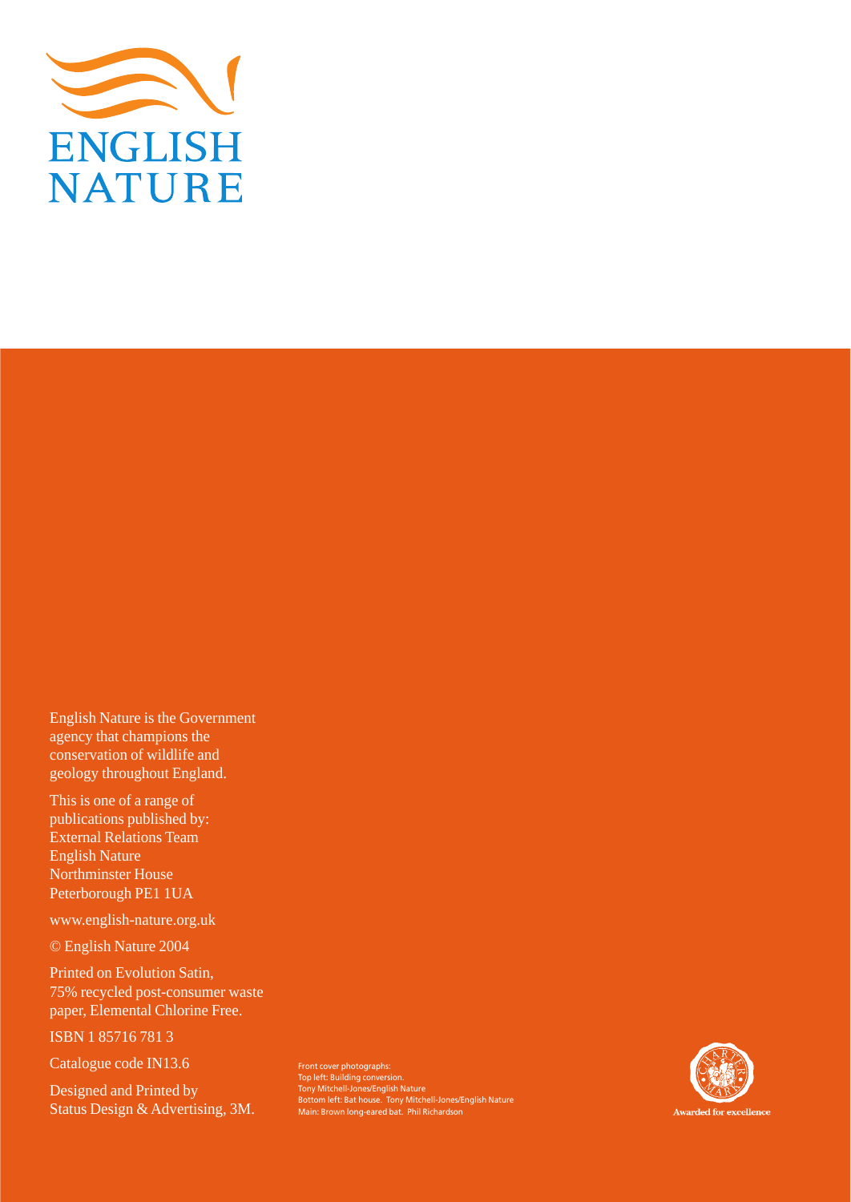ENGLISH NATURE

English Nature is the Government agency that champions the conservation of wildlife and geology throughout England.

This is one of a range of publications published by:
External Relations Team
English Nature
Northminster House
Peterborough PE1 1UA

www.english-nature.org.uk

© English Nature 2004

Printed on Evolution Satin, 75% recycled post-consumer waste paper, Elemental Chlorine Free.

ISBN 1 85716 781 3

Catalogue code IN13.6

Designed and Printed by
Status Design & Advertising, 3M.

Front cover photographs:
Top left: Building conversion.
Tony Mitchell-Jones/English Nature
Bottom left: Bat house. Tony Mitchell-Jones/English Nature
Main: Brown long-eared bat. Phil Richardson

Awarded for excellence